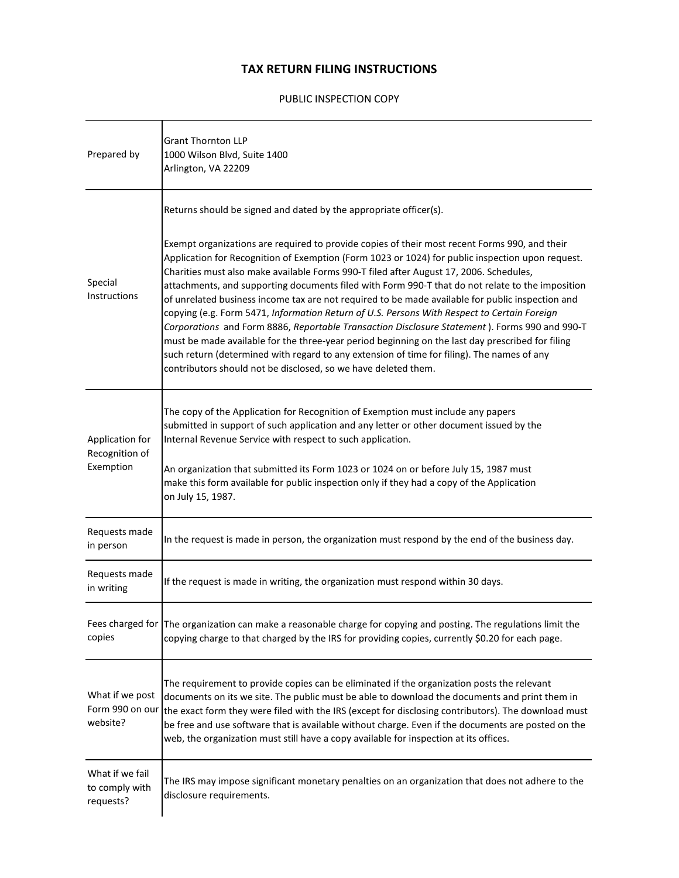# TAX RETURN FILING INSTRUCTIONS

PUBLIC INSPECTION COPY

| | |
|---|---|
| Prepared by | Grant Thornton LLP<br>1000 Wilson Blvd, Suite 1400<br>Arlington, VA 22209 |
| Special Instructions | Returns should be signed and dated by the appropriate officer(s).<br><br>Exempt organizations are required to provide copies of their most recent Forms 990, and their Application for Recognition of Exemption (Form 1023 or 1024) for public inspection upon request. Charities must also make available Forms 990-T filed after August 17, 2006. Schedules, attachments, and supporting documents filed with Form 990-T that do not relate to the imposition of unrelated business income tax are not required to be made available for public inspection and copying (e.g. Form 5471, *Information Return of U.S. Persons With Respect to Certain Foreign Corporations* and Form 8886, *Reportable Transaction Disclosure Statement* ). Forms 990 and 990-T must be made available for the three-year period beginning on the last day prescribed for filing such return (determined with regard to any extension of time for filing). The names of any contributors should not be disclosed, so we have deleted them. |
| Application for Recognition of Exemption | The copy of the Application for Recognition of Exemption must include any papers submitted in support of such application and any letter or other document issued by the Internal Revenue Service with respect to such application.<br><br>An organization that submitted its Form 1023 or 1024 on or before July 15, 1987 must make this form available for public inspection only if they had a copy of the Application on July 15, 1987. |
| Requests made in person | In the request is made in person, the organization must respond by the end of the business day. |
| Requests made in writing | If the request is made in writing, the organization must respond within 30 days. |
| Fees charged for copies | The organization can make a reasonable charge for copying and posting. The regulations limit the copying charge to that charged by the IRS for providing copies, currently $0.20 for each page. |
| What if we post Form 990 on our website? | The requirement to provide copies can be eliminated if the organization posts the relevant documents on its we site. The public must be able to download the documents and print them in the exact form they were filed with the IRS (except for disclosing contributors). The download must be free and use software that is available without charge. Even if the documents are posted on the web, the organization must still have a copy available for inspection at its offices. |
| What if we fail to comply with requests? | The IRS may impose significant monetary penalties on an organization that does not adhere to the disclosure requirements. |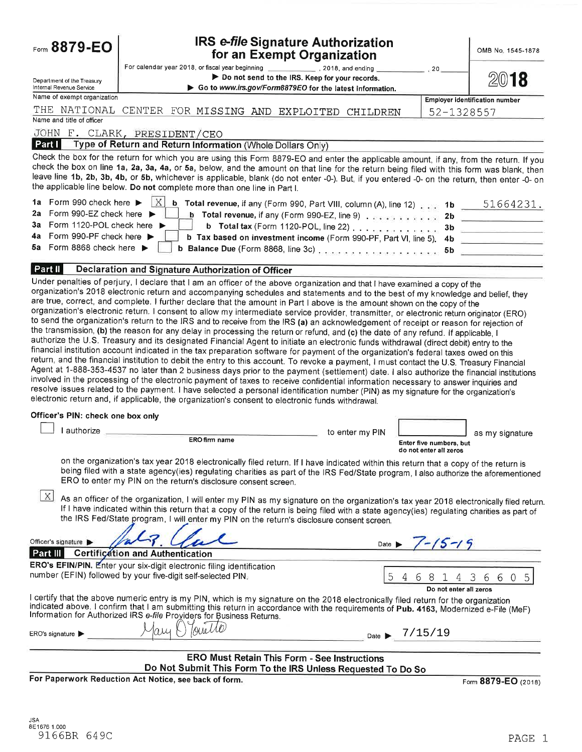Form **8879-EO**

Department of the Treasury
Internal Revenue Service

# IRS *e-file* Signature Authorization for an Exempt Organization

For calendar year 2018, or fiscal year beginning __________, 2018, and ending __________, 20____

▶ Do not send to the IRS. Keep for your records.

▶ Go to *www.irs.gov/Form8879EO* for the latest information.

OMB No. 1545-1878

**2018**

Name of exempt organization: THE NATIONAL CENTER FOR MISSING AND EXPLOITED CHILDREN

Employer identification number: 52-1328557

Name and title of officer: JOHN F. CLARK, PRESIDENT/CEO

## Part I Type of Return and Return Information (Whole Dollars Only)

Check the box for the return for which you are using this Form 8879-EO and enter the applicable amount, if any, from the return. If you check the box on line 1a, 2a, 3a, 4a, or 5a, below, and the amount on that line for the return being filed with this form was blank, then leave line 1b, 2b, 3b, 4b, or 5b, whichever is applicable, blank (do not enter -0-). But, if you entered -0- on the return, then enter -0- on the applicable line below. **Do not** complete more than one line in Part I.

| | | | | |
|---|---|---|---|---|
| 1a | Form 990 check here ▶ [X] | b **Total revenue,** if any (Form 990, Part VIII, column (A), line 12) | 1b | 51664231. |
| 2a | Form 990-EZ check here ▶ [ ] | b **Total revenue,** if any (Form 990-EZ, line 9) | 2b | |
| 3a | Form 1120-POL check here ▶ [ ] | b **Total tax** (Form 1120-POL, line 22) | 3b | |
| 4a | Form 990-PF check here ▶ [ ] | b **Tax based on investment income** (Form 990-PF, Part VI, line 5) | 4b | |
| 5a | Form 8868 check here ▶ [ ] | b **Balance Due** (Form 8868, line 3c) | 5b | |

## Part II Declaration and Signature Authorization of Officer

Under penalties of perjury, I declare that I am an officer of the above organization and that I have examined a copy of the organization's 2018 electronic return and accompanying schedules and statements and to the best of my knowledge and belief, they are true, correct, and complete. I further declare that the amount in Part I above is the amount shown on the copy of the organization's electronic return. I consent to allow my intermediate service provider, transmitter, or electronic return originator (ERO) to send the organization's return to the IRS and to receive from the IRS **(a)** an acknowledgement of receipt or reason for rejection of the transmission, **(b)** the reason for any delay in processing the return or refund, and **(c)** the date of any refund. If applicable, I authorize the U.S. Treasury and its designated Financial Agent to initiate an electronic funds withdrawal (direct debit) entry to the financial institution account indicated in the tax preparation software for payment of the organization's federal taxes owed on this return, and the financial institution to debit the entry to this account. To revoke a payment, I must contact the U.S. Treasury Financial Agent at 1-888-353-4537 no later than 2 business days prior to the payment (settlement) date. I also authorize the financial institutions involved in the processing of the electronic payment of taxes to receive confidential information necessary to answer inquiries and resolve issues related to the payment. I have selected a personal identification number (PIN) as my signature for the organization's electronic return and, if applicable, the organization's consent to electronic funds withdrawal.

**Officer's PIN: check one box only**

[ ] I authorize ______________ (ERO firm name) to enter my PIN [______] (Enter five numbers, but do not enter all zeros) as my signature on the organization's tax year 2018 electronically filed return. If I have indicated within this return that a copy of the return is being filed with a state agency(ies) regulating charities as part of the IRS Fed/State program, I also authorize the aforementioned ERO to enter my PIN on the return's disclosure consent screen.

[X] As an officer of the organization, I will enter my PIN as my signature on the organization's tax year 2018 electronically filed return. If I have indicated within this return that a copy of the return is being filed with a state agency(ies) regulating charities as part of the IRS Fed/State program, I will enter my PIN on the return's disclosure consent screen.

Officer's signature ▶ *John F. Clark* Date ▶ 7-15-19

## Part III Certification and Authentication

**ERO's EFIN/PIN.** Enter your six-digit electronic filing identification number (EFIN) followed by your five-digit self-selected PIN. 5 4 6 8 1 4 3 6 6 0 5

Do not enter all zeros

I certify that the above numeric entry is my PIN, which is my signature on the 2018 electronically filed return for the organization indicated above. I confirm that I am submitting this return in accordance with the requirements of **Pub. 4163**, Modernized e-File (MeF) Information for Authorized IRS *e-file* Providers for Business Returns.

ERO's signature ▶ *Mary O'Toretto* Date ▶ 7/15/19

**ERO Must Retain This Form - See Instructions**

**Do Not Submit This Form To the IRS Unless Requested To Do So**

**For Paperwork Reduction Act Notice, see back of form.** Form **8879-EO** (2018)

JSA
8E1676 1.000
9166BR 649C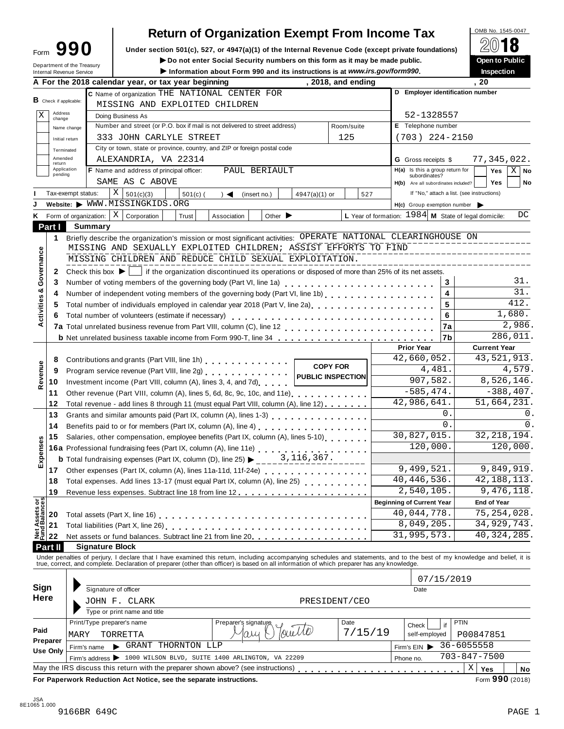# Form 990 — Return of Organization Exempt From Income Tax

OMB No. 1545-0047

**2018**

**Open to Public Inspection**

Under section 501(c), 527, or 4947(a)(1) of the Internal Revenue Code (except private foundations)

▶ Do not enter Social Security numbers on this form as it may be made public.

▶ Information about Form 990 and its instructions is at *www.irs.gov/form990*.

Department of the Treasury
Internal Revenue Service

**A** For the 2018 calendar year, or tax year beginning , 2018, and ending , 20

**B** Check if applicable:
- X Address change
- Name change
- Initial return
- Terminated
- Amended return
- Application pending

**C** Name of organization: THE NATIONAL CENTER FOR MISSING AND EXPLOITED CHILDREN

Doing Business As

Number and street (or P.O. box if mail is not delivered to street address): 333 JOHN CARLYLE STREET — Room/suite: 125

City or town, state or province, country, and ZIP or foreign postal code: ALEXANDRIA, VA 22314

**D** Employer identification number: 52-1328557

**E** Telephone number: (703) 224-2150

**G** Gross receipts $ 77,345,022.

**F** Name and address of principal officer: PAUL BERIAULT, SAME AS C ABOVE

**H(a)** Is this a group return for subordinates? Yes [ ] No [X]

**H(b)** Are all subordinates included? Yes [ ] No [ ]
If "No," attach a list. (see instructions)

**I** Tax-exempt status: [X] 501(c)(3) [ ] 501(c) ( ) ◄ (insert no.) [ ] 4947(a)(1) or [ ] 527

**J** Website: ▶ WWW.MISSINGKIDS.ORG

**H(c)** Group exemption number ▶

**K** Form of organization: [X] Corporation [ ] Trust [ ] Association [ ] Other ▶

**L** Year of formation: 1984 **M** State of legal domicile: DC

## Part I Summary

**Activities & Governance**

1. Briefly describe the organization's mission or most significant activities: OPERATE NATIONAL CLEARINGHOUSE ON MISSING AND SEXUALLY EXPLOITED CHILDREN; ASSIST EFFORTS TO FIND MISSING CHILDREN AND REDUCE CHILD SEXUAL EXPLOITATION.
2. Check this box ▶ [ ] if the organization discontinued its operations or disposed of more than 25% of its net assets.

| | | Line | |
|---|---|---|---|
| 3 | Number of voting members of the governing body (Part VI, line 1a) | 3 | 31. |
| 4 | Number of independent voting members of the governing body (Part VI, line 1b) | 4 | 31. |
| 5 | Total number of individuals employed in calendar year 2018 (Part V, line 2a) | 5 | 412. |
| 6 | Total number of volunteers (estimate if necessary) | 6 | 1,680. |
| 7a | Total unrelated business revenue from Part VIII, column (C), line 12 | 7a | 2,986. |
| b | Net unrelated business taxable income from Form 990-T, line 34 | 7b | 286,011. |

COPY FOR PUBLIC INSPECTION

| | | Prior Year | Current Year |
|---|---|---|---|
| **Revenue** | | | |
| 8 | Contributions and grants (Part VIII, line 1h) | 42,660,052. | 43,521,913. |
| 9 | Program service revenue (Part VIII, line 2g) | 4,481. | 4,579. |
| 10 | Investment income (Part VIII, column (A), lines 3, 4, and 7d) | 907,582. | 8,526,146. |
| 11 | Other revenue (Part VIII, column (A), lines 5, 6d, 8c, 9c, 10c, and 11e) | -585,474. | -388,407. |
| 12 | Total revenue - add lines 8 through 11 (must equal Part VIII, column (A), line 12) | 42,986,641. | 51,664,231. |
| **Expenses** | | | |
| 13 | Grants and similar amounts paid (Part IX, column (A), lines 1-3) | 0. | 0. |
| 14 | Benefits paid to or for members (Part IX, column (A), line 4) | 0. | 0. |
| 15 | Salaries, other compensation, employee benefits (Part IX, column (A), lines 5-10) | 30,827,015. | 32,218,194. |
| 16a | Professional fundraising fees (Part IX, column (A), line 11e) | 120,000. | 120,000. |
| b | Total fundraising expenses (Part IX, column (D), line 25) ▶ 3,116,367. | | |
| 17 | Other expenses (Part IX, column (A), lines 11a-11d, 11f-24e) | 9,499,521. | 9,849,919. |
| 18 | Total expenses. Add lines 13-17 (must equal Part IX, column (A), line 25) | 40,446,536. | 42,188,113. |
| 19 | Revenue less expenses. Subtract line 18 from line 12 | 2,540,105. | 9,476,118. |

| **Net Assets or Fund Balances** | | Beginning of Current Year | End of Year |
|---|---|---|---|
| 20 | Total assets (Part X, line 16) | 40,044,778. | 75,254,028. |
| 21 | Total liabilities (Part X, line 26) | 8,049,205. | 34,929,743. |
| 22 | Net assets or fund balances. Subtract line 21 from line 20 | 31,995,573. | 40,324,285. |

## Part II Signature Block

Under penalties of perjury, I declare that I have examined this return, including accompanying schedules and statements, and to the best of my knowledge and belief, it is true, correct, and complete. Declaration of preparer (other than officer) is based on all information of which preparer has any knowledge.

**Sign Here**

Signature of officer — Date: 07/15/2019

JOHN F. CLARK — PRESIDENT/CEO
Type or print name and title

**Paid Preparer Use Only**

| Print/Type preparer's name | Preparer's signature | Date | Check if self-employed | PTIN |
|---|---|---|---|---|
| MARY TORRETTA | Mary O Torretta | 7/15/19 | | P00847851 |

Firm's name ▶ GRANT THORNTON LLP — Firm's EIN ▶ 36-6055558

Firm's address ▶ 1000 WILSON BLVD, SUITE 1400 ARLINGTON, VA 22209 — Phone no. 703-847-7500

May the IRS discuss this return with the preparer shown above? (see instructions) [X] Yes [ ] No

**For Paperwork Reduction Act Notice, see the separate instructions.** Form **990** (2018)

JSA 8E1065 1.000

9166BR 649C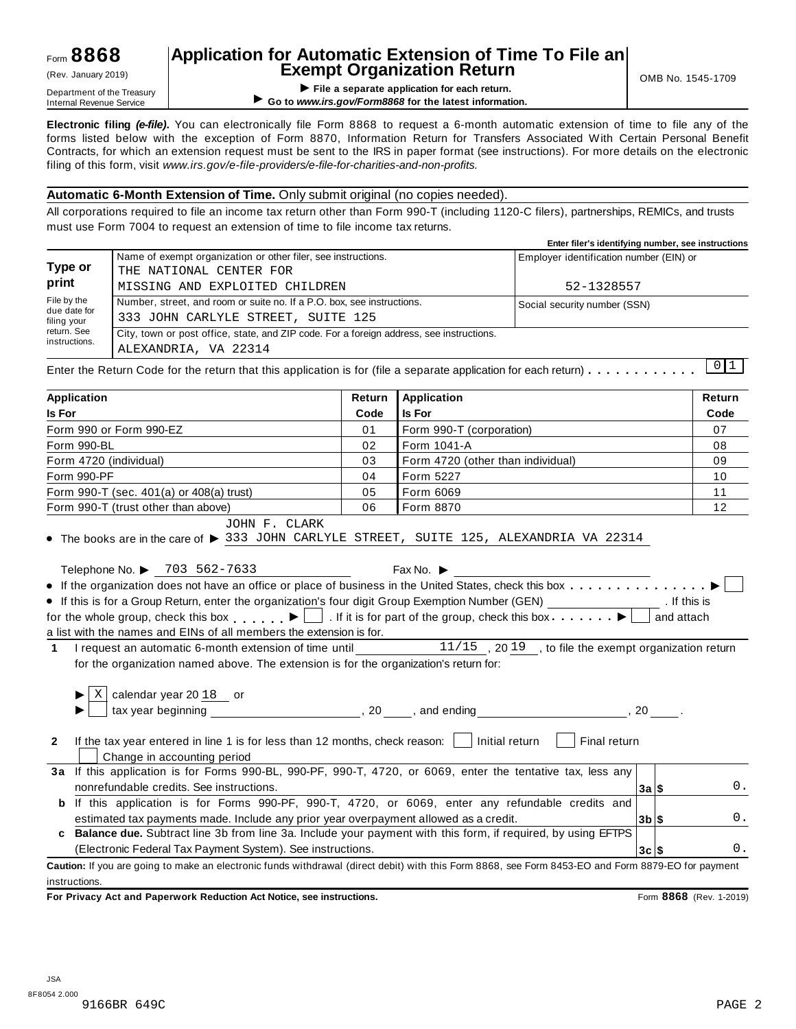Form **8868**

(Rev. January 2019)

Department of the Treasury
Internal Revenue Service

# Application for Automatic Extension of Time To File an Exempt Organization Return

▶ **File a separate application for each return.**

▶ **Go to *www.irs.gov/Form8868* for the latest information.**

OMB No. 1545-1709

**Electronic filing *(e-file)*.** You can electronically file Form 8868 to request a 6-month automatic extension of time to file any of the forms listed below with the exception of Form 8870, Information Return for Transfers Associated With Certain Personal Benefit Contracts, for which an extension request must be sent to the IRS in paper format (see instructions). For more details on the electronic filing of this form, visit *www.irs.gov/e-file-providers/e-file-for-charities-and-non-profits.*

**Automatic 6-Month Extension of Time.** Only submit original (no copies needed).

All corporations required to file an income tax return other than Form 990-T (including 1120-C filers), partnerships, REMICs, and trusts must use Form 7004 to request an extension of time to file income tax returns.

**Enter filer's identifying number, see instructions**

| **Type or print** | Name of exempt organization or other filer, see instructions. THE NATIONAL CENTER FOR MISSING AND EXPLOITED CHILDREN | Employer identification number (EIN) or 52-1328557 |
|---|---|---|
| File by the due date for filing your return. See instructions. | Number, street, and room or suite no. If a P.O. box, see instructions. 333 JOHN CARLYLE STREET, SUITE 125 | Social security number (SSN) |
| | City, town or post office, state, and ZIP code. For a foreign address, see instructions. ALEXANDRIA, VA 22314 | |

Enter the Return Code for the return that this application is for (file a separate application for each return) . . . . . . . . . . . 0 1

| **Application Is For** | **Return Code** | **Application Is For** | **Return Code** |
|---|---|---|---|
| Form 990 or Form 990-EZ | 01 | Form 990-T (corporation) | 07 |
| Form 990-BL | 02 | Form 1041-A | 08 |
| Form 4720 (individual) | 03 | Form 4720 (other than individual) | 09 |
| Form 990-PF | 04 | Form 5227 | 10 |
| Form 990-T (sec. 401(a) or 408(a) trust) | 05 | Form 6069 | 11 |
| Form 990-T (trust other than above) | 06 | Form 8870 | 12 |

- The books are in the care of ▶ JOHN F. CLARK 333 JOHN CARLYLE STREET, SUITE 125, ALEXANDRIA VA 22314

Telephone No. ▶ 703 562-7633 Fax No. ▶

- If the organization does not have an office or place of business in the United States, check this box . . . . . . . . . . . . . . . ▶ ☐
- If this is for a Group Return, enter the organization's four digit Group Exemption Number (GEN) ________ . If this is for the whole group, check this box . . . . . . ▶ ☐ . If it is for part of the group, check this box . . . . . . . ▶ ☐ and attach a list with the names and EINs of all members the extension is for.

**1** I request an automatic 6-month extension of time until 11/15 , 20 19 , to file the exempt organization return for the organization named above. The extension is for the organization's return for:

▶ ☒ calendar year 20 18 or

▶ ☐ tax year beginning ________, 20 ____, and ending ________, 20 ____.

**2** If the tax year entered in line 1 is for less than 12 months, check reason: ☐ Initial return ☐ Final return ☐ Change in accounting period

| | | | |
|---|---|---|---|
| **3a** | If this application is for Forms 990-BL, 990-PF, 990-T, 4720, or 6069, enter the tentative tax, less any nonrefundable credits. See instructions. | **3a** | $ 0. |
| **b** | If this application is for Forms 990-PF, 990-T, 4720, or 6069, enter any refundable credits and estimated tax payments made. Include any prior year overpayment allowed as a credit. | **3b** | $ 0. |
| **c** | **Balance due.** Subtract line 3b from line 3a. Include your payment with this form, if required, by using EFTPS (Electronic Federal Tax Payment System). See instructions. | **3c** | $ 0. |

**Caution:** If you are going to make an electronic funds withdrawal (direct debit) with this Form 8868, see Form 8453-EO and Form 8879-EO for payment instructions.

**For Privacy Act and Paperwork Reduction Act Notice, see instructions.** Form **8868** (Rev. 1-2019)

JSA
8F8054 2.000
9166BR 649C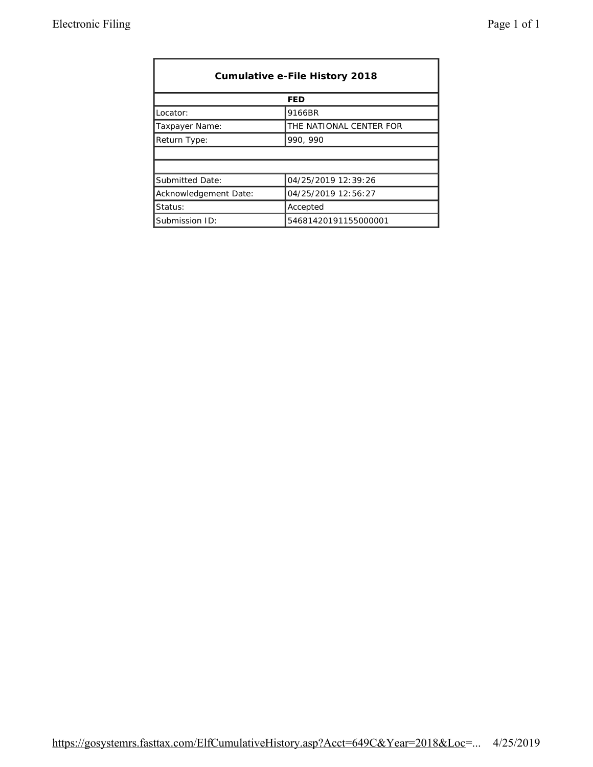| Cumulative e-File History 2018 | |
|---|---|
| **FED** | |
| Locator: | 9166BR |
| Taxpayer Name: | THE NATIONAL CENTER FOR |
| Return Type: | 990, 990 |
| | |
| | |
| Submitted Date: | 04/25/2019 12:39:26 |
| Acknowledgement Date: | 04/25/2019 12:56:27 |
| Status: | Accepted |
| Submission ID: | 54681420191155000001 |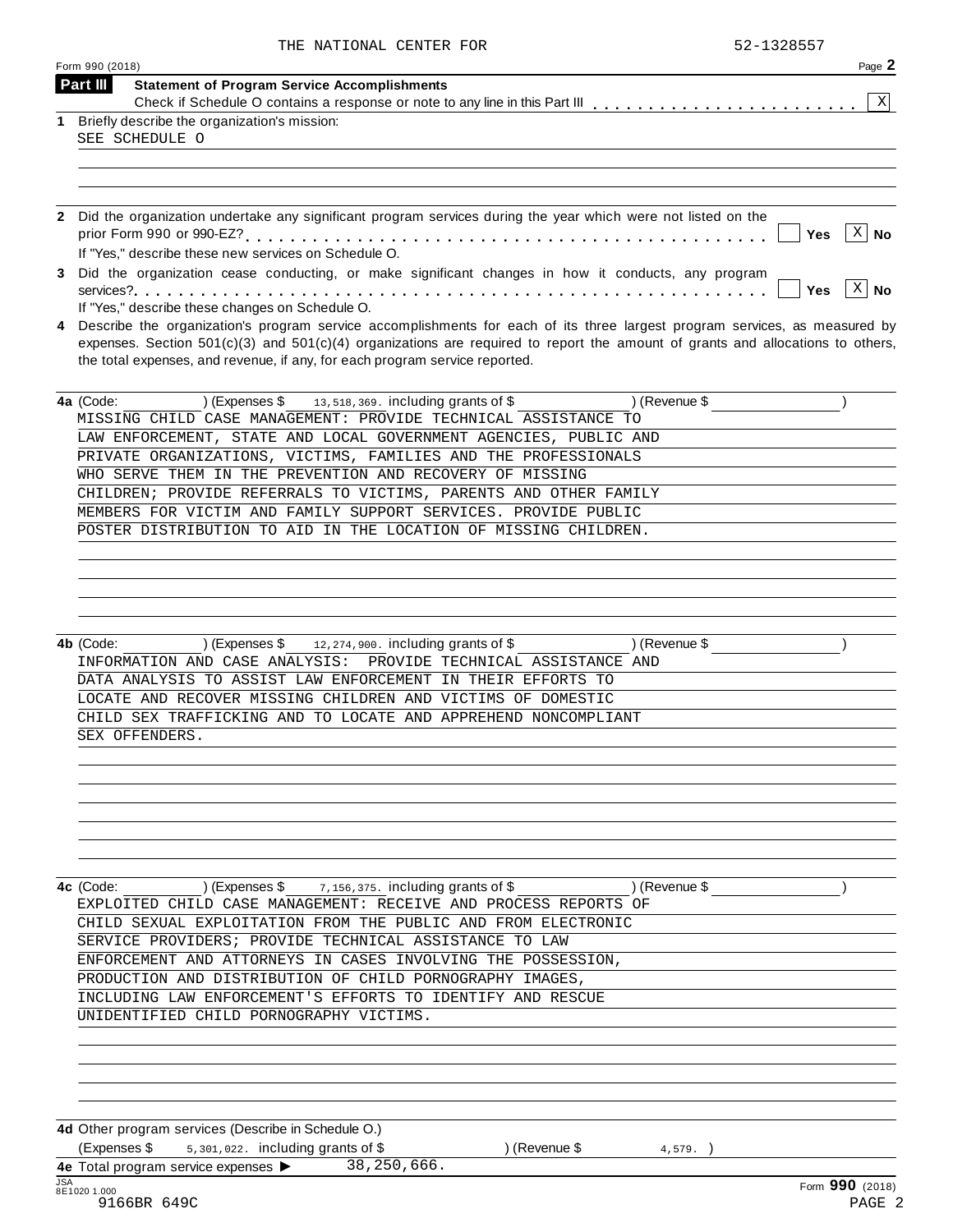THE NATIONAL CENTER FOR 52-1328557

Form 990 (2018) Page **2**

## Part III Statement of Program Service Accomplishments

Check if Schedule O contains a response or note to any line in this Part III . . . . . . . . . . . . . . . . . . . . . . . [X]

**1** Briefly describe the organization's mission:

SEE SCHEDULE O

**2** Did the organization undertake any significant program services during the year which were not listed on the prior Form 990 or 990-EZ? . . . . . . . . . . . . . . . . . . . . . . . . . . . . . . . . . . . . . . . . . . . . [ ] Yes [X] No

If "Yes," describe these new services on Schedule O.

**3** Did the organization cease conducting, or make significant changes in how it conducts, any program services? . . . . . . . . . . . . . . . . . . . . . . . . . . . . . . . . . . . . . . . . . . . . . . . . . . . . . . [ ] Yes [X] No

If "Yes," describe these changes on Schedule O.

**4** Describe the organization's program service accomplishments for each of its three largest program services, as measured by expenses. Section 501(c)(3) and 501(c)(4) organizations are required to report the amount of grants and allocations to others, the total expenses, and revenue, if any, for each program service reported.

**4a** (Code: ) (Expenses $ 13,518,369. including grants of $ ) (Revenue $ )

MISSING CHILD CASE MANAGEMENT: PROVIDE TECHNICAL ASSISTANCE TO LAW ENFORCEMENT, STATE AND LOCAL GOVERNMENT AGENCIES, PUBLIC AND PRIVATE ORGANIZATIONS, VICTIMS, FAMILIES AND THE PROFESSIONALS WHO SERVE THEM IN THE PREVENTION AND RECOVERY OF MISSING CHILDREN; PROVIDE REFERRALS TO VICTIMS, PARENTS AND OTHER FAMILY MEMBERS FOR VICTIM AND FAMILY SUPPORT SERVICES. PROVIDE PUBLIC POSTER DISTRIBUTION TO AID IN THE LOCATION OF MISSING CHILDREN.

**4b** (Code: ) (Expenses $ 12,274,900. including grants of $ ) (Revenue $ )

INFORMATION AND CASE ANALYSIS: PROVIDE TECHNICAL ASSISTANCE AND DATA ANALYSIS TO ASSIST LAW ENFORCEMENT IN THEIR EFFORTS TO LOCATE AND RECOVER MISSING CHILDREN AND VICTIMS OF DOMESTIC CHILD SEX TRAFFICKING AND TO LOCATE AND APPREHEND NONCOMPLIANT SEX OFFENDERS.

**4c** (Code: ) (Expenses $ 7,156,375. including grants of $ ) (Revenue $ )

EXPLOITED CHILD CASE MANAGEMENT: RECEIVE AND PROCESS REPORTS OF CHILD SEXUAL EXPLOITATION FROM THE PUBLIC AND FROM ELECTRONIC SERVICE PROVIDERS; PROVIDE TECHNICAL ASSISTANCE TO LAW ENFORCEMENT AND ATTORNEYS IN CASES INVOLVING THE POSSESSION, PRODUCTION AND DISTRIBUTION OF CHILD PORNOGRAPHY IMAGES, INCLUDING LAW ENFORCEMENT'S EFFORTS TO IDENTIFY AND RESCUE UNIDENTIFIED CHILD PORNOGRAPHY VICTIMS.

**4d** Other program services (Describe in Schedule O.)

(Expenses $ 5,301,022. including grants of $ ) (Revenue $ 4,579. )

**4e** Total program service expenses ▶ 38,250,666.

JSA 8E1020 1.000

9166BR 649C

Form **990** (2018)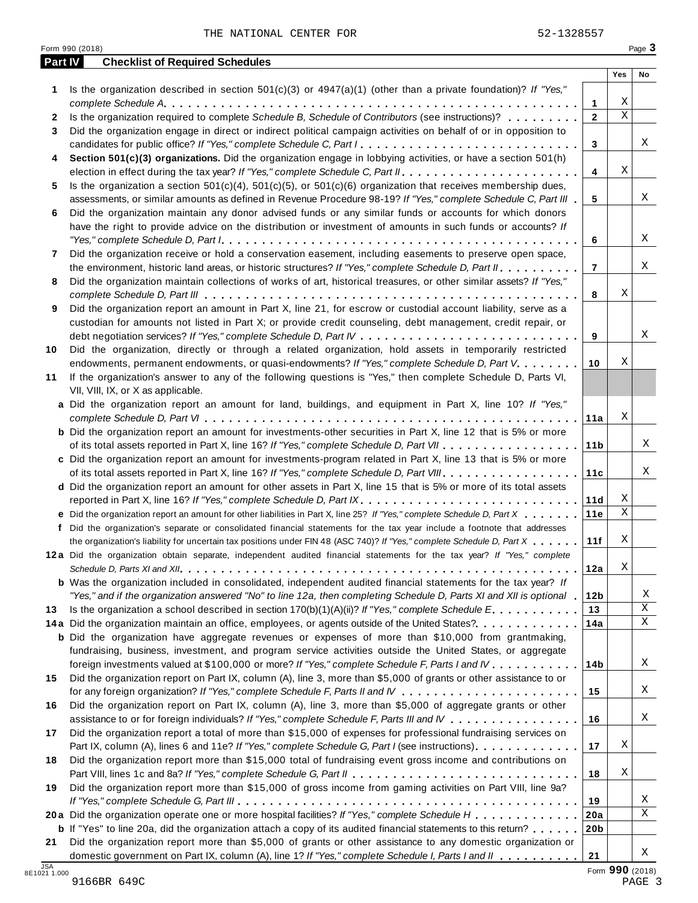THE NATIONAL CENTER FOR 52-1328557

Form 990 (2018) Page 3

## Part IV Checklist of Required Schedules

| | | | Yes | No |
|---|---|---|---|---|
| 1 | Is the organization described in section 501(c)(3) or 4947(a)(1) (other than a private foundation)? *If "Yes," complete Schedule A* | 1 | X | |
| 2 | Is the organization required to complete *Schedule B, Schedule of Contributors* (see instructions)? | 2 | X | |
| 3 | Did the organization engage in direct or indirect political campaign activities on behalf of or in opposition to candidates for public office? *If "Yes," complete Schedule C, Part I* | 3 | | X |
| 4 | **Section 501(c)(3) organizations.** Did the organization engage in lobbying activities, or have a section 501(h) election in effect during the tax year? *If "Yes," complete Schedule C, Part II* | 4 | X | |
| 5 | Is the organization a section 501(c)(4), 501(c)(5), or 501(c)(6) organization that receives membership dues, assessments, or similar amounts as defined in Revenue Procedure 98-19? *If "Yes," complete Schedule C, Part III* | 5 | | X |
| 6 | Did the organization maintain any donor advised funds or any similar funds or accounts for which donors have the right to provide advice on the distribution or investment of amounts in such funds or accounts? *If "Yes," complete Schedule D, Part I* | 6 | | X |
| 7 | Did the organization receive or hold a conservation easement, including easements to preserve open space, the environment, historic land areas, or historic structures? *If "Yes," complete Schedule D, Part II* | 7 | | X |
| 8 | Did the organization maintain collections of works of art, historical treasures, or other similar assets? *If "Yes," complete Schedule D, Part III* | 8 | X | |
| 9 | Did the organization report an amount in Part X, line 21, for escrow or custodial account liability, serve as a custodian for amounts not listed in Part X; or provide credit counseling, debt management, credit repair, or debt negotiation services? *If "Yes," complete Schedule D, Part IV* | 9 | | X |
| 10 | Did the organization, directly or through a related organization, hold assets in temporarily restricted endowments, permanent endowments, or quasi-endowments? *If "Yes," complete Schedule D, Part V* | 10 | X | |
| 11 | If the organization's answer to any of the following questions is "Yes," then complete Schedule D, Parts VI, VII, VIII, IX, or X as applicable. | | | |
| a | Did the organization report an amount for land, buildings, and equipment in Part X, line 10? *If "Yes," complete Schedule D, Part VI* | 11a | X | |
| b | Did the organization report an amount for investments-other securities in Part X, line 12 that is 5% or more of its total assets reported in Part X, line 16? *If "Yes," complete Schedule D, Part VII* | 11b | | X |
| c | Did the organization report an amount for investments-program related in Part X, line 13 that is 5% or more of its total assets reported in Part X, line 16? *If "Yes," complete Schedule D, Part VIII* | 11c | | X |
| d | Did the organization report an amount for other assets in Part X, line 15 that is 5% or more of its total assets reported in Part X, line 16? *If "Yes," complete Schedule D, Part IX* | 11d | X | |
| e | Did the organization report an amount for other liabilities in Part X, line 25? *If "Yes," complete Schedule D, Part X* | 11e | X | |
| f | Did the organization's separate or consolidated financial statements for the tax year include a footnote that addresses the organization's liability for uncertain tax positions under FIN 48 (ASC 740)? *If "Yes," complete Schedule D, Part X* | 11f | X | |
| 12a | Did the organization obtain separate, independent audited financial statements for the tax year? *If "Yes," complete Schedule D, Parts XI and XII* | 12a | X | |
| b | Was the organization included in consolidated, independent audited financial statements for the tax year? *If "Yes," and if the organization answered "No" to line 12a, then completing Schedule D, Parts XI and XII is optional* | 12b | | X |
| 13 | Is the organization a school described in section 170(b)(1)(A)(ii)? *If "Yes," complete Schedule E* | 13 | | X |
| 14a | Did the organization maintain an office, employees, or agents outside of the United States? | 14a | | X |
| b | Did the organization have aggregate revenues or expenses of more than $10,000 from grantmaking, fundraising, business, investment, and program service activities outside the United States, or aggregate foreign investments valued at $100,000 or more? *If "Yes," complete Schedule F, Parts I and IV* | 14b | | X |
| 15 | Did the organization report on Part IX, column (A), line 3, more than $5,000 of grants or other assistance to or for any foreign organization? *If "Yes," complete Schedule F, Parts II and IV* | 15 | | X |
| 16 | Did the organization report on Part IX, column (A), line 3, more than $5,000 of aggregate grants or other assistance to or for foreign individuals? *If "Yes," complete Schedule F, Parts III and IV* | 16 | | X |
| 17 | Did the organization report a total of more than $15,000 of expenses for professional fundraising services on Part IX, column (A), lines 6 and 11e? *If "Yes," complete Schedule G, Part I* (see instructions) | 17 | X | |
| 18 | Did the organization report more than $15,000 total of fundraising event gross income and contributions on Part VIII, lines 1c and 8a? *If "Yes," complete Schedule G, Part II* | 18 | X | |
| 19 | Did the organization report more than $15,000 of gross income from gaming activities on Part VIII, line 9a? *If "Yes," complete Schedule G, Part III* | 19 | | X |
| 20a | Did the organization operate one or more hospital facilities? *If "Yes," complete Schedule H* | 20a | | X |
| b | If "Yes" to line 20a, did the organization attach a copy of its audited financial statements to this return? | 20b | | |
| 21 | Did the organization report more than $5,000 of grants or other assistance to any domestic organization or domestic government on Part IX, column (A), line 1? *If "Yes," complete Schedule I, Parts I and II* | 21 | | X |

JSA 8E1021 1.000

Form **990** (2018)

9166BR 649C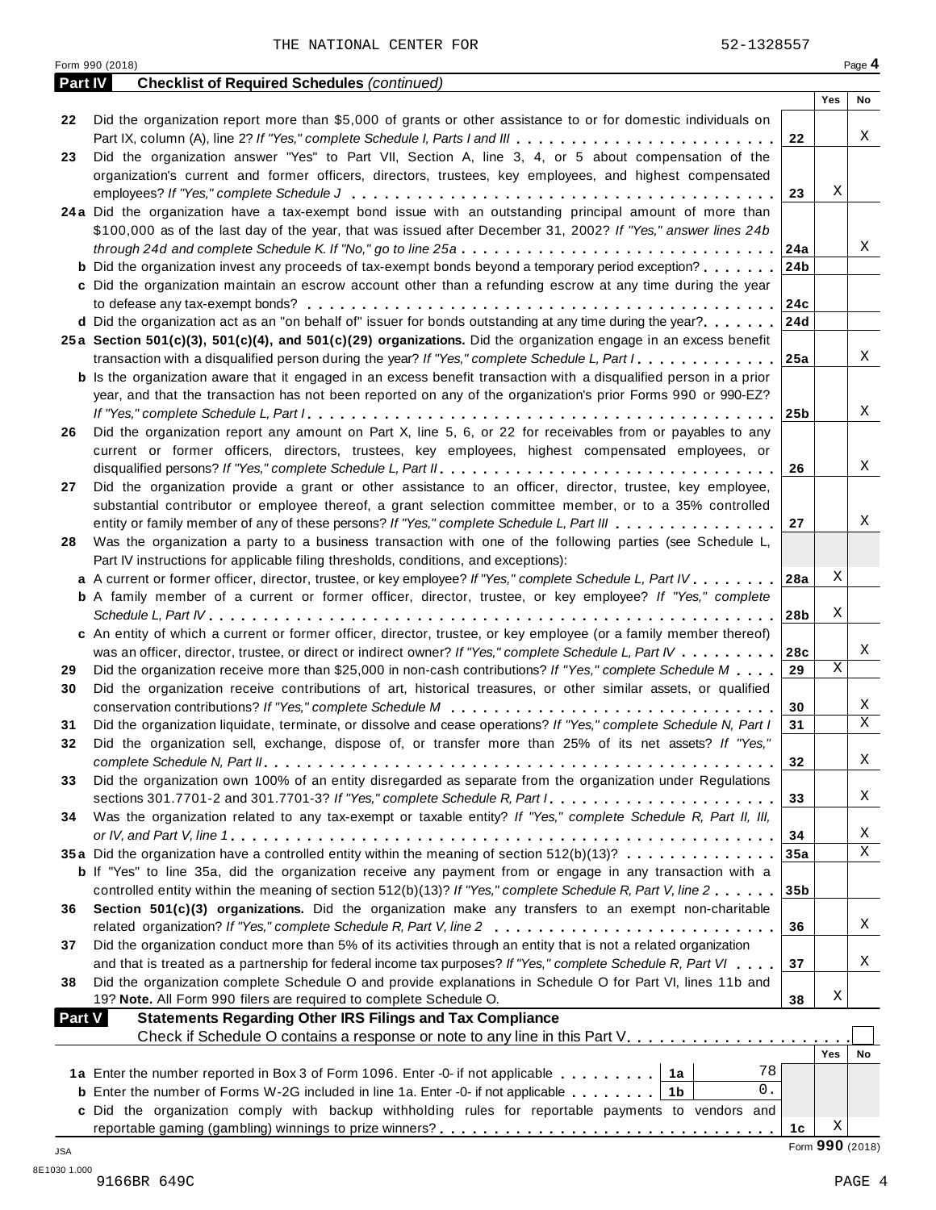THE NATIONAL CENTER FOR 52-1328557

Form 990 (2018)

## Part IV Checklist of Required Schedules *(continued)*

| | | | Yes | No |
|---|---|---|---|---|
| 22 | Did the organization report more than $5,000 of grants or other assistance to or for domestic individuals on Part IX, column (A), line 2? *If "Yes," complete Schedule I, Parts I and III* | 22 | | X |
| 23 | Did the organization answer "Yes" to Part VII, Section A, line 3, 4, or 5 about compensation of the organization's current and former officers, directors, trustees, key employees, and highest compensated employees? *If "Yes," complete Schedule J* | 23 | X | |
| 24a | Did the organization have a tax-exempt bond issue with an outstanding principal amount of more than $100,000 as of the last day of the year, that was issued after December 31, 2002? *If "Yes," answer lines 24b through 24d and complete Schedule K. If "No," go to line 25a* | 24a | | X |
| b | Did the organization invest any proceeds of tax-exempt bonds beyond a temporary period exception? | 24b | | |
| c | Did the organization maintain an escrow account other than a refunding escrow at any time during the year to defease any tax-exempt bonds? | 24c | | |
| d | Did the organization act as an "on behalf of" issuer for bonds outstanding at any time during the year? | 24d | | |
| 25a | **Section 501(c)(3), 501(c)(4), and 501(c)(29) organizations.** Did the organization engage in an excess benefit transaction with a disqualified person during the year? *If "Yes," complete Schedule L, Part I* | 25a | | X |
| b | Is the organization aware that it engaged in an excess benefit transaction with a disqualified person in a prior year, and that the transaction has not been reported on any of the organization's prior Forms 990 or 990-EZ? *If "Yes," complete Schedule L, Part I* | 25b | | X |
| 26 | Did the organization report any amount on Part X, line 5, 6, or 22 for receivables from or payables to any current or former officers, directors, trustees, key employees, highest compensated employees, or disqualified persons? *If "Yes," complete Schedule L, Part II* | 26 | | X |
| 27 | Did the organization provide a grant or other assistance to an officer, director, trustee, key employee, substantial contributor or employee thereof, a grant selection committee member, or to a 35% controlled entity or family member of any of these persons? *If "Yes," complete Schedule L, Part III* | 27 | | X |
| 28 | Was the organization a party to a business transaction with one of the following parties (see Schedule L, Part IV instructions for applicable filing thresholds, conditions, and exceptions): | | | |
| a | A current or former officer, director, trustee, or key employee? *If "Yes," complete Schedule L, Part IV* | 28a | X | |
| b | A family member of a current or former officer, director, trustee, or key employee? *If "Yes," complete Schedule L, Part IV* | 28b | X | |
| c | An entity of which a current or former officer, director, trustee, or key employee (or a family member thereof) was an officer, director, trustee, or direct or indirect owner? *If "Yes," complete Schedule L, Part IV* | 28c | | X |
| 29 | Did the organization receive more than $25,000 in non-cash contributions? *If "Yes," complete Schedule M* | 29 | X | |
| 30 | Did the organization receive contributions of art, historical treasures, or other similar assets, or qualified conservation contributions? *If "Yes," complete Schedule M* | 30 | | X |
| 31 | Did the organization liquidate, terminate, or dissolve and cease operations? *If "Yes," complete Schedule N, Part I* | 31 | | X |
| 32 | Did the organization sell, exchange, dispose of, or transfer more than 25% of its net assets? *If "Yes," complete Schedule N, Part II* | 32 | | X |
| 33 | Did the organization own 100% of an entity disregarded as separate from the organization under Regulations sections 301.7701-2 and 301.7701-3? *If "Yes," complete Schedule R, Part I* | 33 | | X |
| 34 | Was the organization related to any tax-exempt or taxable entity? *If "Yes," complete Schedule R, Part II, III, or IV, and Part V, line 1* | 34 | | X |
| 35a | Did the organization have a controlled entity within the meaning of section 512(b)(13)? | 35a | | X |
| b | If "Yes" to line 35a, did the organization receive any payment from or engage in any transaction with a controlled entity within the meaning of section 512(b)(13)? *If "Yes," complete Schedule R, Part V, line 2* | 35b | | |
| 36 | **Section 501(c)(3) organizations.** Did the organization make any transfers to an exempt non-charitable related organization? *If "Yes," complete Schedule R, Part V, line 2* | 36 | | X |
| 37 | Did the organization conduct more than 5% of its activities through an entity that is not a related organization and that is treated as a partnership for federal income tax purposes? *If "Yes," complete Schedule R, Part VI* | 37 | | X |
| 38 | Did the organization complete Schedule O and provide explanations in Schedule O for Part VI, lines 11b and 19? **Note.** All Form 990 filers are required to complete Schedule O. | 38 | X | |

## Part V Statements Regarding Other IRS Filings and Tax Compliance

Check if Schedule O contains a response or note to any line in this Part V ☐

| | | | | | Yes | No |
|---|---|---|---|---|---|---|
| 1a | Enter the number reported in Box 3 of Form 1096. Enter -0- if not applicable | 1a | 78 | | | |
| b | Enter the number of Forms W-2G included in line 1a. Enter -0- if not applicable | 1b | 0. | | | |
| c | Did the organization comply with backup withholding rules for reportable payments to vendors and reportable gaming (gambling) winnings to prize winners? | | | 1c | X | |

Form **990** (2018)

JSA
8E1030 1.000
9166BR 649C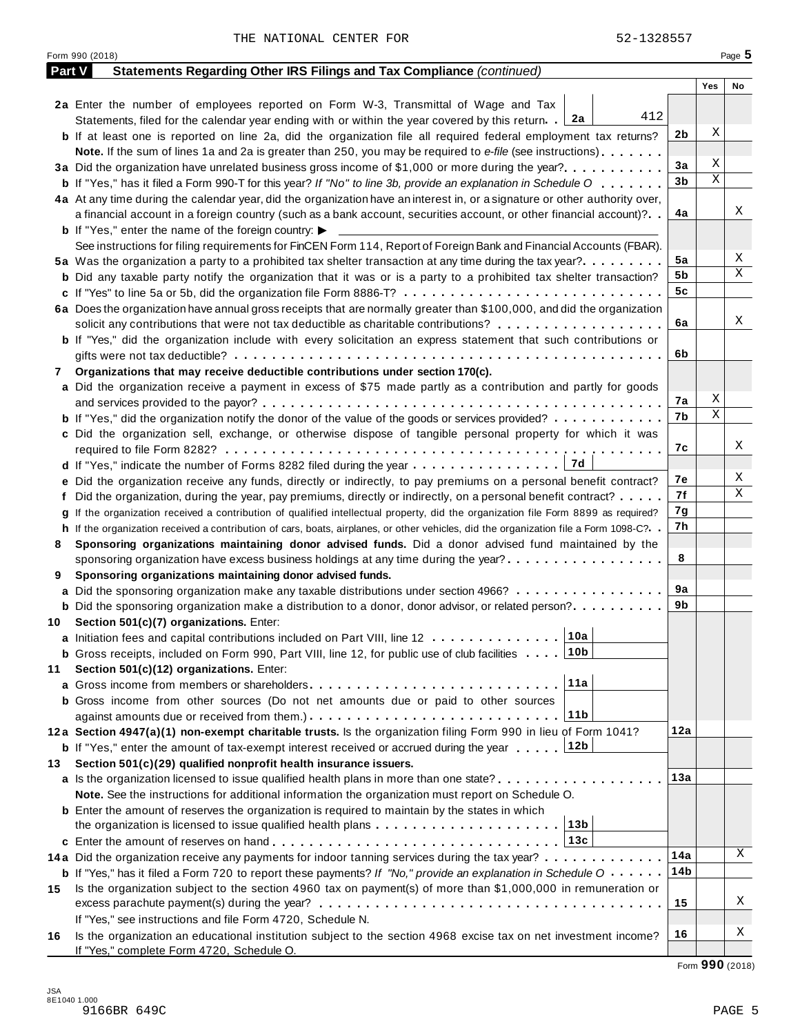THE NATIONAL CENTER FOR 52-1328557

Form 990 (2018)

## Part V Statements Regarding Other IRS Filings and Tax Compliance *(continued)*

| | | | Yes | No |
|---|---|---|---|---|
| **2a** | Enter the number of employees reported on Form W-3, Transmittal of Wage and Tax Statements, filed for the calendar year ending with or within the year covered by this return . . **2a** 412 | | | |
| **b** | If at least one is reported on line 2a, did the organization file all required federal employment tax returns? | **2b** | X | |
| | **Note.** If the sum of lines 1a and 2a is greater than 250, you may be required to *e-file* (see instructions) | | | |
| **3a** | Did the organization have unrelated business gross income of $1,000 or more during the year? | **3a** | X | |
| **b** | If "Yes," has it filed a Form 990-T for this year? *If "No" to line 3b, provide an explanation in Schedule O* | **3b** | X | |
| **4a** | At any time during the calendar year, did the organization have an interest in, or a signature or other authority over, a financial account in a foreign country (such as a bank account, securities account, or other financial account)? | **4a** | | X |
| **b** | If "Yes," enter the name of the foreign country: ▶ | | | |
| | See instructions for filing requirements for FinCEN Form 114, Report of Foreign Bank and Financial Accounts (FBAR). | | | |
| **5a** | Was the organization a party to a prohibited tax shelter transaction at any time during the tax year? | **5a** | | X |
| **b** | Did any taxable party notify the organization that it was or is a party to a prohibited tax shelter transaction? | **5b** | | X |
| **c** | If "Yes" to line 5a or 5b, did the organization file Form 8886-T? | **5c** | | |
| **6a** | Does the organization have annual gross receipts that are normally greater than $100,000, and did the organization solicit any contributions that were not tax deductible as charitable contributions? | **6a** | | X |
| **b** | If "Yes," did the organization include with every solicitation an express statement that such contributions or gifts were not tax deductible? | **6b** | | |
| **7** | **Organizations that may receive deductible contributions under section 170(c).** | | | |
| **a** | Did the organization receive a payment in excess of $75 made partly as a contribution and partly for goods and services provided to the payor? | **7a** | X | |
| **b** | If "Yes," did the organization notify the donor of the value of the goods or services provided? | **7b** | X | |
| **c** | Did the organization sell, exchange, or otherwise dispose of tangible personal property for which it was required to file Form 8282? | **7c** | | X |
| **d** | If "Yes," indicate the number of Forms 8282 filed during the year . . . **7d** | | | |
| **e** | Did the organization receive any funds, directly or indirectly, to pay premiums on a personal benefit contract? | **7e** | | X |
| **f** | Did the organization, during the year, pay premiums, directly or indirectly, on a personal benefit contract? | **7f** | | X |
| **g** | If the organization received a contribution of qualified intellectual property, did the organization file Form 8899 as required? | **7g** | | |
| **h** | If the organization received a contribution of cars, boats, airplanes, or other vehicles, did the organization file a Form 1098-C? | **7h** | | |
| **8** | **Sponsoring organizations maintaining donor advised funds.** Did a donor advised fund maintained by the sponsoring organization have excess business holdings at any time during the year? | **8** | | |
| **9** | **Sponsoring organizations maintaining donor advised funds.** | | | |
| **a** | Did the sponsoring organization make any taxable distributions under section 4966? | **9a** | | |
| **b** | Did the sponsoring organization make a distribution to a donor, donor advisor, or related person? | **9b** | | |
| **10** | **Section 501(c)(7) organizations.** Enter: | | | |
| **a** | Initiation fees and capital contributions included on Part VIII, line 12 . . . **10a** | | | |
| **b** | Gross receipts, included on Form 990, Part VIII, line 12, for public use of club facilities . . . **10b** | | | |
| **11** | **Section 501(c)(12) organizations.** Enter: | | | |
| **a** | Gross income from members or shareholders . . . **11a** | | | |
| **b** | Gross income from other sources (Do not net amounts due or paid to other sources against amounts due or received from them.) . . . **11b** | | | |
| **12a** | **Section 4947(a)(1) non-exempt charitable trusts.** Is the organization filing Form 990 in lieu of Form 1041? | **12a** | | |
| **b** | If "Yes," enter the amount of tax-exempt interest received or accrued during the year . . . **12b** | | | |
| **13** | **Section 501(c)(29) qualified nonprofit health insurance issuers.** | | | |
| **a** | Is the organization licensed to issue qualified health plans in more than one state? | **13a** | | |
| | **Note.** See the instructions for additional information the organization must report on Schedule O. | | | |
| **b** | Enter the amount of reserves the organization is required to maintain by the states in which the organization is licensed to issue qualified health plans . . . **13b** | | | |
| **c** | Enter the amount of reserves on hand . . . **13c** | | | |
| **14a** | Did the organization receive any payments for indoor tanning services during the tax year? | **14a** | | X |
| **b** | If "Yes," has it filed a Form 720 to report these payments? *If "No," provide an explanation in Schedule O* | **14b** | | |
| **15** | Is the organization subject to the section 4960 tax on payment(s) of more than $1,000,000 in remuneration or excess parachute payment(s) during the year? | **15** | | X |
| | If "Yes," see instructions and file Form 4720, Schedule N. | | | |
| **16** | Is the organization an educational institution subject to the section 4968 excise tax on net investment income? If "Yes," complete Form 4720, Schedule O. | **16** | | X |

Form **990** (2018)

JSA
8E1040 1.000
9166BR 649C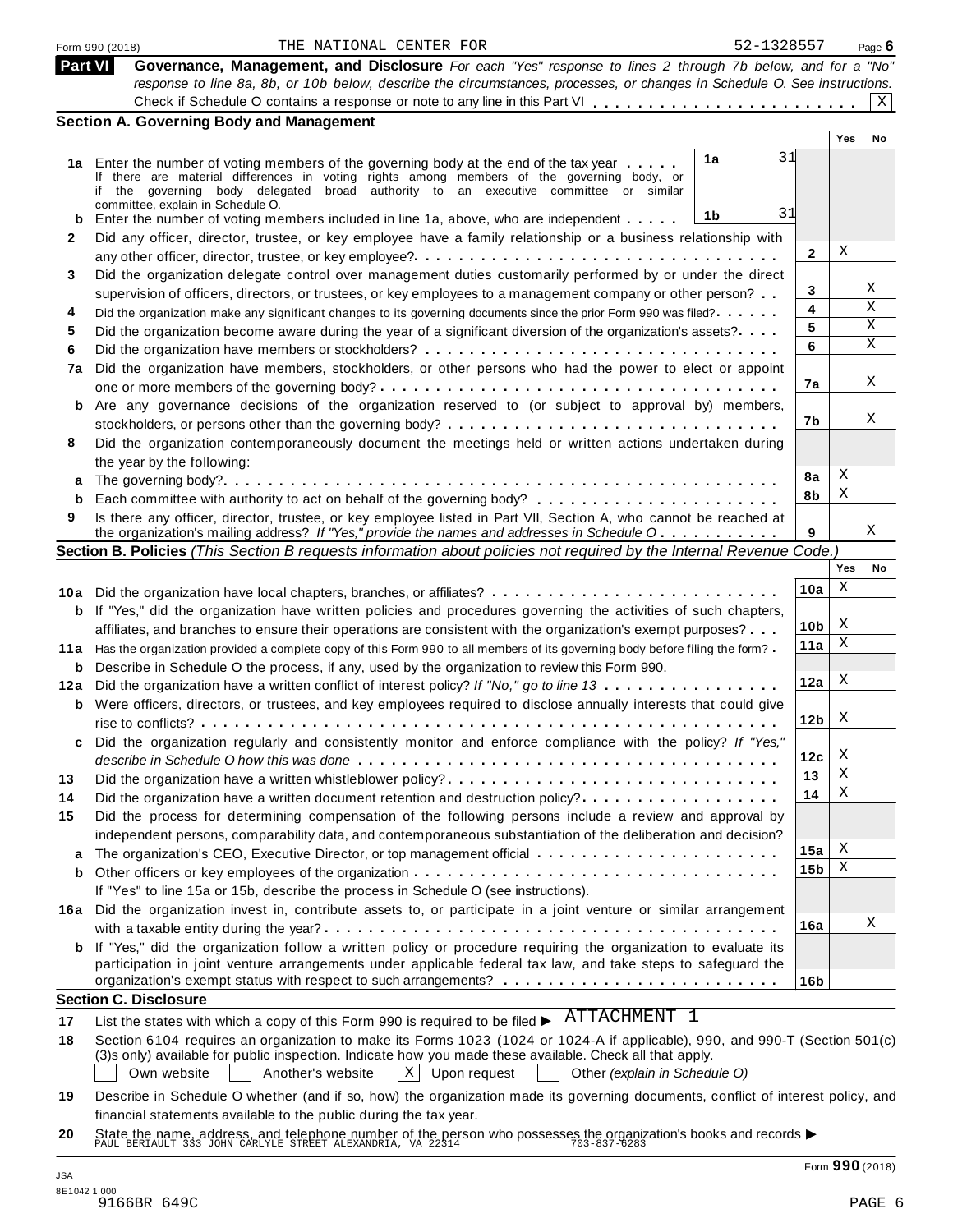Form 990 (2018) THE NATIONAL CENTER FOR 52-1328557 Page 6

## Part VI Governance, Management, and Disclosure

*For each "Yes" response to lines 2 through 7b below, and for a "No" response to line 8a, 8b, or 10b below, describe the circumstances, processes, or changes in Schedule O. See instructions.*

Check if Schedule O contains a response or note to any line in this Part VI . . . . . . . . . . . . . . . . . . . . . . . . X

### Section A. Governing Body and Management

| | | | Yes | No |
|---|---|---|---|---|
| **1a** | Enter the number of voting members of the governing body at the end of the tax year . . . . . **1a** 31<br>If there are material differences in voting rights among members of the governing body, or if the governing body delegated broad authority to an executive committee or similar committee, explain in Schedule O. | | | |
| **b** | Enter the number of voting members included in line 1a, above, who are independent . . . . . **1b** 31 | | | |
| **2** | Did any officer, director, trustee, or key employee have a family relationship or a business relationship with any other officer, director, trustee, or key employee? | **2** | X | |
| **3** | Did the organization delegate control over management duties customarily performed by or under the direct supervision of officers, directors, or trustees, or key employees to a management company or other person? | **3** | | X |
| **4** | Did the organization make any significant changes to its governing documents since the prior Form 990 was filed? | **4** | | X |
| **5** | Did the organization become aware during the year of a significant diversion of the organization's assets? | **5** | | X |
| **6** | Did the organization have members or stockholders? | **6** | | X |
| **7a** | Did the organization have members, stockholders, or other persons who had the power to elect or appoint one or more members of the governing body? | **7a** | | X |
| **b** | Are any governance decisions of the organization reserved to (or subject to approval by) members, stockholders, or persons other than the governing body? | **7b** | | X |
| **8** | Did the organization contemporaneously document the meetings held or written actions undertaken during the year by the following: | | | |
| **a** | The governing body? | **8a** | X | |
| **b** | Each committee with authority to act on behalf of the governing body? | **8b** | X | |
| **9** | Is there any officer, director, trustee, or key employee listed in Part VII, Section A, who cannot be reached at the organization's mailing address? *If "Yes," provide the names and addresses in Schedule O* | **9** | | X |

### Section B. Policies *(This Section B requests information about policies not required by the Internal Revenue Code.)*

| | | | Yes | No |
|---|---|---|---|---|
| **10a** | Did the organization have local chapters, branches, or affiliates? | **10a** | X | |
| **b** | If "Yes," did the organization have written policies and procedures governing the activities of such chapters, affiliates, and branches to ensure their operations are consistent with the organization's exempt purposes? | **10b** | X | |
| **11a** | Has the organization provided a complete copy of this Form 990 to all members of its governing body before filing the form? | **11a** | X | |
| **b** | Describe in Schedule O the process, if any, used by the organization to review this Form 990. | | | |
| **12a** | Did the organization have a written conflict of interest policy? *If "No," go to line 13* | **12a** | X | |
| **b** | Were officers, directors, or trustees, and key employees required to disclose annually interests that could give rise to conflicts? | **12b** | X | |
| **c** | Did the organization regularly and consistently monitor and enforce compliance with the policy? *If "Yes," describe in Schedule O how this was done* | **12c** | X | |
| **13** | Did the organization have a written whistleblower policy? | **13** | X | |
| **14** | Did the organization have a written document retention and destruction policy? | **14** | X | |
| **15** | Did the process for determining compensation of the following persons include a review and approval by independent persons, comparability data, and contemporaneous substantiation of the deliberation and decision? | | | |
| **a** | The organization's CEO, Executive Director, or top management official | **15a** | X | |
| **b** | Other officers or key employees of the organization<br>If "Yes" to line 15a or 15b, describe the process in Schedule O (see instructions). | **15b** | X | |
| **16a** | Did the organization invest in, contribute assets to, or participate in a joint venture or similar arrangement with a taxable entity during the year? | **16a** | | X |
| **b** | If "Yes," did the organization follow a written policy or procedure requiring the organization to evaluate its participation in joint venture arrangements under applicable federal tax law, and take steps to safeguard the organization's exempt status with respect to such arrangements? | **16b** | | |

### Section C. Disclosure

**17** List the states with which a copy of this Form 990 is required to be filed ▶ ATTACHMENT 1

**18** Section 6104 requires an organization to make its Forms 1023 (1024 or 1024-A if applicable), 990, and 990-T (Section 501(c)(3)s only) available for public inspection. Indicate how you made these available. Check all that apply.

☐ Own website ☐ Another's website ☒ Upon request ☐ Other *(explain in Schedule O)*

**19** Describe in Schedule O whether (and if so, how) the organization made its governing documents, conflict of interest policy, and financial statements available to the public during the tax year.

**20** State the name, address, and telephone number of the person who possesses the organization's books and records ▶
PAUL BERIAULT 333 JOHN CARLYLE STREET ALEXANDRIA, VA 22314 703-837-6283

Form **990** (2018)

JSA 8E1042 1.000 9166BR 649C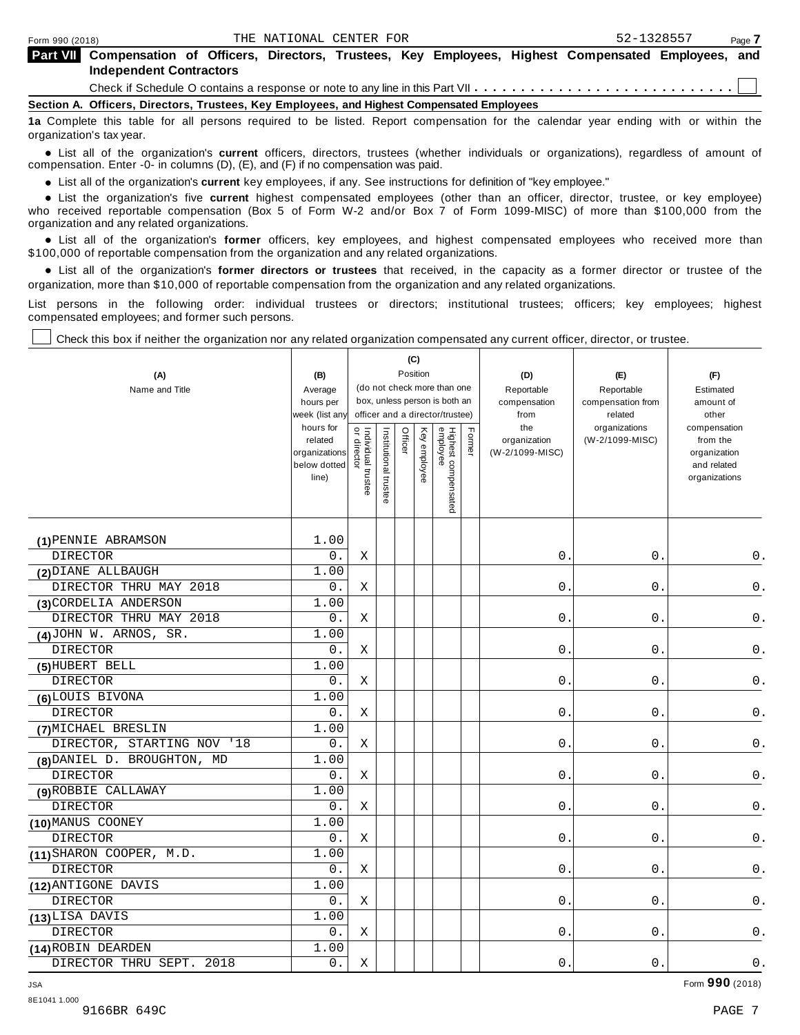Form 990 (2018) THE NATIONAL CENTER FOR 52-1328557

## Part VII Compensation of Officers, Directors, Trustees, Key Employees, Highest Compensated Employees, and Independent Contractors

Check if Schedule O contains a response or note to any line in this Part VII . . . . . . . . . . . . . . . . . . . . . . . . . . . . ☐

### Section A. Officers, Directors, Trustees, Key Employees, and Highest Compensated Employees

**1a** Complete this table for all persons required to be listed. Report compensation for the calendar year ending with or within the organization's tax year.

- List all of the organization's **current** officers, directors, trustees (whether individuals or organizations), regardless of amount of compensation. Enter -0- in columns (D), (E), and (F) if no compensation was paid.
- List all of the organization's **current** key employees, if any. See instructions for definition of "key employee."
- List the organization's five **current** highest compensated employees (other than an officer, director, trustee, or key employee) who received reportable compensation (Box 5 of Form W-2 and/or Box 7 of Form 1099-MISC) of more than $100,000 from the organization and any related organizations.
- List all of the organization's **former** officers, key employees, and highest compensated employees who received more than $100,000 of reportable compensation from the organization and any related organizations.
- List all of the organization's **former directors or trustees** that received, in the capacity as a former director or trustee of the organization, more than $10,000 of reportable compensation from the organization and any related organizations.

List persons in the following order: individual trustees or directors; institutional trustees; officers; key employees; highest compensated employees; and former such persons.

☐ Check this box if neither the organization nor any related organization compensated any current officer, director, or trustee.

| (A) Name and Title | (B) Average hours per week (list any hours for related organizations below dotted line) | (C) Position: Individual trustee or director | Institutional trustee | Officer | Key employee | Highest compensated employee | Former | (D) Reportable compensation from the organization (W-2/1099-MISC) | (E) Reportable compensation from related organizations (W-2/1099-MISC) | (F) Estimated amount of other compensation from the organization and related organizations |
|---|---|---|---|---|---|---|---|---|---|---|
| (1) PENNIE ABRAMSON<br>DIRECTOR | 1.00<br>0. | X | | | | | | 0. | 0. | 0. |
| (2) DIANE ALLBAUGH<br>DIRECTOR THRU MAY 2018 | 1.00<br>0. | X | | | | | | 0. | 0. | 0. |
| (3) CORDELIA ANDERSON<br>DIRECTOR THRU MAY 2018 | 1.00<br>0. | X | | | | | | 0. | 0. | 0. |
| (4) JOHN W. ARNOS, SR.<br>DIRECTOR | 1.00<br>0. | X | | | | | | 0. | 0. | 0. |
| (5) HUBERT BELL<br>DIRECTOR | 1.00<br>0. | X | | | | | | 0. | 0. | 0. |
| (6) LOUIS BIVONA<br>DIRECTOR | 1.00<br>0. | X | | | | | | 0. | 0. | 0. |
| (7) MICHAEL BRESLIN<br>DIRECTOR, STARTING NOV '18 | 1.00<br>0. | X | | | | | | 0. | 0. | 0. |
| (8) DANIEL D. BROUGHTON, MD<br>DIRECTOR | 1.00<br>0. | X | | | | | | 0. | 0. | 0. |
| (9) ROBBIE CALLAWAY<br>DIRECTOR | 1.00<br>0. | X | | | | | | 0. | 0. | 0. |
| (10) MANUS COONEY<br>DIRECTOR | 1.00<br>0. | X | | | | | | 0. | 0. | 0. |
| (11) SHARON COOPER, M.D.<br>DIRECTOR | 1.00<br>0. | X | | | | | | 0. | 0. | 0. |
| (12) ANTIGONE DAVIS<br>DIRECTOR | 1.00<br>0. | X | | | | | | 0. | 0. | 0. |
| (13) LISA DAVIS<br>DIRECTOR | 1.00<br>0. | X | | | | | | 0. | 0. | 0. |
| (14) ROBIN DEARDEN<br>DIRECTOR THRU SEPT. 2018 | 1.00<br>0. | X | | | | | | 0. | 0. | 0. |

Form **990** (2018)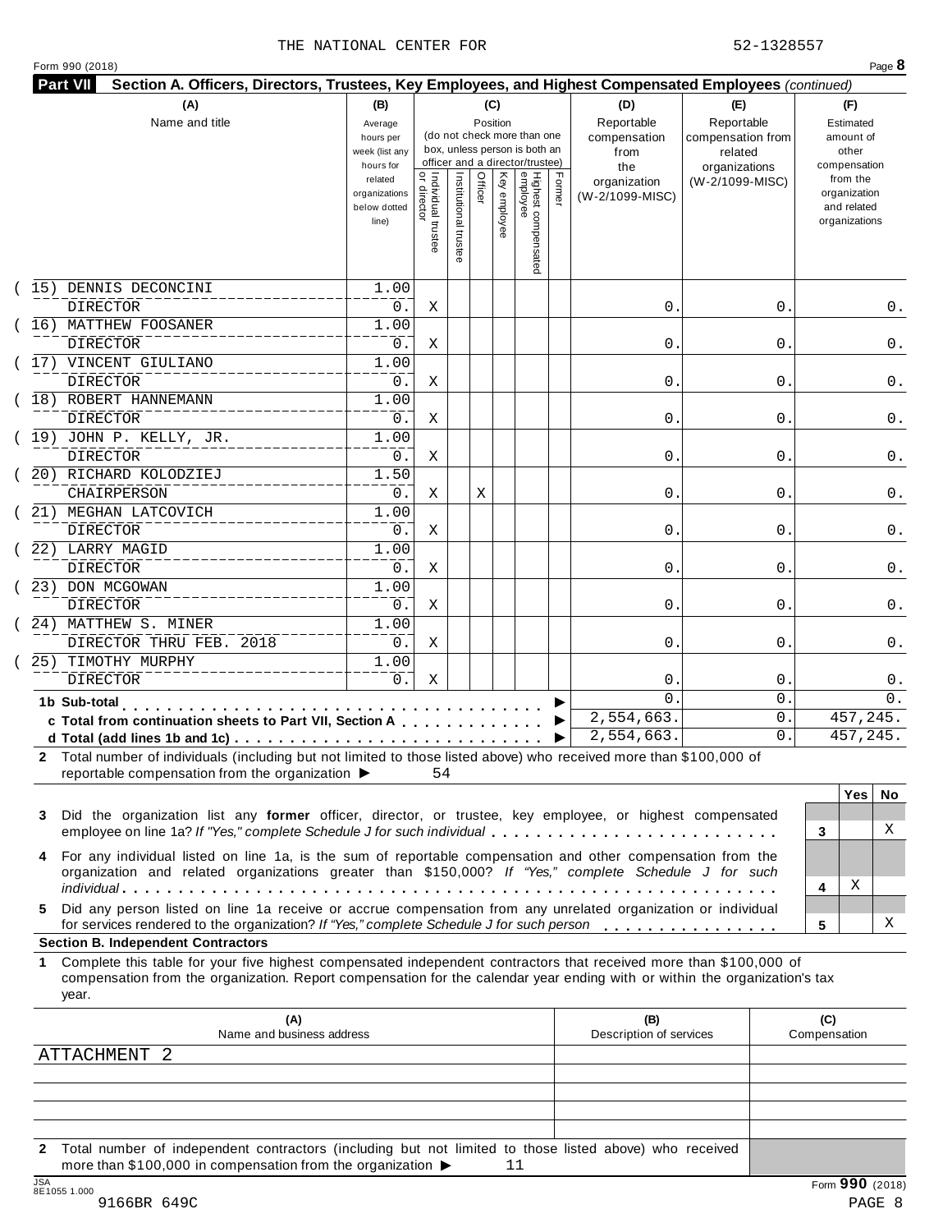THE NATIONAL CENTER FOR 52-1328557

Form 990 (2018) Page **8**

**Part VII Section A. Officers, Directors, Trustees, Key Employees, and Highest Compensated Employees** *(continued)*

| (A) Name and title | (B) Average hours per week (list any hours for related organizations below dotted line) | (C) Position: Individual trustee or director | Institutional trustee | Officer | Key employee | Highest compensated employee | Former | (D) Reportable compensation from the organization (W-2/1099-MISC) | (E) Reportable compensation from related organizations (W-2/1099-MISC) | (F) Estimated amount of other compensation from the organization and related organizations |
|---|---|---|---|---|---|---|---|---|---|---|
| (15) DENNIS DECONCINI<br>DIRECTOR | 1.00<br>0. | X | | | | | | 0. | 0. | 0. |
| (16) MATTHEW FOOSANER<br>DIRECTOR | 1.00<br>0. | X | | | | | | 0. | 0. | 0. |
| (17) VINCENT GIULIANO<br>DIRECTOR | 1.00<br>0. | X | | | | | | 0. | 0. | 0. |
| (18) ROBERT HANNEMANN<br>DIRECTOR | 1.00<br>0. | X | | | | | | 0. | 0. | 0. |
| (19) JOHN P. KELLY, JR.<br>DIRECTOR | 1.00<br>0. | X | | | | | | 0. | 0. | 0. |
| (20) RICHARD KOLODZIEJ<br>CHAIRPERSON | 1.50<br>0. | X | | X | | | | 0. | 0. | 0. |
| (21) MEGHAN LATCOVICH<br>DIRECTOR | 1.00<br>0. | X | | | | | | 0. | 0. | 0. |
| (22) LARRY MAGID<br>DIRECTOR | 1.00<br>0. | X | | | | | | 0. | 0. | 0. |
| (23) DON MCGOWAN<br>DIRECTOR | 1.00<br>0. | X | | | | | | 0. | 0. | 0. |
| (24) MATTHEW S. MINER<br>DIRECTOR THRU FEB. 2018 | 1.00<br>0. | X | | | | | | 0. | 0. | 0. |
| (25) TIMOTHY MURPHY<br>DIRECTOR | 1.00<br>0. | X | | | | | | 0. | 0. | 0. |
| **1b Sub-total** ▶ | | | | | | | | 0. | 0. | 0. |
| **c Total from continuation sheets to Part VII, Section A** ▶ | | | | | | | | 2,554,663. | 0. | 457,245. |
| **d Total (add lines 1b and 1c)** ▶ | | | | | | | | 2,554,663. | 0. | 457,245. |

**2** Total number of individuals (including but not limited to those listed above) who received more than $100,000 of reportable compensation from the organization ▶ 54

| | | Yes | No |
|---|---|---|---|
| **3** Did the organization list any **former** officer, director, or trustee, key employee, or highest compensated employee on line 1a? *If "Yes," complete Schedule J for such individual* | 3 | | X |
| **4** For any individual listed on line 1a, is the sum of reportable compensation and other compensation from the organization and related organizations greater than $150,000? *If "Yes," complete Schedule J for such individual* | 4 | X | |
| **5** Did any person listed on line 1a receive or accrue compensation from any unrelated organization or individual for services rendered to the organization? *If "Yes," complete Schedule J for such person* | 5 | | X |

**Section B. Independent Contractors**

**1** Complete this table for your five highest compensated independent contractors that received more than $100,000 of compensation from the organization. Report compensation for the calendar year ending with or within the organization's tax year.

| (A) Name and business address | (B) Description of services | (C) Compensation |
|---|---|---|
| ATTACHMENT 2 | | |
| | | |
| | | |
| | | |
| | | |

**2** Total number of independent contractors (including but not limited to those listed above) who received more than $100,000 in compensation from the organization ▶ 11

JSA 8E1055 1.000 Form **990** (2018)

9166BR 649C PAGE 8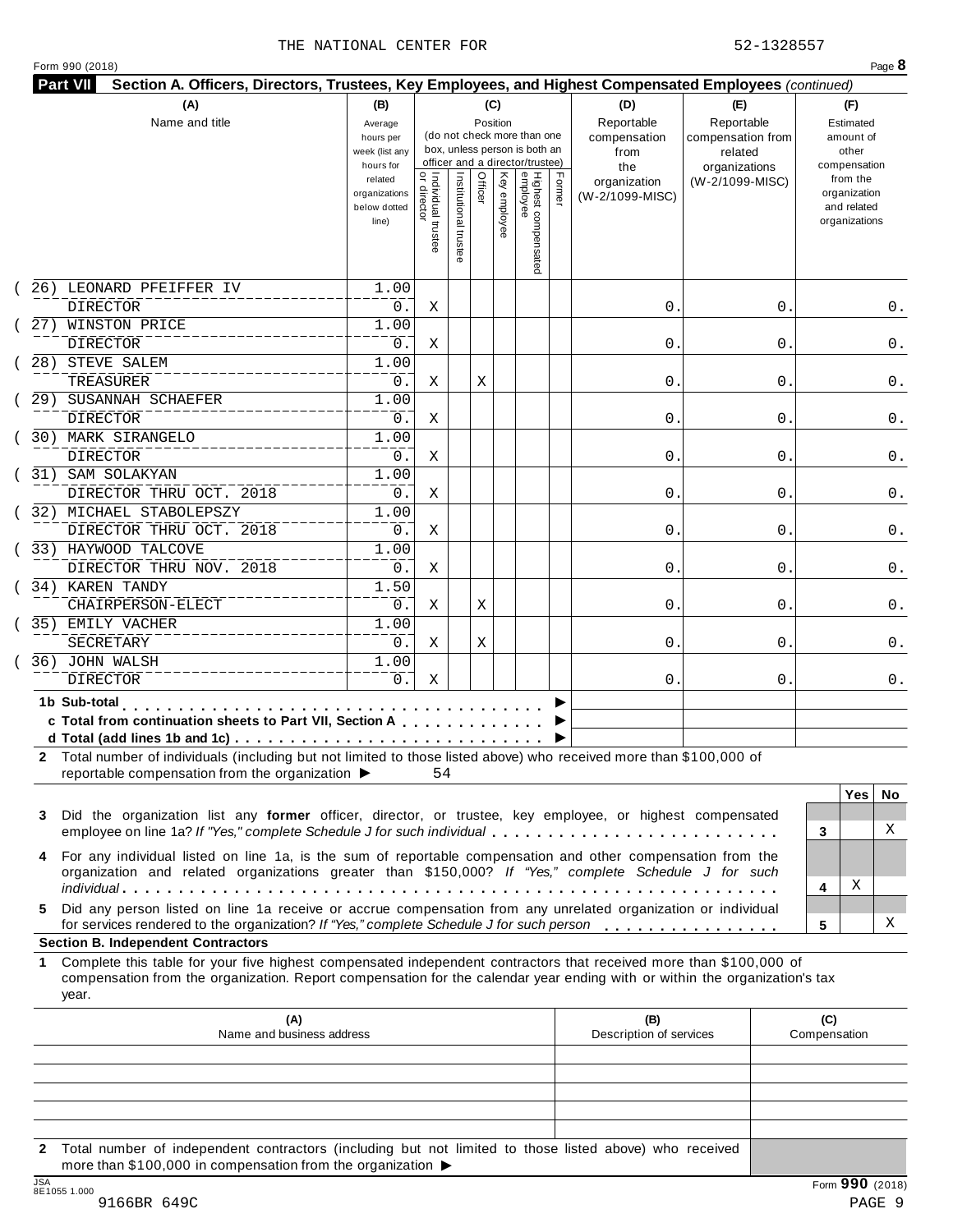THE NATIONAL CENTER FOR 52-1328557

Form 990 (2018) Page **8**

**Part VII Section A. Officers, Directors, Trustees, Key Employees, and Highest Compensated Employees** *(continued)*

| (A) Name and title | (B) Average hours per week (list any hours for related organizations below dotted line) | (C) Position: Individual trustee or director | Institutional trustee | Officer | Key employee | Highest compensated employee | Former | (D) Reportable compensation from the organization (W-2/1099-MISC) | (E) Reportable compensation from related organizations (W-2/1099-MISC) | (F) Estimated amount of other compensation from the organization and related organizations |
|---|---|---|---|---|---|---|---|---|---|---|
| (26) LEONARD PFEIFFER IV<br>DIRECTOR | 1.00<br>0. | X | | | | | | 0. | 0. | 0. |
| (27) WINSTON PRICE<br>DIRECTOR | 1.00<br>0. | X | | | | | | 0. | 0. | 0. |
| (28) STEVE SALEM<br>TREASURER | 1.00<br>0. | X | | X | | | | 0. | 0. | 0. |
| (29) SUSANNAH SCHAEFER<br>DIRECTOR | 1.00<br>0. | X | | | | | | 0. | 0. | 0. |
| (30) MARK SIRANGELO<br>DIRECTOR | 1.00<br>0. | X | | | | | | 0. | 0. | 0. |
| (31) SAM SOLAKYAN<br>DIRECTOR THRU OCT. 2018 | 1.00<br>0. | X | | | | | | 0. | 0. | 0. |
| (32) MICHAEL STABOLEPSZY<br>DIRECTOR THRU OCT. 2018 | 1.00<br>0. | X | | | | | | 0. | 0. | 0. |
| (33) HAYWOOD TALCOVE<br>DIRECTOR THRU NOV. 2018 | 1.00<br>0. | X | | | | | | 0. | 0. | 0. |
| (34) KAREN TANDY<br>CHAIRPERSON-ELECT | 1.50<br>0. | X | | X | | | | 0. | 0. | 0. |
| (35) EMILY VACHER<br>SECRETARY | 1.00<br>0. | X | | X | | | | 0. | 0. | 0. |
| (36) JOHN WALSH<br>DIRECTOR | 1.00<br>0. | X | | | | | | 0. | 0. | 0. |
| **1b Sub-total** ▶ | | | | | | | | | | |
| **c Total from continuation sheets to Part VII, Section A** ▶ | | | | | | | | | | |
| **d Total (add lines 1b and 1c)** ▶ | | | | | | | | | | |

**2** Total number of individuals (including but not limited to those listed above) who received more than $100,000 of reportable compensation from the organization ▶ 54

| | | Yes | No |
|---|---|---|---|
| **3** Did the organization list any **former** officer, director, or trustee, key employee, or highest compensated employee on line 1a? *If "Yes," complete Schedule J for such individual* | 3 | | X |
| **4** For any individual listed on line 1a, is the sum of reportable compensation and other compensation from the organization and related organizations greater than $150,000? *If "Yes," complete Schedule J for such individual* | 4 | X | |
| **5** Did any person listed on line 1a receive or accrue compensation from any unrelated organization or individual for services rendered to the organization? *If "Yes," complete Schedule J for such person* | 5 | | X |

**Section B. Independent Contractors**

**1** Complete this table for your five highest compensated independent contractors that received more than $100,000 of compensation from the organization. Report compensation for the calendar year ending with or within the organization's tax year.

| (A) Name and business address | (B) Description of services | (C) Compensation |
|---|---|---|
| | | |
| | | |
| | | |
| | | |
| | | |

**2** Total number of independent contractors (including but not limited to those listed above) who received more than $100,000 in compensation from the organization ▶

JSA 8E1055 1.000

9166BR 649C

Form **990** (2018)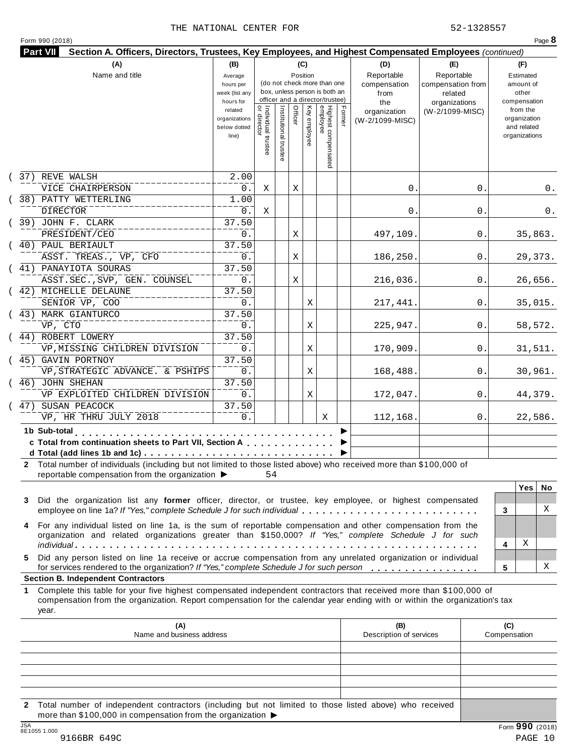THE NATIONAL CENTER FOR 52-1328557

Form 990 (2018) Page **8**

**Part VII Section A. Officers, Directors, Trustees, Key Employees, and Highest Compensated Employees** *(continued)*

| (A) Name and title | (B) Average hours per week (list any hours for related organizations below dotted line) | (C) Position: Individual trustee or director | Institutional trustee | Officer | Key employee | Highest compensated employee | Former | (D) Reportable compensation from the organization (W-2/1099-MISC) | (E) Reportable compensation from related organizations (W-2/1099-MISC) | (F) Estimated amount of other compensation from the organization and related organizations |
|---|---|---|---|---|---|---|---|---|---|---|
| (37) REVE WALSH<br>VICE CHAIRPERSON | 2.00<br>0. | X | | X | | | | 0. | 0. | 0. |
| (38) PATTY WETTERLING<br>DIRECTOR | 1.00<br>0. | X | | | | | | 0. | 0. | 0. |
| (39) JOHN F. CLARK<br>PRESIDENT/CEO | 37.50<br>0. | | | X | | | | 497,109. | 0. | 35,863. |
| (40) PAUL BERIAULT<br>ASST. TREAS., VP, CFO | 37.50<br>0. | | | X | | | | 186,250. | 0. | 29,373. |
| (41) PANAYIOTA SOURAS<br>ASST.SEC.,SVP, GEN. COUNSEL | 37.50<br>0. | | | X | | | | 216,036. | 0. | 26,656. |
| (42) MICHELLE DELAUNE<br>SENIOR VP, COO | 37.50<br>0. | | | | X | | | 217,441. | 0. | 35,015. |
| (43) MARK GIANTURCO<br>VP, CTO | 37.50<br>0. | | | | X | | | 225,947. | 0. | 58,572. |
| (44) ROBERT LOWERY<br>VP,MISSING CHILDREN DIVISION | 37.50<br>0. | | | | X | | | 170,909. | 0. | 31,511. |
| (45) GAVIN PORTNOY<br>VP,STRATEGIC ADVANCE. & PSHIPS | 37.50<br>0. | | | | X | | | 168,488. | 0. | 30,961. |
| (46) JOHN SHEHAN<br>VP EXPLOITED CHILDREN DIVISION | 37.50<br>0. | | | | X | | | 172,047. | 0. | 44,379. |
| (47) SUSAN PEACOCK<br>VP, HR THRU JULY 2018 | 37.50<br>0. | | | | | X | | 112,168. | 0. | 22,586. |
| **1b Sub-total** ▶ | | | | | | | | | | |
| **c Total from continuation sheets to Part VII, Section A** ▶ | | | | | | | | | | |
| **d Total (add lines 1b and 1c)** ▶ | | | | | | | | | | |

**2** Total number of individuals (including but not limited to those listed above) who received more than $100,000 of reportable compensation from the organization ▶ 54

| | | Yes | No |
|---|---|---|---|
| **3** Did the organization list any **former** officer, director, or trustee, key employee, or highest compensated employee on line 1a? *If "Yes," complete Schedule J for such individual* | 3 | | X |
| **4** For any individual listed on line 1a, is the sum of reportable compensation and other compensation from the organization and related organizations greater than $150,000? *If "Yes," complete Schedule J for such individual* | 4 | X | |
| **5** Did any person listed on line 1a receive or accrue compensation from any unrelated organization or individual for services rendered to the organization? *If "Yes," complete Schedule J for such person* | 5 | | X |

**Section B. Independent Contractors**

**1** Complete this table for your five highest compensated independent contractors that received more than $100,000 of compensation from the organization. Report compensation for the calendar year ending with or within the organization's tax year.

| (A) Name and business address | (B) Description of services | (C) Compensation |
|---|---|---|
| | | |
| | | |
| | | |
| | | |
| | | |

**2** Total number of independent contractors (including but not limited to those listed above) who received more than $100,000 in compensation from the organization ▶

JSA 8E1055 1.000
9166BR 649C

Form **990** (2018)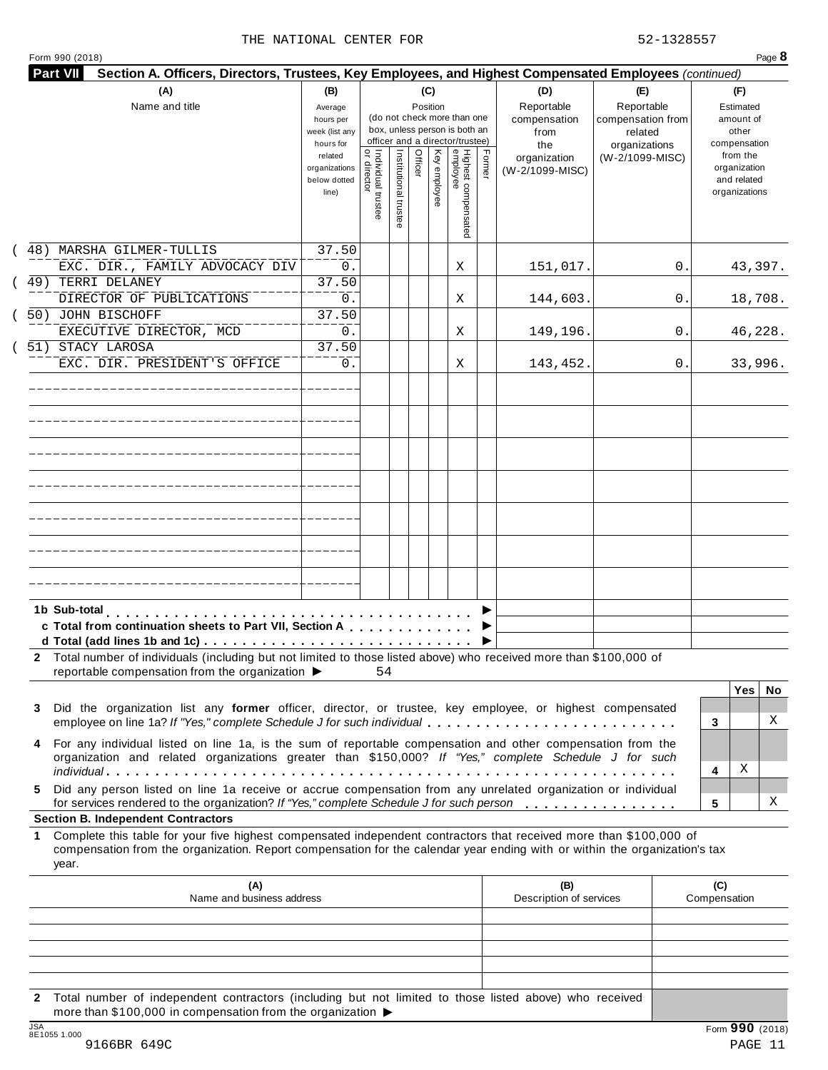THE NATIONAL CENTER FOR 52-1328557

Form 990 (2018)

**Part VII Section A. Officers, Directors, Trustees, Key Employees, and Highest Compensated Employees** *(continued)*

| (A) Name and title | (B) Average hours per week (list any hours for related organizations below dotted line) | (C) Position: Individual trustee or director | Institutional trustee | Officer | Key employee | Highest compensated employee | Former | (D) Reportable compensation from the organization (W-2/1099-MISC) | (E) Reportable compensation from related organizations (W-2/1099-MISC) | (F) Estimated amount of other compensation from the organization and related organizations |
|---|---|---|---|---|---|---|---|---|---|---|
| (48) MARSHA GILMER-TULLIS<br>EXC. DIR., FAMILY ADVOCACY DIV | 37.50<br>0. | | | | | X | | 151,017. | 0. | 43,397. |
| (49) TERRI DELANEY<br>DIRECTOR OF PUBLICATIONS | 37.50<br>0. | | | | | X | | 144,603. | 0. | 18,708. |
| (50) JOHN BISCHOFF<br>EXECUTIVE DIRECTOR, MCD | 37.50<br>0. | | | | | X | | 149,196. | 0. | 46,228. |
| (51) STACY LAROSA<br>EXC. DIR. PRESIDENT'S OFFICE | 37.50<br>0. | | | | | X | | 143,452. | 0. | 33,996. |
| | | | | | | | | | | |
| | | | | | | | | | | |
| | | | | | | | | | | |
| | | | | | | | | | | |
| | | | | | | | | | | |
| | | | | | | | | | | |
| | | | | | | | | | | |
| **1b Sub-total** ▶ | | | | | | | | | | |
| **c Total from continuation sheets to Part VII, Section A** ▶ | | | | | | | | | | |
| **d Total (add lines 1b and 1c)** ▶ | | | | | | | | | | |

**2** Total number of individuals (including but not limited to those listed above) who received more than $100,000 of reportable compensation from the organization ▶ 54

| | | Yes | No |
|---|---|---|---|
| **3** Did the organization list any **former** officer, director, or trustee, key employee, or highest compensated employee on line 1a? *If "Yes," complete Schedule J for such individual* | 3 | | X |
| **4** For any individual listed on line 1a, is the sum of reportable compensation and other compensation from the organization and related organizations greater than $150,000? *If "Yes," complete Schedule J for such individual* | 4 | X | |
| **5** Did any person listed on line 1a receive or accrue compensation from any unrelated organization or individual for services rendered to the organization? *If "Yes," complete Schedule J for such person* | 5 | | X |

**Section B. Independent Contractors**

**1** Complete this table for your five highest compensated independent contractors that received more than $100,000 of compensation from the organization. Report compensation for the calendar year ending with or within the organization's tax year.

| (A) Name and business address | (B) Description of services | (C) Compensation |
|---|---|---|
| | | |
| | | |
| | | |
| | | |
| | | |

**2** Total number of independent contractors (including but not limited to those listed above) who received more than $100,000 in compensation from the organization ▶

Form **990** (2018)

9166BR 649C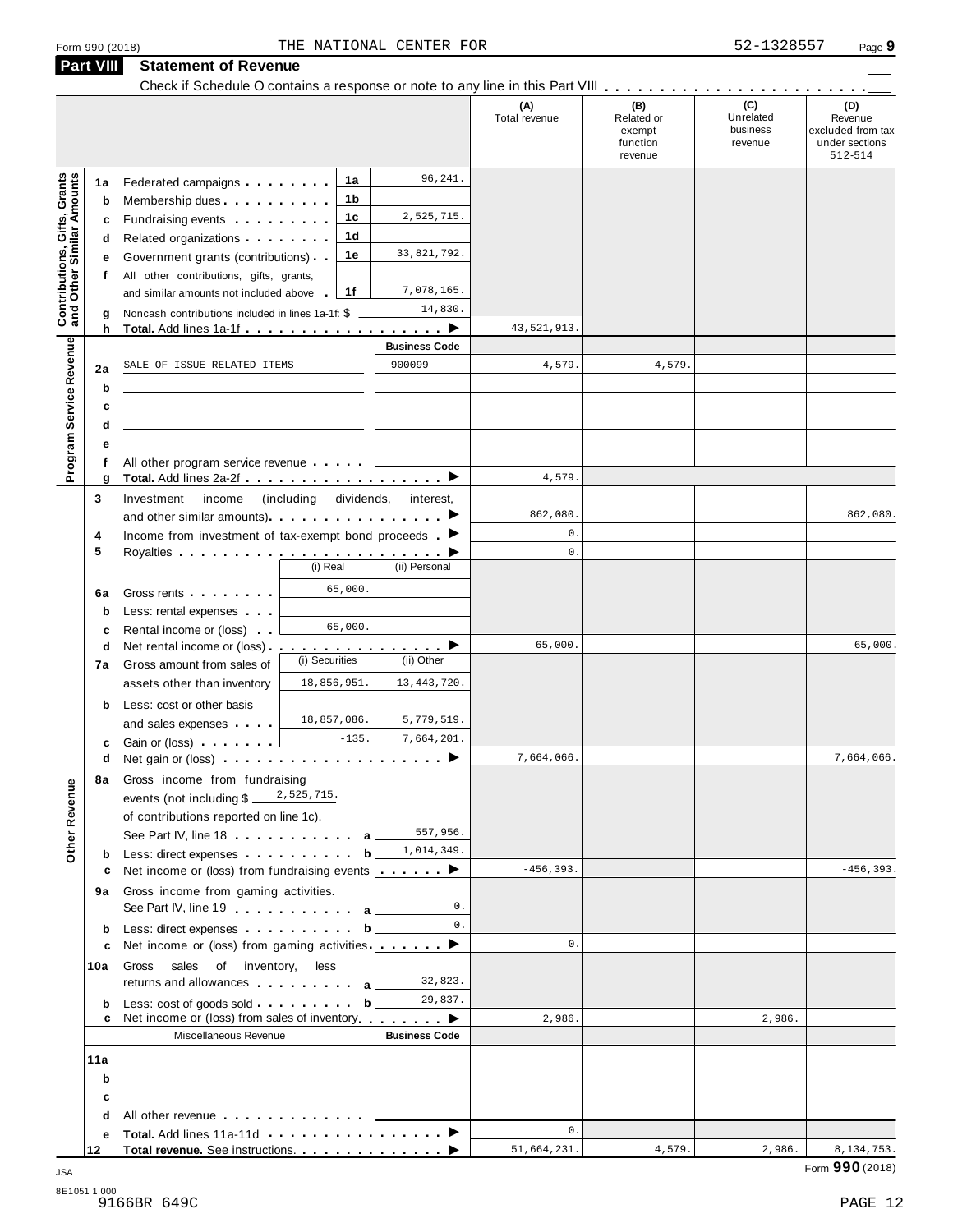Form 990 (2018) THE NATIONAL CENTER FOR 52-1328557

## Part VIII Statement of Revenue

Check if Schedule O contains a response or note to any line in this Part VIII . . . . . . . . . . . . . . . . . . . . . . . ☐

| | | | | (A) Total revenue | (B) Related or exempt function revenue | (C) Unrelated business revenue | (D) Revenue excluded from tax under sections 512-514 |
|---|---|---|---|---|---|---|---|
| **Contributions, Gifts, Grants and Other Similar Amounts** | 1a | Federated campaigns . . . . . . . . 1a | 96,241. | | | | |
| | b | Membership dues . . . . . . . . . . 1b | | | | | |
| | c | Fundraising events . . . . . . . . . 1c | 2,525,715. | | | | |
| | d | Related organizations . . . . . . . . 1d | | | | | |
| | e | Government grants (contributions) . . 1e | 33,821,792. | | | | |
| | f | All other contributions, gifts, grants, and similar amounts not included above . 1f | 7,078,165. | | | | |
| | g | Noncash contributions included in lines 1a-1f: $ | 14,830. | | | | |
| | h | **Total.** Add lines 1a-1f . . . . . . . . . . . . . . . . . . ▶ | | 43,521,913. | | | |
| **Program Service Revenue** | | | **Business Code** | | | | |
| | 2a | SALE OF ISSUE RELATED ITEMS | 900099 | 4,579. | 4,579. | | |
| | b | | | | | | |
| | c | | | | | | |
| | d | | | | | | |
| | e | | | | | | |
| | f | All other program service revenue . . . . . | | | | | |
| | g | **Total.** Add lines 2a-2f . . . . . . . . . . . . . . . . . . ▶ | | 4,579. | | | |
| **Other Revenue** | 3 | Investment income (including dividends, interest, and other similar amounts) . . . . . . . . . . . . . . . . ▶ | | 862,080. | | | 862,080. |
| | 4 | Income from investment of tax-exempt bond proceeds . ▶ | | 0. | | | |
| | 5 | Royalties . . . . . . . . . . . . . . . . . . . . . . . . ▶ | | 0. | | | |
| | | | (i) Real / (ii) Personal | | | | |
| | 6a | Gross rents . . . . . . . . | (i) 65,000. | | | | |
| | b | Less: rental expenses . . . | | | | | |
| | c | Rental income or (loss) . . | (i) 65,000. | | | | |
| | d | Net rental income or (loss) . . . . . . . . . . . . . . . . ▶ | | 65,000. | | | 65,000. |
| | | | (i) Securities / (ii) Other | | | | |
| | 7a | Gross amount from sales of assets other than inventory | (i) 18,856,951. (ii) 13,443,720. | | | | |
| | b | Less: cost or other basis and sales expenses . . . . | (i) 18,857,086. (ii) 5,779,519. | | | | |
| | c | Gain or (loss) . . . . . . . | (i) -135. (ii) 7,664,201. | | | | |
| | d | Net gain or (loss) . . . . . . . . . . . . . . . . . . . . ▶ | | 7,664,066. | | | 7,664,066. |
| | 8a | Gross income from fundraising events (not including $ 2,525,715. of contributions reported on line 1c). See Part IV, line 18 . . . . . . . . . . . . a | 557,956. | | | | |
| | b | Less: direct expenses . . . . . . . . . . b | 1,014,349. | | | | |
| | c | Net income or (loss) from fundraising events . . . . . . ▶ | | -456,393. | | | -456,393. |
| | 9a | Gross income from gaming activities. See Part IV, line 19 . . . . . . . . . . . . a | 0. | | | | |
| | b | Less: direct expenses . . . . . . . . . . b | 0. | | | | |
| | c | Net income or (loss) from gaming activities . . . . . . . ▶ | | 0. | | | |
| | 10a | Gross sales of inventory, less returns and allowances . . . . . . . . . . a | 32,823. | | | | |
| | b | Less: cost of goods sold . . . . . . . . . b | 29,837. | | | | |
| | c | Net income or (loss) from sales of inventory . . . . . . . ▶ | | 2,986. | | 2,986. | |
| | | Miscellaneous Revenue | **Business Code** | | | | |
| | 11a | | | | | | |
| | b | | | | | | |
| | c | | | | | | |
| | d | All other revenue . . . . . . . . . . . . . | | | | | |
| | e | **Total.** Add lines 11a-11d . . . . . . . . . . . . . . . . ▶ | | 0. | | | |
| | 12 | **Total revenue.** See instructions. . . . . . . . . . . . . . ▶ | | 51,664,231. | 4,579. | 2,986. | 8,134,753. |

JSA 8E1051 1.000
9166BR 649C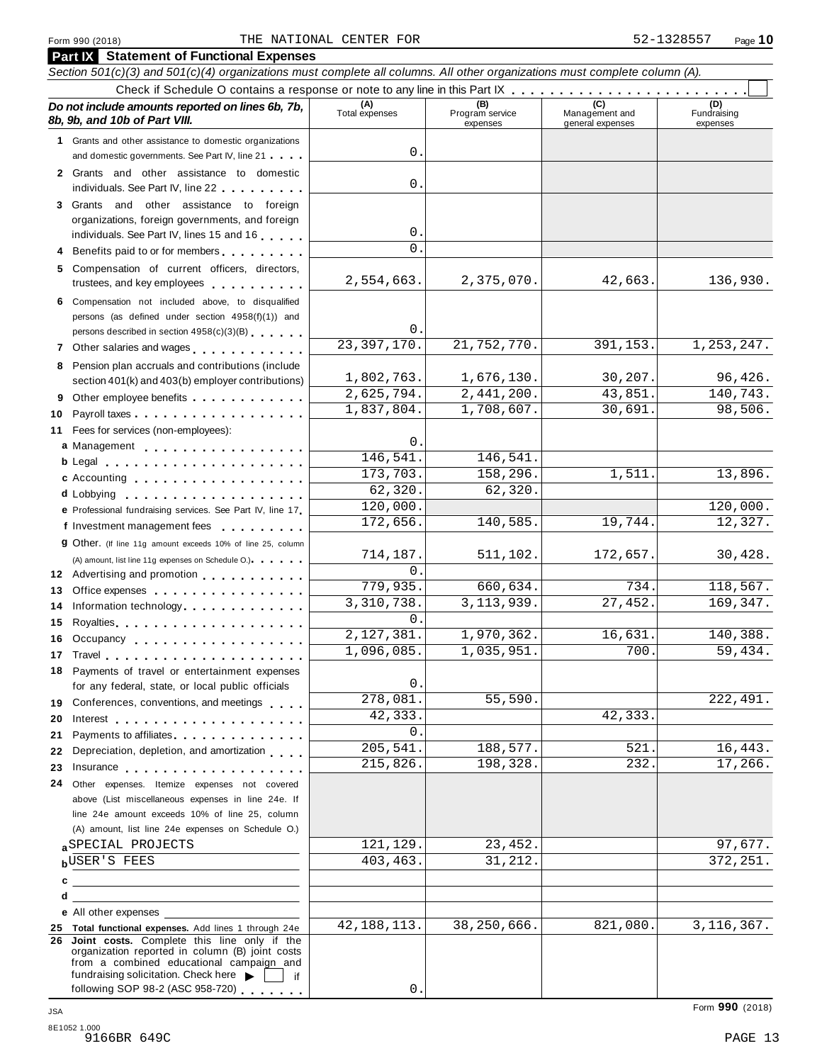Form 990 (2018) THE NATIONAL CENTER FOR 52-1328557

## Part IX Statement of Functional Expenses

*Section 501(c)(3) and 501(c)(4) organizations must complete all columns. All other organizations must complete column (A).*

Check if Schedule O contains a response or note to any line in this Part IX . . . . . . . . . . . . . . . . . . . . . . . . .

| *Do not include amounts reported on lines 6b, 7b, 8b, 9b, and 10b of Part VIII.* | (A) Total expenses | (B) Program service expenses | (C) Management and general expenses | (D) Fundraising expenses |
|---|---|---|---|---|
| 1 Grants and other assistance to domestic organizations and domestic governments. See Part IV, line 21 | 0. | | | |
| 2 Grants and other assistance to domestic individuals. See Part IV, line 22 | 0. | | | |
| 3 Grants and other assistance to foreign organizations, foreign governments, and foreign individuals. See Part IV, lines 15 and 16 | 0. | | | |
| 4 Benefits paid to or for members | 0. | | | |
| 5 Compensation of current officers, directors, trustees, and key employees | 2,554,663. | 2,375,070. | 42,663. | 136,930. |
| 6 Compensation not included above, to disqualified persons (as defined under section 4958(f)(1)) and persons described in section 4958(c)(3)(B) | 0. | | | |
| 7 Other salaries and wages | 23,397,170. | 21,752,770. | 391,153. | 1,253,247. |
| 8 Pension plan accruals and contributions (include section 401(k) and 403(b) employer contributions) | 1,802,763. | 1,676,130. | 30,207. | 96,426. |
| 9 Other employee benefits | 2,625,794. | 2,441,200. | 43,851. | 140,743. |
| 10 Payroll taxes | 1,837,804. | 1,708,607. | 30,691. | 98,506. |
| 11 Fees for services (non-employees): | | | | |
| a Management | 0. | | | |
| b Legal | 146,541. | 146,541. | | |
| c Accounting | 173,703. | 158,296. | 1,511. | 13,896. |
| d Lobbying | 62,320. | 62,320. | | |
| e Professional fundraising services. See Part IV, line 17 | 120,000. | | | 120,000. |
| f Investment management fees | 172,656. | 140,585. | 19,744. | 12,327. |
| g Other. (If line 11g amount exceeds 10% of line 25, column (A) amount, list line 11g expenses on Schedule O.) | 714,187. | 511,102. | 172,657. | 30,428. |
| 12 Advertising and promotion | 0. | | | |
| 13 Office expenses | 779,935. | 660,634. | 734. | 118,567. |
| 14 Information technology | 3,310,738. | 3,113,939. | 27,452. | 169,347. |
| 15 Royalties | 0. | | | |
| 16 Occupancy | 2,127,381. | 1,970,362. | 16,631. | 140,388. |
| 17 Travel | 1,096,085. | 1,035,951. | 700. | 59,434. |
| 18 Payments of travel or entertainment expenses for any federal, state, or local public officials | 0. | | | |
| 19 Conferences, conventions, and meetings | 278,081. | 55,590. | | 222,491. |
| 20 Interest | 42,333. | | 42,333. | |
| 21 Payments to affiliates | 0. | | | |
| 22 Depreciation, depletion, and amortization | 205,541. | 188,577. | 521. | 16,443. |
| 23 Insurance | 215,826. | 198,328. | 232. | 17,266. |
| 24 Other expenses. Itemize expenses not covered above (List miscellaneous expenses in line 24e. If line 24e amount exceeds 10% of line 25, column (A) amount, list line 24e expenses on Schedule O.) | | | | |
| a SPECIAL PROJECTS | 121,129. | 23,452. | | 97,677. |
| b USER'S FEES | 403,463. | 31,212. | | 372,251. |
| c | | | | |
| d | | | | |
| e All other expenses | | | | |
| 25 **Total functional expenses.** Add lines 1 through 24e | 42,188,113. | 38,250,666. | 821,080. | 3,116,367. |
| 26 **Joint costs.** Complete this line only if the organization reported in column (B) joint costs from a combined educational campaign and fundraising solicitation. Check here ▶ ☐ if following SOP 98-2 (ASC 958-720) | 0. | | | |

Form **990** (2018)

JSA 8E1052 1.000
9166BR 649C PAGE 13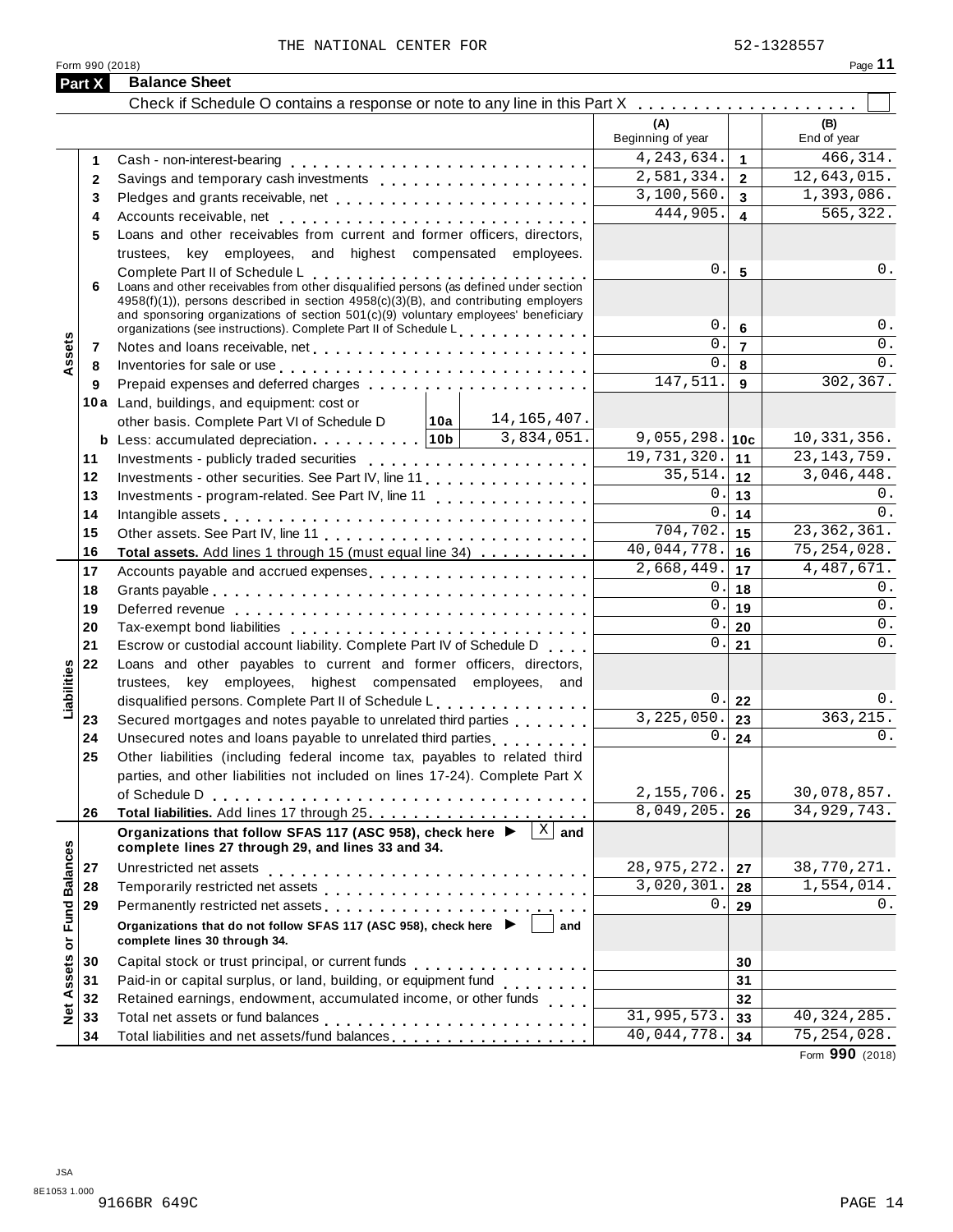THE NATIONAL CENTER FOR 52-1328557

Form 990 (2018)

## Part X Balance Sheet

Check if Schedule O contains a response or note to any line in this Part X . . . . . . . . . . ☐

| | | | (A) Beginning of year | | (B) End of year |
|---|---|---|---|---|---|
| **Assets** | 1 | Cash - non-interest-bearing | 4,243,634. | 1 | 466,314. |
| | 2 | Savings and temporary cash investments | 2,581,334. | 2 | 12,643,015. |
| | 3 | Pledges and grants receivable, net | 3,100,560. | 3 | 1,393,086. |
| | 4 | Accounts receivable, net | 444,905. | 4 | 565,322. |
| | 5 | Loans and other receivables from current and former officers, directors, trustees, key employees, and highest compensated employees. Complete Part II of Schedule L | 0. | 5 | 0. |
| | 6 | Loans and other receivables from other disqualified persons (as defined under section 4958(f)(1)), persons described in section 4958(c)(3)(B), and contributing employers and sponsoring organizations of section 501(c)(9) voluntary employees' beneficiary organizations (see instructions). Complete Part II of Schedule L | 0. | 6 | 0. |
| | 7 | Notes and loans receivable, net | 0. | 7 | 0. |
| | 8 | Inventories for sale or use | 0. | 8 | 0. |
| | 9 | Prepaid expenses and deferred charges | 147,511. | 9 | 302,367. |
| | 10a | Land, buildings, and equipment: cost or other basis. Complete Part VI of Schedule D — 10a: 14,165,407. | | | |
| | b | Less: accumulated depreciation — 10b: 3,834,051. | 9,055,298. | 10c | 10,331,356. |
| | 11 | Investments - publicly traded securities | 19,731,320. | 11 | 23,143,759. |
| | 12 | Investments - other securities. See Part IV, line 11 | 35,514. | 12 | 3,046,448. |
| | 13 | Investments - program-related. See Part IV, line 11 | 0. | 13 | 0. |
| | 14 | Intangible assets | 0. | 14 | 0. |
| | 15 | Other assets. See Part IV, line 11 | 704,702. | 15 | 23,362,361. |
| | 16 | **Total assets.** Add lines 1 through 15 (must equal line 34) | 40,044,778. | 16 | 75,254,028. |
| **Liabilities** | 17 | Accounts payable and accrued expenses | 2,668,449. | 17 | 4,487,671. |
| | 18 | Grants payable | 0. | 18 | 0. |
| | 19 | Deferred revenue | 0. | 19 | 0. |
| | 20 | Tax-exempt bond liabilities | 0. | 20 | 0. |
| | 21 | Escrow or custodial account liability. Complete Part IV of Schedule D | 0. | 21 | 0. |
| | 22 | Loans and other payables to current and former officers, directors, trustees, key employees, highest compensated employees, and disqualified persons. Complete Part II of Schedule L | 0. | 22 | 0. |
| | 23 | Secured mortgages and notes payable to unrelated third parties | 3,225,050. | 23 | 363,215. |
| | 24 | Unsecured notes and loans payable to unrelated third parties | 0. | 24 | 0. |
| | 25 | Other liabilities (including federal income tax, payables to related third parties, and other liabilities not included on lines 17-24). Complete Part X of Schedule D | 2,155,706. | 25 | 30,078,857. |
| | 26 | **Total liabilities.** Add lines 17 through 25 | 8,049,205. | 26 | 34,929,743. |
| **Net Assets or Fund Balances** | | **Organizations that follow SFAS 117 (ASC 958), check here ▶ ☒ and complete lines 27 through 29, and lines 33 and 34.** | | | |
| | 27 | Unrestricted net assets | 28,975,272. | 27 | 38,770,271. |
| | 28 | Temporarily restricted net assets | 3,020,301. | 28 | 1,554,014. |
| | 29 | Permanently restricted net assets | 0. | 29 | 0. |
| | | **Organizations that do not follow SFAS 117 (ASC 958), check here ▶ ☐ and complete lines 30 through 34.** | | | |
| | 30 | Capital stock or trust principal, or current funds | | 30 | |
| | 31 | Paid-in or capital surplus, or land, building, or equipment fund | | 31 | |
| | 32 | Retained earnings, endowment, accumulated income, or other funds | | 32 | |
| | 33 | Total net assets or fund balances | 31,995,573. | 33 | 40,324,285. |
| | 34 | Total liabilities and net assets/fund balances | 40,044,778. | 34 | 75,254,028. |

Form **990** (2018)

JSA 8E1053 1.000 9166BR 649C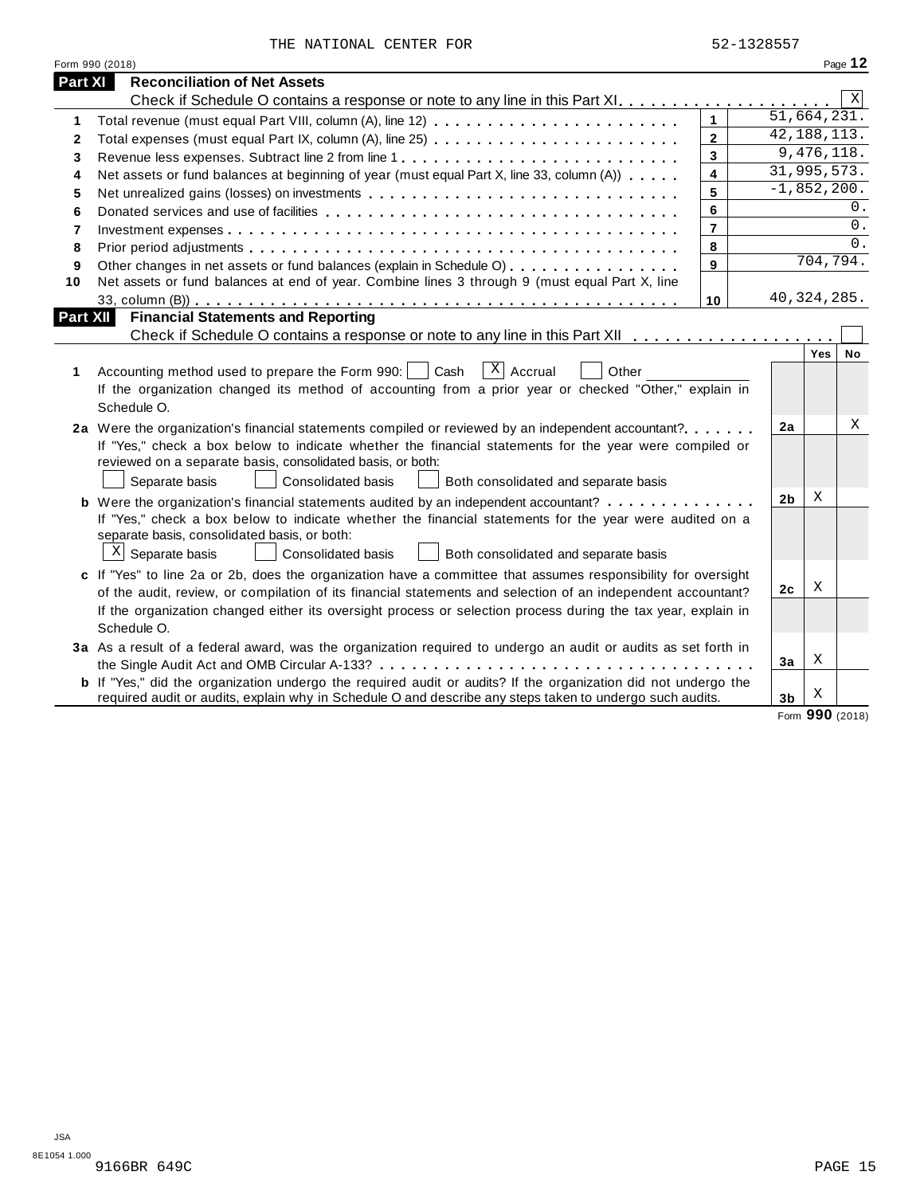THE NATIONAL CENTER FOR 52-1328557

Form 990 (2018) Page **12**

## Part XI Reconciliation of Net Assets

Check if Schedule O contains a response or note to any line in this Part XI . . . . . . . . . . . . . . . . . . . . [X]

| | | | |
|---|---|---|---|
| 1 | Total revenue (must equal Part VIII, column (A), line 12) | 1 | 51,664,231. |
| 2 | Total expenses (must equal Part IX, column (A), line 25) | 2 | 42,188,113. |
| 3 | Revenue less expenses. Subtract line 2 from line 1 | 3 | 9,476,118. |
| 4 | Net assets or fund balances at beginning of year (must equal Part X, line 33, column (A)) | 4 | 31,995,573. |
| 5 | Net unrealized gains (losses) on investments | 5 | -1,852,200. |
| 6 | Donated services and use of facilities | 6 | 0. |
| 7 | Investment expenses | 7 | 0. |
| 8 | Prior period adjustments | 8 | 0. |
| 9 | Other changes in net assets or fund balances (explain in Schedule O) | 9 | 704,794. |
| 10 | Net assets or fund balances at end of year. Combine lines 3 through 9 (must equal Part X, line 33, column (B)) | 10 | 40,324,285. |

## Part XII Financial Statements and Reporting

Check if Schedule O contains a response or note to any line in this Part XII . . . . . . . . . . . . . . . . . . . [ ]

| | | | Yes | No |
|---|---|---|---|---|
| 1 | Accounting method used to prepare the Form 990: [ ] Cash [X] Accrual [ ] Other ____________ If the organization changed its method of accounting from a prior year or checked "Other," explain in Schedule O. | | | |
| 2a | Were the organization's financial statements compiled or reviewed by an independent accountant? If "Yes," check a box below to indicate whether the financial statements for the year were compiled or reviewed on a separate basis, consolidated basis, or both: [ ] Separate basis [ ] Consolidated basis [ ] Both consolidated and separate basis | 2a | | X |
| b | Were the organization's financial statements audited by an independent accountant? If "Yes," check a box below to indicate whether the financial statements for the year were audited on a separate basis, consolidated basis, or both: [X] Separate basis [ ] Consolidated basis [ ] Both consolidated and separate basis | 2b | X | |
| c | If "Yes" to line 2a or 2b, does the organization have a committee that assumes responsibility for oversight of the audit, review, or compilation of its financial statements and selection of an independent accountant? If the organization changed either its oversight process or selection process during the tax year, explain in Schedule O. | 2c | X | |
| 3a | As a result of a federal award, was the organization required to undergo an audit or audits as set forth in the Single Audit Act and OMB Circular A-133? | 3a | X | |
| b | If "Yes," did the organization undergo the required audit or audits? If the organization did not undergo the required audit or audits, explain in Schedule O and describe any steps taken to undergo such audits. | 3b | X | |

Form **990** (2018)

JSA
8E1054 1.000
9166BR 649C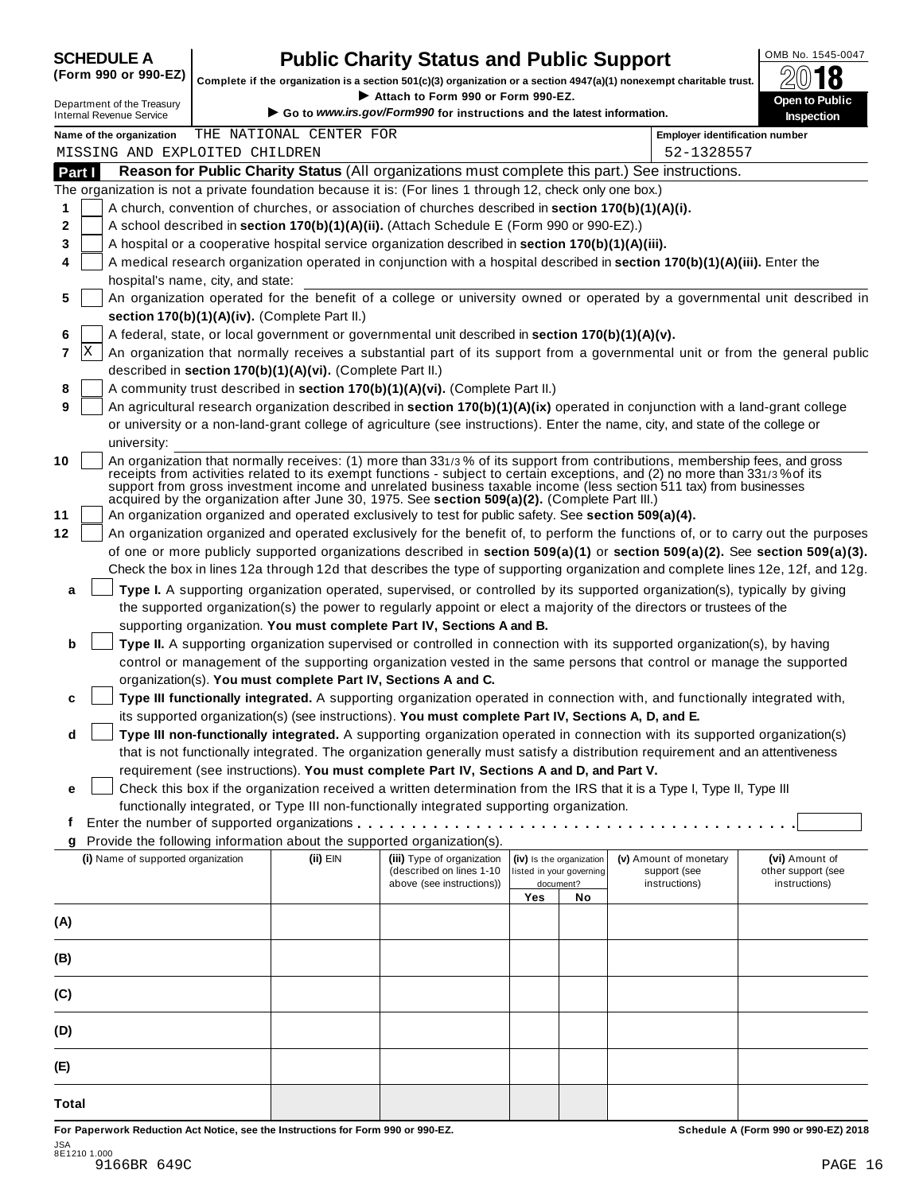**SCHEDULE A**
**(Form 990 or 990-EZ)**

Department of the Treasury
Internal Revenue Service

# Public Charity Status and Public Support

**Complete if the organization is a section 501(c)(3) organization or a section 4947(a)(1) nonexempt charitable trust.**
▶ **Attach to Form 990 or Form 990-EZ.**
▶ **Go to *www.irs.gov/Form990* for instructions and the latest information.**

OMB No. 1545-0047
**2018**
**Open to Public Inspection**

**Name of the organization** THE NATIONAL CENTER FOR MISSING AND EXPLOITED CHILDREN
**Employer identification number** 52-1328557

**Part I** **Reason for Public Charity Status** (All organizations must complete this part.) See instructions.

The organization is not a private foundation because it is: (For lines 1 through 12, check only one box.)

1 [ ] A church, convention of churches, or association of churches described in **section 170(b)(1)(A)(i).**

2 [ ] A school described in **section 170(b)(1)(A)(ii).** (Attach Schedule E (Form 990 or 990-EZ).)

3 [ ] A hospital or a cooperative hospital service organization described in **section 170(b)(1)(A)(iii).**

4 [ ] A medical research organization operated in conjunction with a hospital described in **section 170(b)(1)(A)(iii).** Enter the hospital's name, city, and state:

5 [ ] An organization operated for the benefit of a college or university owned or operated by a governmental unit described in **section 170(b)(1)(A)(iv).** (Complete Part II.)

6 [ ] A federal, state, or local government or governmental unit described in **section 170(b)(1)(A)(v).**

7 [X] An organization that normally receives a substantial part of its support from a governmental unit or from the general public described in **section 170(b)(1)(A)(vi).** (Complete Part II.)

8 [ ] A community trust described in **section 170(b)(1)(A)(vi).** (Complete Part II.)

9 [ ] An agricultural research organization described in **section 170(b)(1)(A)(ix)** operated in conjunction with a land-grant college or university or a non-land-grant college of agriculture (see instructions). Enter the name, city, and state of the college or university:

10 [ ] An organization that normally receives: (1) more than 33 1/3 % of its support from contributions, membership fees, and gross receipts from activities related to its exempt functions - subject to certain exceptions, and (2) no more than 33 1/3 % of its support from gross investment income and unrelated business taxable income (less section 511 tax) from businesses acquired by the organization after June 30, 1975. See **section 509(a)(2).** (Complete Part III.)

11 [ ] An organization organized and operated exclusively to test for public safety. See **section 509(a)(4).**

12 [ ] An organization organized and operated exclusively for the benefit of, to perform the functions of, or to carry out the purposes of one or more publicly supported organizations described in **section 509(a)(1)** or **section 509(a)(2).** See **section 509(a)(3).** Check the box in lines 12a through 12d that describes the type of supporting organization and complete lines 12e, 12f, and 12g.

a [ ] **Type I.** A supporting organization operated, supervised, or controlled by its supported organization(s), typically by giving the supported organization(s) the power to regularly appoint or elect a majority of the directors or trustees of the supporting organization. **You must complete Part IV, Sections A and B.**

b [ ] **Type II.** A supporting organization supervised or controlled in connection with its supported organization(s), by having control or management of the supporting organization vested in the same persons that control or manage the supported organization(s). **You must complete Part IV, Sections A and C.**

c [ ] **Type III functionally integrated.** A supporting organization operated in connection with, and functionally integrated with, its supported organization(s) (see instructions). **You must complete Part IV, Sections A, D, and E.**

d [ ] **Type III non-functionally integrated.** A supporting organization operated in connection with its supported organization(s) that is not functionally integrated. The organization generally must satisfy a distribution requirement and an attentiveness requirement (see instructions). **You must complete Part IV, Sections A and D, and Part V.**

e [ ] Check this box if the organization received a written determination from the IRS that it is a Type I, Type II, Type III functionally integrated, or Type III non-functionally integrated supporting organization.

f Enter the number of supported organizations . . . . . . . . . . . . . . . . . . . . . . . . . . . . . . . . . . . . . .

g Provide the following information about the supported organization(s).

| (i) Name of supported organization | (ii) EIN | (iii) Type of organization (described on lines 1-10 above (see instructions)) | (iv) Is the organization listed in your governing document? Yes | No | (v) Amount of monetary support (see instructions) | (vi) Amount of other support (see instructions) |
|---|---|---|---|---|---|---|
| (A) | | | | | | |
| (B) | | | | | | |
| (C) | | | | | | |
| (D) | | | | | | |
| (E) | | | | | | |
| Total | | | | | | |

**For Paperwork Reduction Act Notice, see the Instructions for Form 990 or 990-EZ.** **Schedule A (Form 990 or 990-EZ) 2018**

JSA
8E1210 1.000
9166BR 649C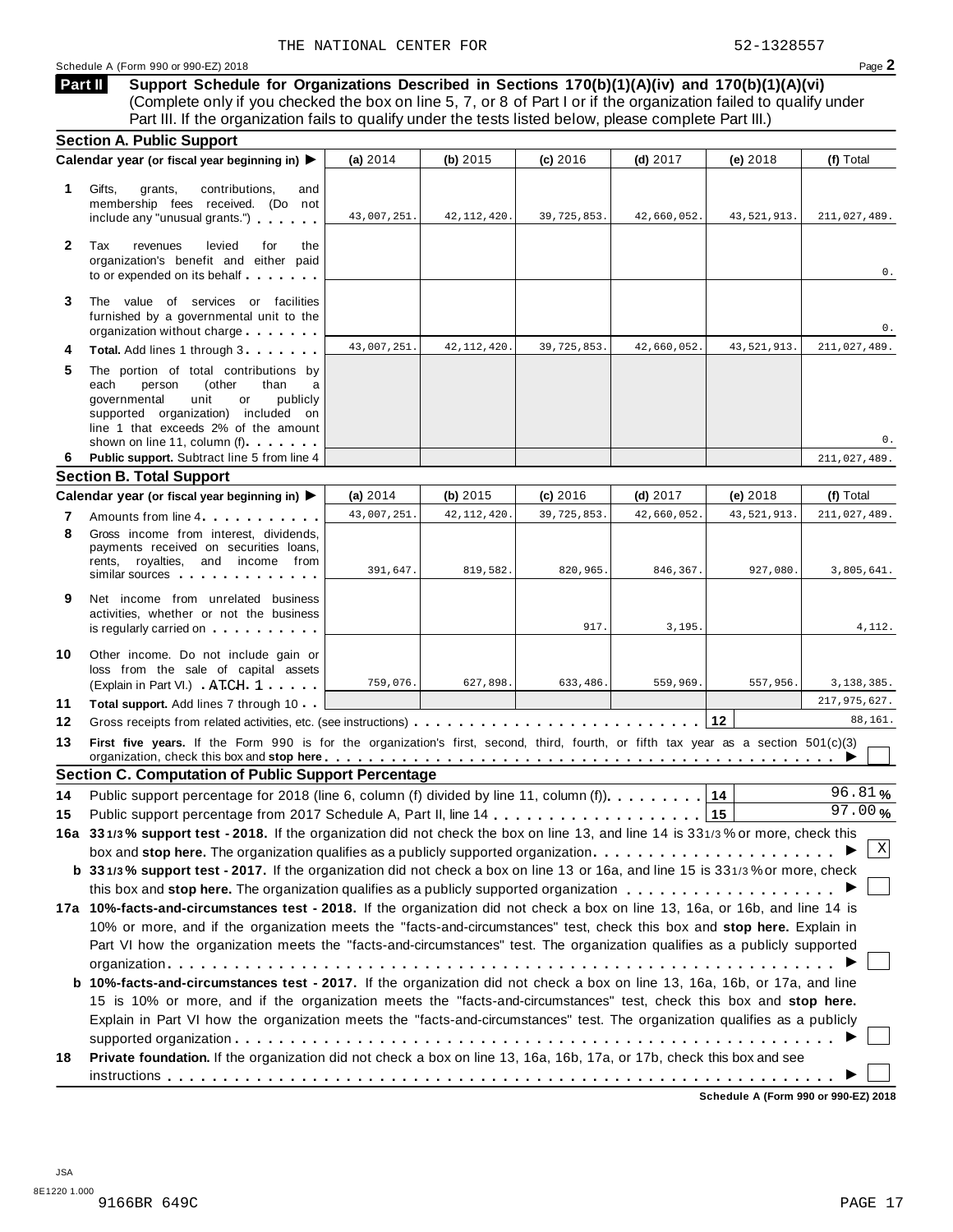THE NATIONAL CENTER FOR 52-1328557

Schedule A (Form 990 or 990-EZ) 2018

## Part II Support Schedule for Organizations Described in Sections 170(b)(1)(A)(iv) and 170(b)(1)(A)(vi)

(Complete only if you checked the box on line 5, 7, or 8 of Part I or if the organization failed to qualify under Part III. If the organization fails to qualify under the tests listed below, please complete Part III.)

### Section A. Public Support

| Calendar year (or fiscal year beginning in) ▶ | (a) 2014 | (b) 2015 | (c) 2016 | (d) 2017 | (e) 2018 | (f) Total |
|---|---|---|---|---|---|---|
| **1** Gifts, grants, contributions, and membership fees received. (Do not include any "unusual grants.") | 43,007,251. | 42,112,420. | 39,725,853. | 42,660,052. | 43,521,913. | 211,027,489. |
| **2** Tax revenues levied for the organization's benefit and either paid to or expended on its behalf | | | | | | 0. |
| **3** The value of services or facilities furnished by a governmental unit to the organization without charge | | | | | | 0. |
| **4** **Total.** Add lines 1 through 3 | 43,007,251. | 42,112,420. | 39,725,853. | 42,660,052. | 43,521,913. | 211,027,489. |
| **5** The portion of total contributions by each person (other than a governmental unit or publicly supported organization) included on line 1 that exceeds 2% of the amount shown on line 11, column (f) | | | | | | 0. |
| **6** **Public support.** Subtract line 5 from line 4 | | | | | | 211,027,489. |

### Section B. Total Support

| Calendar year (or fiscal year beginning in) ▶ | (a) 2014 | (b) 2015 | (c) 2016 | (d) 2017 | (e) 2018 | (f) Total |
|---|---|---|---|---|---|---|
| **7** Amounts from line 4 | 43,007,251. | 42,112,420. | 39,725,853. | 42,660,052. | 43,521,913. | 211,027,489. |
| **8** Gross income from interest, dividends, payments received on securities loans, rents, royalties, and income from similar sources | 391,647. | 819,582. | 820,965. | 846,367. | 927,080. | 3,805,641. |
| **9** Net income from unrelated business activities, whether or not the business is regularly carried on | | | 917. | 3,195. | | 4,112. |
| **10** Other income. Do not include gain or loss from the sale of capital assets (Explain in Part VI.) ATCH 1 | 759,076. | 627,898. | 633,486. | 559,969. | 557,956. | 3,138,385. |
| **11** **Total support.** Add lines 7 through 10 | | | | | | 217,975,627. |
| **12** Gross receipts from related activities, etc. (see instructions) | | | | | **12** | 88,161. |

**13** **First five years.** If the Form 990 is for the organization's first, second, third, fourth, or fifth tax year as a section 501(c)(3) organization, check this box and **stop here** ▶ ☐

### Section C. Computation of Public Support Percentage

**14** Public support percentage for 2018 (line 6, column (f) divided by line 11, column (f)) **14** 96.81 %

**15** Public support percentage from 2017 Schedule A, Part II, line 14 **15** 97.00 %

**16a** **33 1/3 % support test - 2018.** If the organization did not check the box on line 13, and line 14 is 33 1/3 % or more, check this box and **stop here.** The organization qualifies as a publicly supported organization ▶ ☒

**b** **33 1/3 % support test - 2017.** If the organization did not check a box on line 13 or 16a, and line 15 is 33 1/3 % or more, check this box and **stop here.** The organization qualifies as a publicly supported organization ▶ ☐

**17a** **10%-facts-and-circumstances test - 2018.** If the organization did not check a box on line 13, 16a, or 16b, and line 14 is 10% or more, and if the organization meets the "facts-and-circumstances" test, check this box and **stop here.** Explain in Part VI how the organization meets the "facts-and-circumstances" test. The organization qualifies as a publicly supported organization ▶ ☐

**b** **10%-facts-and-circumstances test - 2017.** If the organization did not check a box on line 13, 16a, 16b, or 17a, and line 15 is 10% or more, and if the organization meets the "facts-and-circumstances" test, check this box and **stop here.** Explain in Part VI how the organization meets the "facts-and-circumstances" test. The organization qualifies as a publicly supported organization ▶ ☐

**18** **Private foundation.** If the organization did not check a box on line 13, 16a, 16b, 17a, or 17b, check this box and see instructions ▶ ☐

Schedule A (Form 990 or 990-EZ) 2018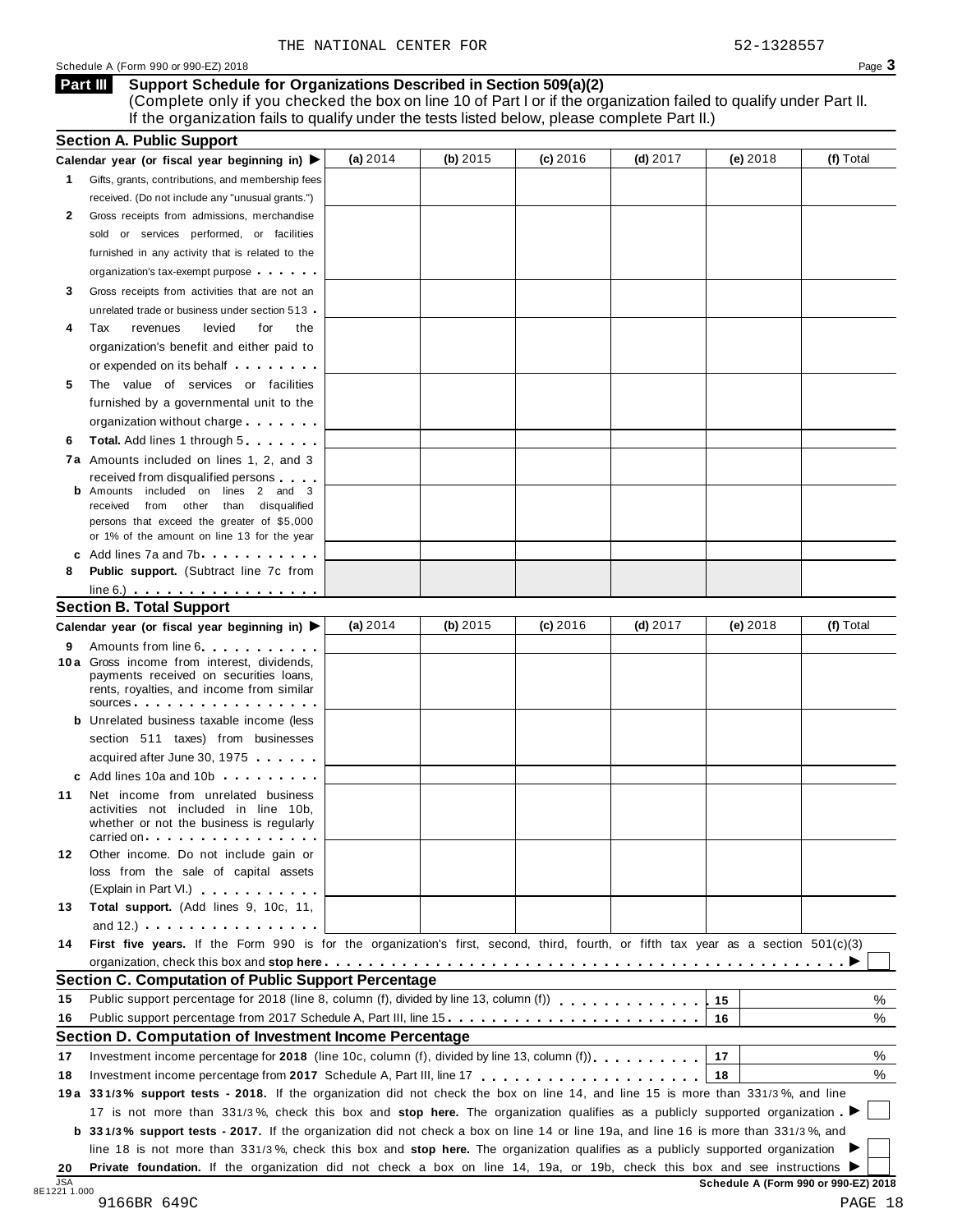THE NATIONAL CENTER FOR 52-1328557

Schedule A (Form 990 or 990-EZ) 2018 Page **3**

## Part III Support Schedule for Organizations Described in Section 509(a)(2)

(Complete only if you checked the box on line 10 of Part I or if the organization failed to qualify under Part II. If the organization fails to qualify under the tests listed below, please complete Part II.)

### Section A. Public Support

| Calendar year (or fiscal year beginning in) ▶ | (a) 2014 | (b) 2015 | (c) 2016 | (d) 2017 | (e) 2018 | (f) Total |
|---|---|---|---|---|---|---|
| **1** Gifts, grants, contributions, and membership fees received. (Do not include any "unusual grants.") | | | | | | |
| **2** Gross receipts from admissions, merchandise sold or services performed, or facilities furnished in any activity that is related to the organization's tax-exempt purpose | | | | | | |
| **3** Gross receipts from activities that are not an unrelated trade or business under section 513 | | | | | | |
| **4** Tax revenues levied for the organization's benefit and either paid to or expended on its behalf | | | | | | |
| **5** The value of services or facilities furnished by a governmental unit to the organization without charge | | | | | | |
| **6** **Total.** Add lines 1 through 5 | | | | | | |
| **7a** Amounts included on lines 1, 2, and 3 received from disqualified persons | | | | | | |
| **b** Amounts included on lines 2 and 3 received from other than disqualified persons that exceed the greater of $5,000 or 1% of the amount on line 13 for the year | | | | | | |
| **c** Add lines 7a and 7b | | | | | | |
| **8** **Public support.** (Subtract line 7c from line 6.) | | | | | | |

### Section B. Total Support

| Calendar year (or fiscal year beginning in) ▶ | (a) 2014 | (b) 2015 | (c) 2016 | (d) 2017 | (e) 2018 | (f) Total |
|---|---|---|---|---|---|---|
| **9** Amounts from line 6 | | | | | | |
| **10a** Gross income from interest, dividends, payments received on securities loans, rents, royalties, and income from similar sources | | | | | | |
| **b** Unrelated business taxable income (less section 511 taxes) from businesses acquired after June 30, 1975 | | | | | | |
| **c** Add lines 10a and 10b | | | | | | |
| **11** Net income from unrelated business activities not included in line 10b, whether or not the business is regularly carried on | | | | | | |
| **12** Other income. Do not include gain or loss from the sale of capital assets (Explain in Part VI.) | | | | | | |
| **13** **Total support.** (Add lines 9, 10c, 11, and 12.) | | | | | | |

**14** **First five years.** If the Form 990 is for the organization's first, second, third, fourth, or fifth tax year as a section 501(c)(3) organization, check this box and **stop here** ▶ ☐

### Section C. Computation of Public Support Percentage

| | | | |
|---|---|---|---|
| **15** | Public support percentage for 2018 (line 8, column (f), divided by line 13, column (f)) | 15 | % |
| **16** | Public support percentage from 2017 Schedule A, Part III, line 15 | 16 | % |

### Section D. Computation of Investment Income Percentage

| | | | |
|---|---|---|---|
| **17** | Investment income percentage for **2018** (line 10c, column (f), divided by line 13, column (f)) | 17 | % |
| **18** | Investment income percentage from **2017** Schedule A, Part III, line 17 | 18 | % |

**19a** **33 1/3% support tests - 2018.** If the organization did not check the box on line 14, and line 15 is more than 33 1/3%, and line 17 is not more than 33 1/3%, check this box and **stop here.** The organization qualifies as a publicly supported organization ▶ ☐

**b** **33 1/3% support tests - 2017.** If the organization did not check a box on line 14 or line 19a, and line 16 is more than 33 1/3%, and line 18 is not more than 33 1/3%, check this box and **stop here.** The organization qualifies as a publicly supported organization ▶ ☐

**20** **Private foundation.** If the organization did not check a box on line 14, 19a, or 19b, check this box and see instructions ▶ ☐

JSA
8E1221 1.000

**Schedule A (Form 990 or 990-EZ) 2018**

9166BR 649C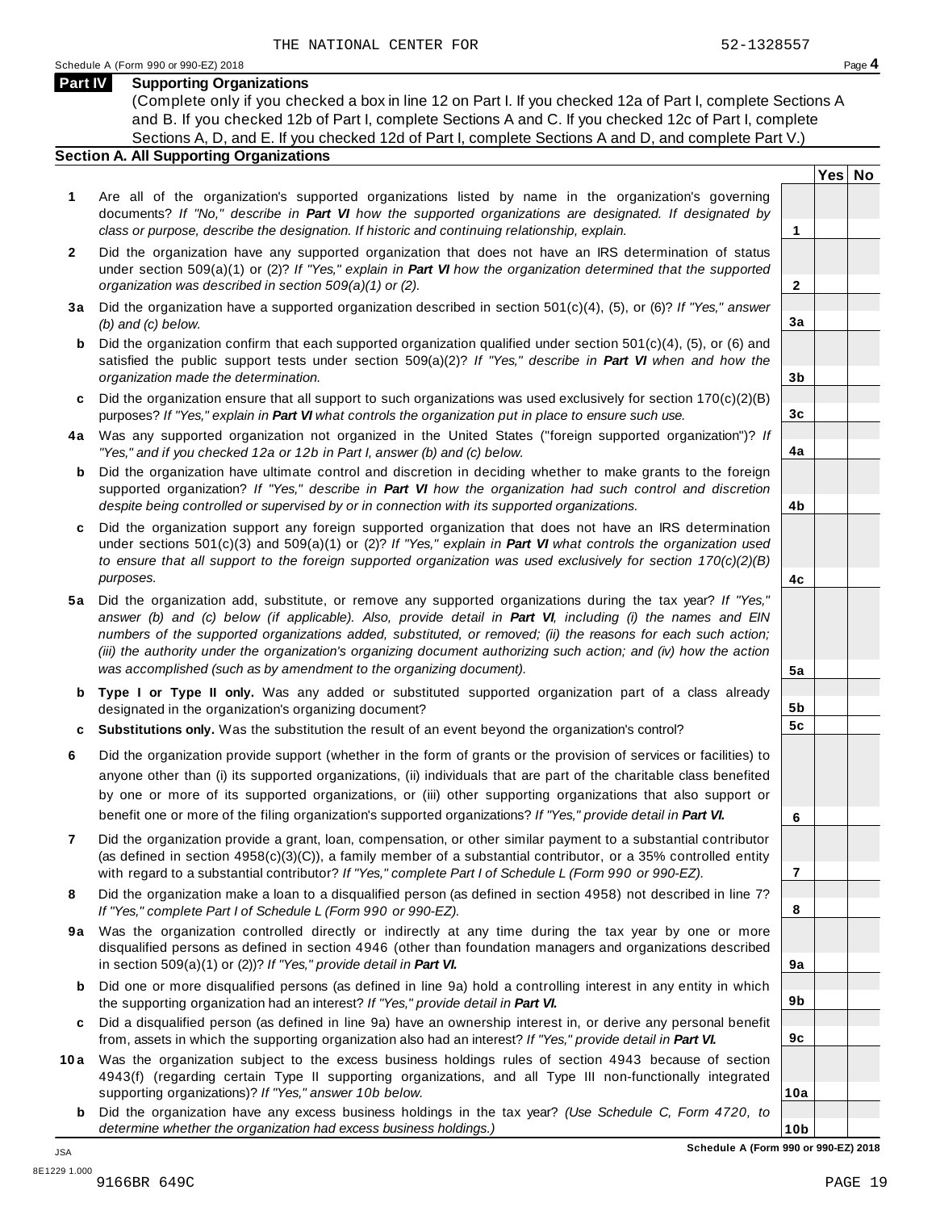THE NATIONAL CENTER FOR 52-1328557

Schedule A (Form 990 or 990-EZ) 2018

## Part IV Supporting Organizations

(Complete only if you checked a box in line 12 on Part I. If you checked 12a of Part I, complete Sections A and B. If you checked 12b of Part I, complete Sections A and C. If you checked 12c of Part I, complete Sections A, D, and E. If you checked 12d of Part I, complete Sections A and D, and complete Part V.)

### Section A. All Supporting Organizations

| | | | Yes | No |
|---|---|---|---|---|
| **1** | Are all of the organization's supported organizations listed by name in the organization's governing documents? *If "No," describe in **Part VI** how the supported organizations are designated. If designated by class or purpose, describe the designation. If historic and continuing relationship, explain.* | **1** | | |
| **2** | Did the organization have any supported organization that does not have an IRS determination of status under section 509(a)(1) or (2)? *If "Yes," explain in **Part VI** how the organization determined that the supported organization was described in section 509(a)(1) or (2).* | **2** | | |
| **3a** | Did the organization have a supported organization described in section 501(c)(4), (5), or (6)? *If "Yes," answer (b) and (c) below.* | **3a** | | |
| **b** | Did the organization confirm that each supported organization qualified under section 501(c)(4), (5), or (6) and satisfied the public support tests under section 509(a)(2)? *If "Yes," describe in **Part VI** when and how the organization made the determination.* | **3b** | | |
| **c** | Did the organization ensure that all support to such organizations was used exclusively for section 170(c)(2)(B) purposes? *If "Yes," explain in **Part VI** what controls the organization put in place to ensure such use.* | **3c** | | |
| **4a** | Was any supported organization not organized in the United States ("foreign supported organization")? *If "Yes," and if you checked 12a or 12b in Part I, answer (b) and (c) below.* | **4a** | | |
| **b** | Did the organization have ultimate control and discretion in deciding whether to make grants to the foreign supported organization? *If "Yes," describe in **Part VI** how the organization had such control and discretion despite being controlled or supervised by or in connection with its supported organizations.* | **4b** | | |
| **c** | Did the organization support any foreign supported organization that does not have an IRS determination under sections 501(c)(3) and 509(a)(1) or (2)? *If "Yes," explain in **Part VI** what controls the organization used to ensure that all support to the foreign supported organization was used exclusively for section 170(c)(2)(B) purposes.* | **4c** | | |
| **5a** | Did the organization add, substitute, or remove any supported organizations during the tax year? *If "Yes," answer (b) and (c) below (if applicable). Also, provide detail in **Part VI**, including (i) the names and EIN numbers of the supported organizations added, substituted, or removed; (ii) the reasons for each such action; (iii) the authority under the organization's organizing document authorizing such action; and (iv) how the action was accomplished (such as by amendment to the organizing document).* | **5a** | | |
| **b** | **Type I or Type II only.** Was any added or substituted supported organization part of a class already designated in the organization's organizing document? | **5b** | | |
| **c** | **Substitutions only.** Was the substitution the result of an event beyond the organization's control? | **5c** | | |
| **6** | Did the organization provide support (whether in the form of grants or the provision of services or facilities) to anyone other than (i) its supported organizations, (ii) individuals that are part of the charitable class benefited by one or more of its supported organizations, or (iii) other supporting organizations that also support or benefit one or more of the filing organization's supported organizations? *If "Yes," provide detail in **Part VI.*** | **6** | | |
| **7** | Did the organization provide a grant, loan, compensation, or other similar payment to a substantial contributor (as defined in section 4958(c)(3)(C)), a family member of a substantial contributor, or a 35% controlled entity with regard to a substantial contributor? *If "Yes," complete Part I of Schedule L (Form 990 or 990-EZ).* | **7** | | |
| **8** | Did the organization make a loan to a disqualified person (as defined in section 4958) not described in line 7? *If "Yes," complete Part I of Schedule L (Form 990 or 990-EZ).* | **8** | | |
| **9a** | Was the organization controlled directly or indirectly at any time during the tax year by one or more disqualified persons as defined in section 4946 (other than foundation managers and organizations described in section 509(a)(1) or (2))? *If "Yes," provide detail in **Part VI.*** | **9a** | | |
| **b** | Did one or more disqualified persons (as defined in line 9a) hold a controlling interest in any entity in which the supporting organization had an interest? *If "Yes," provide detail in **Part VI.*** | **9b** | | |
| **c** | Did a disqualified person (as defined in line 9a) have an ownership interest in, or derive any personal benefit from, assets in which the supporting organization also had an interest? *If "Yes," provide detail in **Part VI.*** | **9c** | | |
| **10a** | Was the organization subject to the excess business holdings rules of section 4943 because of section 4943(f) (regarding certain Type II supporting organizations, and all Type III non-functionally integrated supporting organizations)? *If "Yes," answer 10b below.* | **10a** | | |
| **b** | Did the organization have any excess business holdings in the tax year? *(Use Schedule C, Form 4720, to determine whether the organization had excess business holdings.)* | **10b** | | |

**Schedule A (Form 990 or 990-EZ) 2018**

JSA
8E1229 1.000
9166BR 649C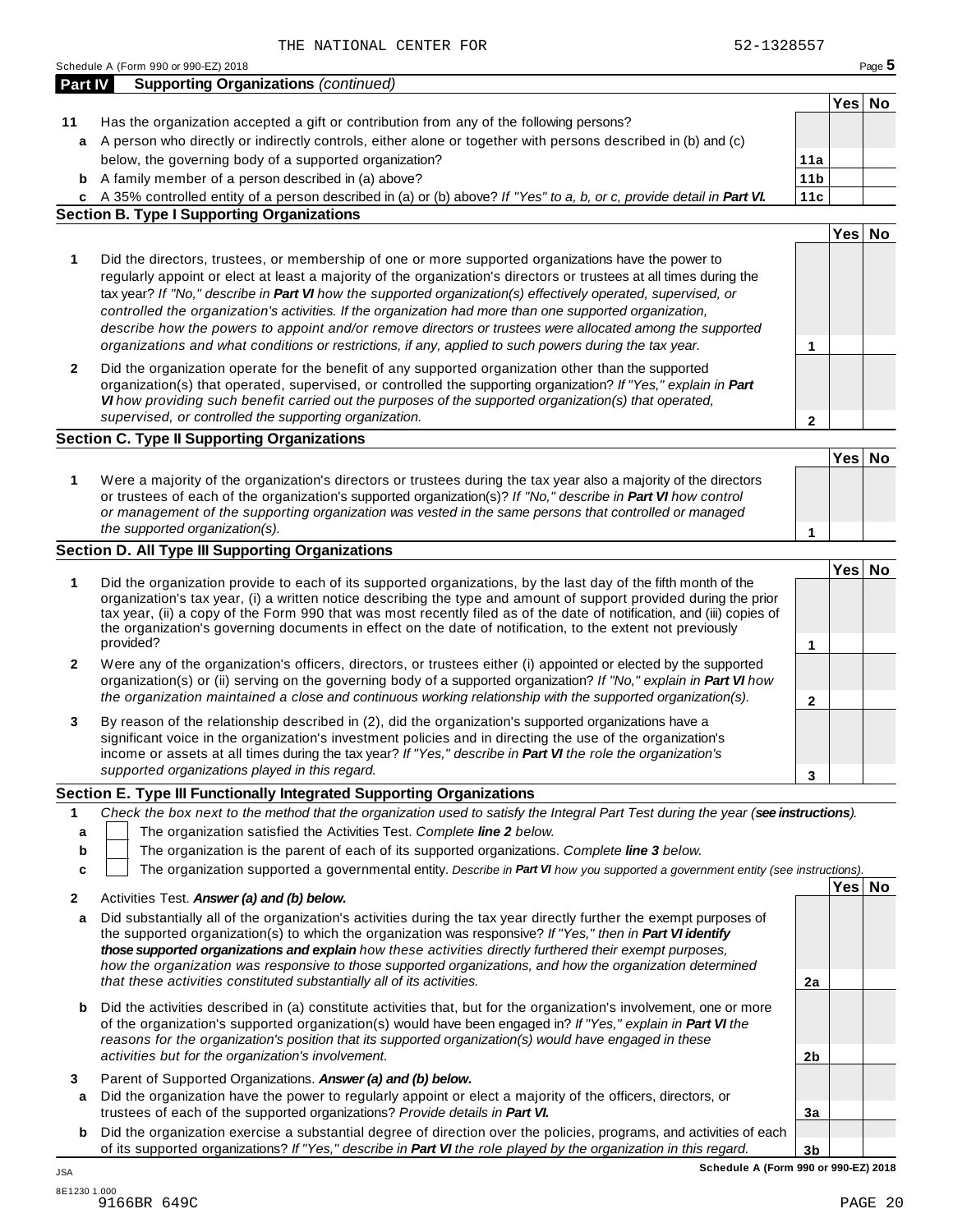THE NATIONAL CENTER FOR 52-1328557

Schedule A (Form 990 or 990-EZ) 2018

## Part IV Supporting Organizations *(continued)*

| | | | Yes | No |
|---|---|---|---|---|
| **11** | Has the organization accepted a gift or contribution from any of the following persons? | | | |
| **a** | A person who directly or indirectly controls, either alone or together with persons described in (b) and (c) below, the governing body of a supported organization? | **11a** | | |
| **b** | A family member of a person described in (a) above? | **11b** | | |
| **c** | A 35% controlled entity of a person described in (a) or (b) above? *If "Yes" to a, b, or c, provide detail in **Part VI.*** | **11c** | | |

### Section B. Type I Supporting Organizations

| | | | Yes | No |
|---|---|---|---|---|
| **1** | Did the directors, trustees, or membership of one or more supported organizations have the power to regularly appoint or elect at least a majority of the organization's directors or trustees at all times during the tax year? *If "No," describe in **Part VI** how the supported organization(s) effectively operated, supervised, or controlled the organization's activities. If the organization had more than one supported organization, describe how the powers to appoint and/or remove directors or trustees were allocated among the supported organizations and what conditions or restrictions, if any, applied to such powers during the tax year.* | **1** | | |
| **2** | Did the organization operate for the benefit of any supported organization other than the supported organization(s) that operated, supervised, or controlled the supporting organization? *If "Yes," explain in **Part VI** how providing such benefit carried out the purposes of the supported organization(s) that operated, supervised, or controlled the supporting organization.* | **2** | | |

### Section C. Type II Supporting Organizations

| | | | Yes | No |
|---|---|---|---|---|
| **1** | Were a majority of the organization's directors or trustees during the tax year also a majority of the directors or trustees of each of the organization's supported organization(s)? *If "No," describe in **Part VI** how control or management of the supporting organization was vested in the same persons that controlled or managed the supported organization(s).* | **1** | | |

### Section D. All Type III Supporting Organizations

| | | | Yes | No |
|---|---|---|---|---|
| **1** | Did the organization provide to each of its supported organizations, by the last day of the fifth month of the organization's tax year, (i) a written notice describing the type and amount of support provided during the prior tax year, (ii) a copy of the Form 990 that was most recently filed as of the date of notification, and (iii) copies of the organization's governing documents in effect on the date of notification, to the extent not previously provided? | **1** | | |
| **2** | Were any of the organization's officers, directors, or trustees either (i) appointed or elected by the supported organization(s) or (ii) serving on the governing body of a supported organization? *If "No," explain in **Part VI** how the organization maintained a close and continuous working relationship with the supported organization(s).* | **2** | | |
| **3** | By reason of the relationship described in (2), did the organization's supported organizations have a significant voice in the organization's investment policies and in directing the use of the organization's income or assets at all times during the tax year? *If "Yes," describe in **Part VI** the role the organization's supported organizations played in this regard.* | **3** | | |

### Section E. Type III Functionally Integrated Supporting Organizations

**1** *Check the box next to the method that the organization used to satisfy the Integral Part Test during the year (**see instructions**).*

- **a** ☐ The organization satisfied the Activities Test. *Complete **line 2** below.*
- **b** ☐ The organization is the parent of each of its supported organizations. *Complete **line 3** below.*
- **c** ☐ The organization supported a governmental entity. *Describe in **Part VI** how you supported a government entity (see instructions).*

| | | | Yes | No |
|---|---|---|---|---|
| **2** | Activities Test. ***Answer (a) and (b) below.*** | | | |
| **a** | Did substantially all of the organization's activities during the tax year directly further the exempt purposes of the supported organization(s) to which the organization was responsive? *If "Yes," then in **Part VI identify those supported organizations and explain** how these activities directly furthered their exempt purposes, how the organization was responsive to those supported organizations, and how the organization determined that these activities constituted substantially all of its activities.* | **2a** | | |
| **b** | Did the activities described in (a) constitute activities that, but for the organization's involvement, one or more of the organization's supported organization(s) would have been engaged in? *If "Yes," explain in **Part VI** the reasons for the organization's position that its supported organization(s) would have engaged in these activities but for the organization's involvement.* | **2b** | | |
| **3** | Parent of Supported Organizations. ***Answer (a) and (b) below.*** | | | |
| **a** | Did the organization have the power to regularly appoint or elect a majority of the officers, directors, or trustees of each of the supported organizations? *Provide details in **Part VI.*** | **3a** | | |
| **b** | Did the organization exercise a substantial degree of direction over the policies, programs, and activities of each of its supported organizations? *If "Yes," describe in **Part VI** the role played by the organization in this regard.* | **3b** | | |

**Schedule A (Form 990 or 990-EZ) 2018**

JSA
8E1230 1.000
9166BR 649C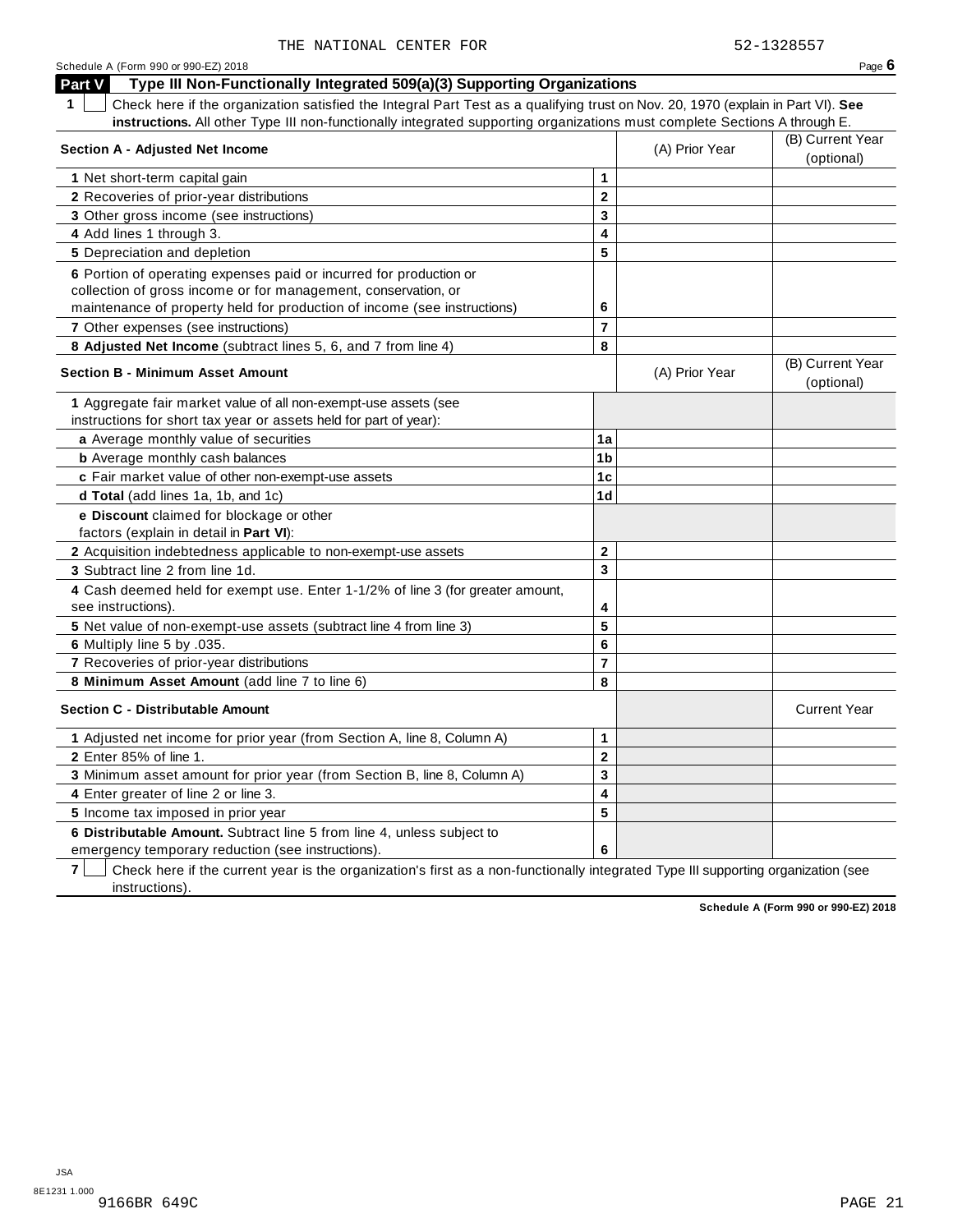THE NATIONAL CENTER FOR 52-1328557

Schedule A (Form 990 or 990-EZ) 2018

## Part V Type III Non-Functionally Integrated 509(a)(3) Supporting Organizations

**1** ☐ Check here if the organization satisfied the Integral Part Test as a qualifying trust on Nov. 20, 1970 (explain in Part VI). **See instructions.** All other Type III non-functionally integrated supporting organizations must complete Sections A through E.

| Section A - Adjusted Net Income | | (A) Prior Year | (B) Current Year (optional) |
|---|---|---|---|
| 1 Net short-term capital gain | 1 | | |
| 2 Recoveries of prior-year distributions | 2 | | |
| 3 Other gross income (see instructions) | 3 | | |
| 4 Add lines 1 through 3. | 4 | | |
| 5 Depreciation and depletion | 5 | | |
| 6 Portion of operating expenses paid or incurred for production or collection of gross income or for management, conservation, or maintenance of property held for production of income (see instructions) | 6 | | |
| 7 Other expenses (see instructions) | 7 | | |
| 8 **Adjusted Net Income** (subtract lines 5, 6, and 7 from line 4) | 8 | | |

| Section B - Minimum Asset Amount | | (A) Prior Year | (B) Current Year (optional) |
|---|---|---|---|
| 1 Aggregate fair market value of all non-exempt-use assets (see instructions for short tax year or assets held for part of year): | | | |
| **a** Average monthly value of securities | 1a | | |
| **b** Average monthly cash balances | 1b | | |
| **c** Fair market value of other non-exempt-use assets | 1c | | |
| **d Total** (add lines 1a, 1b, and 1c) | 1d | | |
| **e Discount** claimed for blockage or other factors (explain in detail in **Part VI**): | | | |
| 2 Acquisition indebtedness applicable to non-exempt-use assets | 2 | | |
| 3 Subtract line 2 from line 1d. | 3 | | |
| 4 Cash deemed held for exempt use. Enter 1-1/2% of line 3 (for greater amount, see instructions). | 4 | | |
| 5 Net value of non-exempt-use assets (subtract line 4 from line 3) | 5 | | |
| 6 Multiply line 5 by .035. | 6 | | |
| 7 Recoveries of prior-year distributions | 7 | | |
| 8 **Minimum Asset Amount** (add line 7 to line 6) | 8 | | |

| Section C - Distributable Amount | | | Current Year |
|---|---|---|---|
| 1 Adjusted net income for prior year (from Section A, line 8, Column A) | 1 | | |
| 2 Enter 85% of line 1. | 2 | | |
| 3 Minimum asset amount for prior year (from Section B, line 8, Column A) | 3 | | |
| 4 Enter greater of line 2 or line 3. | 4 | | |
| 5 Income tax imposed in prior year | 5 | | |
| 6 **Distributable Amount.** Subtract line 5 from line 4, unless subject to emergency temporary reduction (see instructions). | 6 | | |

**7** ☐ Check here if the current year is the organization's first as a non-functionally integrated Type III supporting organization (see instructions).

**Schedule A (Form 990 or 990-EZ) 2018**

JSA
8E1231 1.000
9166BR 649C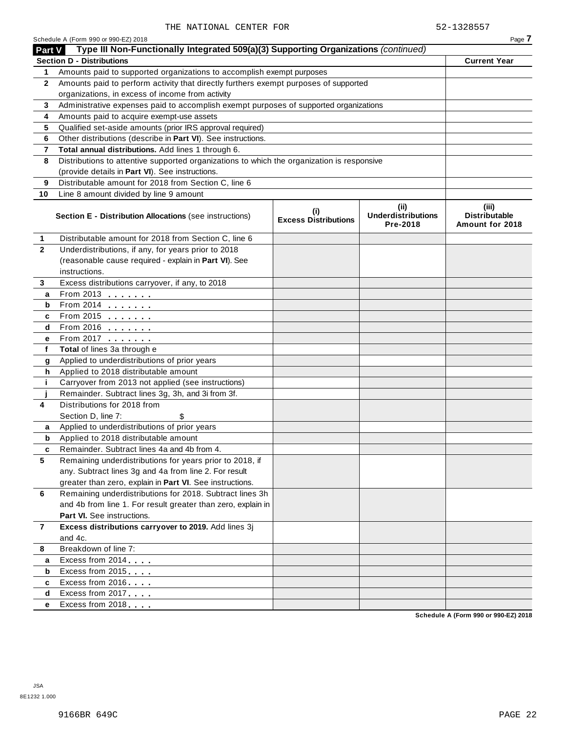THE NATIONAL CENTER FOR 52-1328557

Schedule A (Form 990 or 990-EZ) 2018

## Part V Type III Non-Functionally Integrated 509(a)(3) Supporting Organizations *(continued)*

| **Section D - Distributions** | | **Current Year** |
|---|---|---|
| 1 | Amounts paid to supported organizations to accomplish exempt purposes | |
| 2 | Amounts paid to perform activity that directly furthers exempt purposes of supported organizations, in excess of income from activity | |
| 3 | Administrative expenses paid to accomplish exempt purposes of supported organizations | |
| 4 | Amounts paid to acquire exempt-use assets | |
| 5 | Qualified set-aside amounts (prior IRS approval required) | |
| 6 | Other distributions (describe in **Part VI**). See instructions. | |
| 7 | **Total annual distributions.** Add lines 1 through 6. | |
| 8 | Distributions to attentive supported organizations to which the organization is responsive (provide details in **Part VI**). See instructions. | |
| 9 | Distributable amount for 2018 from Section C, line 6 | |
| 10 | Line 8 amount divided by line 9 amount | |

| | **Section E - Distribution Allocations** (see instructions) | **(i) Excess Distributions** | **(ii) Underdistributions Pre-2018** | **(iii) Distributable Amount for 2018** |
|---|---|---|---|---|
| 1 | Distributable amount for 2018 from Section C, line 6 | | | |
| 2 | Underdistributions, if any, for years prior to 2018 (reasonable cause required - explain in **Part VI**). See instructions. | | | |
| 3 | Excess distributions carryover, if any, to 2018 | | | |
| a | From 2013 | | | |
| b | From 2014 | | | |
| c | From 2015 | | | |
| d | From 2016 | | | |
| e | From 2017 | | | |
| f | **Total** of lines 3a through e | | | |
| g | Applied to underdistributions of prior years | | | |
| h | Applied to 2018 distributable amount | | | |
| i | Carryover from 2013 not applied (see instructions) | | | |
| j | Remainder. Subtract lines 3g, 3h, and 3i from 3f. | | | |
| 4 | Distributions for 2018 from Section D, line 7: $ | | | |
| a | Applied to underdistributions of prior years | | | |
| b | Applied to 2018 distributable amount | | | |
| c | Remainder. Subtract lines 4a and 4b from 4. | | | |
| 5 | Remaining underdistributions for years prior to 2018, if any. Subtract lines 3g and 4a from line 2. For result greater than zero, explain in **Part VI**. See instructions. | | | |
| 6 | Remaining underdistributions for 2018. Subtract lines 3h and 4b from line 1. For result greater than zero, explain in **Part VI.** See instructions. | | | |
| 7 | **Excess distributions carryover to 2019.** Add lines 3j and 4c. | | | |
| 8 | Breakdown of line 7: | | | |
| a | Excess from 2014 | | | |
| b | Excess from 2015 | | | |
| c | Excess from 2016 | | | |
| d | Excess from 2017 | | | |
| e | Excess from 2018 | | | |

**Schedule A (Form 990 or 990-EZ) 2018**

JSA
8E1232 1.000

9166BR 649C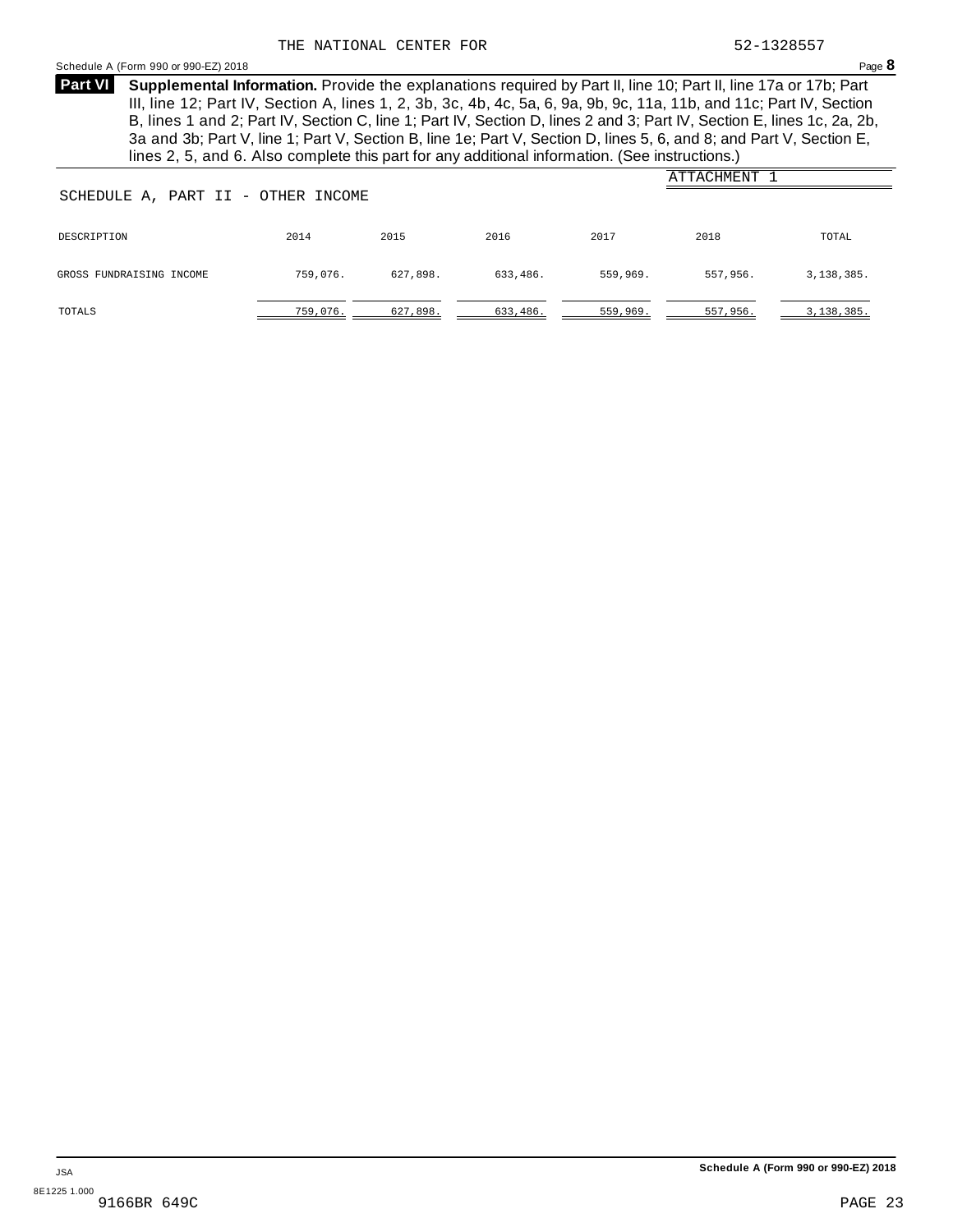THE NATIONAL CENTER FOR 52-1328557

Schedule A (Form 990 or 990-EZ) 2018

**Part VI** **Supplemental Information.** Provide the explanations required by Part II, line 10; Part II, line 17a or 17b; Part III, line 12; Part IV, Section A, lines 1, 2, 3b, 3c, 4b, 4c, 5a, 6, 9a, 9b, 9c, 11a, 11b, and 11c; Part IV, Section B, lines 1 and 2; Part IV, Section C, line 1; Part IV, Section D, lines 2 and 3; Part IV, Section E, lines 1c, 2a, 2b, 3a and 3b; Part V, line 1; Part V, Section B, line 1e; Part V, Section D, lines 5, 6, and 8; and Part V, Section E, lines 2, 5, and 6. Also complete this part for any additional information. (See instructions.)

ATTACHMENT 1

SCHEDULE A, PART II - OTHER INCOME

| DESCRIPTION | 2014 | 2015 | 2016 | 2017 | 2018 | TOTAL |
|---|---|---|---|---|---|---|
| GROSS FUNDRAISING INCOME | 759,076. | 627,898. | 633,486. | 559,969. | 557,956. | 3,138,385. |
| TOTALS | 759,076. | 627,898. | 633,486. | 559,969. | 557,956. | 3,138,385. |

JSA 8E1225 1.000

9166BR 649C

Schedule A (Form 990 or 990-EZ) 2018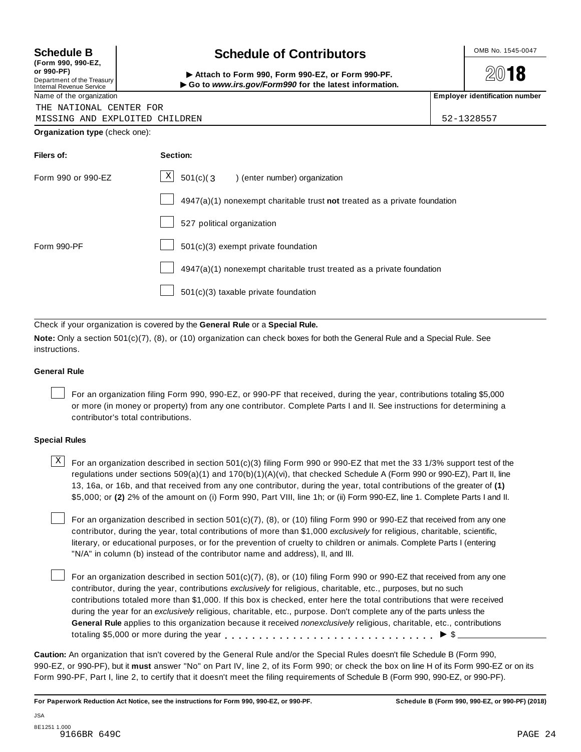**Schedule B** (Form 990, 990-EZ, or 990-PF)
Department of the Treasury
Internal Revenue Service

# Schedule of Contributors

▶ Attach to Form 990, Form 990-EZ, or Form 990-PF.
▶ Go to *www.irs.gov/Form990* for the latest information.

OMB No. 1545-0047

**2018**

| Name of the organization | Employer identification number |
|---|---|
| THE NATIONAL CENTER FOR MISSING AND EXPLOITED CHILDREN | 52-1328557 |

**Organization type** (check one):

| Filers of: | Section: |
|---|---|
| Form 990 or 990-EZ | [X] 501(c)( 3 ) (enter number) organization |
| | [ ] 4947(a)(1) nonexempt charitable trust **not** treated as a private foundation |
| | [ ] 527 political organization |
| Form 990-PF | [ ] 501(c)(3) exempt private foundation |
| | [ ] 4947(a)(1) nonexempt charitable trust treated as a private foundation |
| | [ ] 501(c)(3) taxable private foundation |

Check if your organization is covered by the **General Rule** or a **Special Rule.**

**Note:** Only a section 501(c)(7), (8), or (10) organization can check boxes for both the General Rule and a Special Rule. See instructions.

### General Rule

[ ] For an organization filing Form 990, 990-EZ, or 990-PF that received, during the year, contributions totaling $5,000 or more (in money or property) from any one contributor. Complete Parts I and II. See instructions for determining a contributor's total contributions.

### Special Rules

[X] For an organization described in section 501(c)(3) filing Form 990 or 990-EZ that met the 33 1/3% support test of the regulations under sections 509(a)(1) and 170(b)(1)(A)(vi), that checked Schedule A (Form 990 or 990-EZ), Part II, line 13, 16a, or 16b, and that received from any one contributor, during the year, total contributions of the greater of **(1)** $5,000; or **(2)** 2% of the amount on (i) Form 990, Part VIII, line 1h; or (ii) Form 990-EZ, line 1. Complete Parts I and II.

[ ] For an organization described in section 501(c)(7), (8), or (10) filing Form 990 or 990-EZ that received from any one contributor, during the year, total contributions of more than $1,000 *exclusively* for religious, charitable, scientific, literary, or educational purposes, or for the prevention of cruelty to children or animals. Complete Parts I (entering "N/A" in column (b) instead of the contributor name and address), II, and III.

[ ] For an organization described in section 501(c)(7), (8), or (10) filing Form 990 or 990-EZ that received from any one contributor, during the year, contributions *exclusively* for religious, charitable, etc., purposes, but no such contributions totaled more than $1,000. If this box is checked, enter here the total contributions that were received during the year for an *exclusively* religious, charitable, etc., purpose. Don't complete any of the parts unless the **General Rule** applies to this organization because it received *nonexclusively* religious, charitable, etc., contributions totaling $5,000 or more during the year . . . . . . . . . . . . . . . . . . . . . . . . . . . . . ▶ $ ____________

**Caution:** An organization that isn't covered by the General Rule and/or the Special Rules doesn't file Schedule B (Form 990, 990-EZ, or 990-PF), but it **must** answer "No" on Part IV, line 2, of its Form 990; or check the box on line H of its Form 990-EZ or on its Form 990-PF, Part I, line 2, to certify that it doesn't meet the filing requirements of Schedule B (Form 990, 990-EZ, or 990-PF).

**For Paperwork Reduction Act Notice, see the instructions for Form 990, 990-EZ, or 990-PF.** **Schedule B (Form 990, 990-EZ, or 990-PF) (2018)**

JSA
8E1251 1.000
9166BR 649C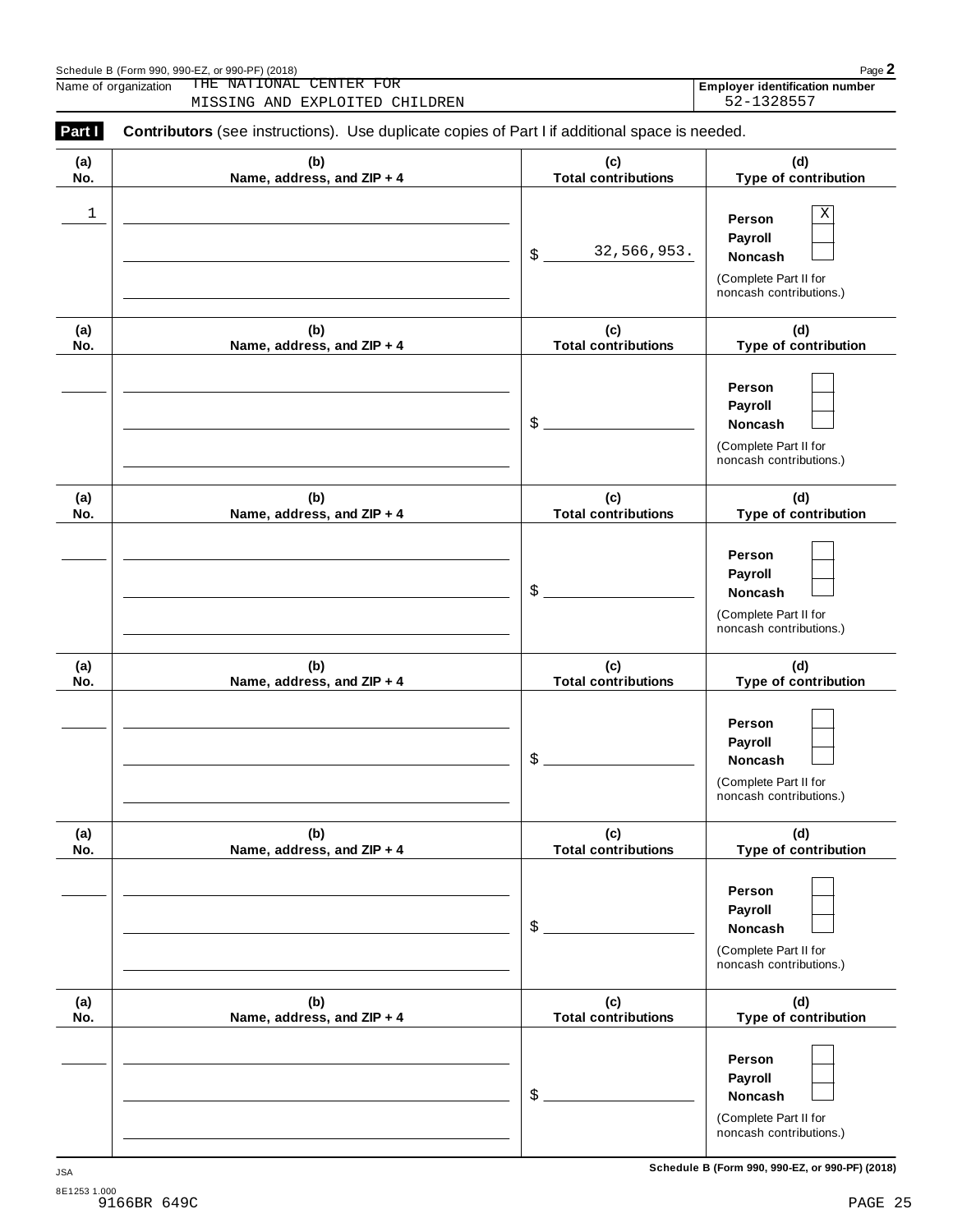Schedule B (Form 990, 990-EZ, or 990-PF) (2018)

Name of organization: THE NATIONAL CENTER FOR MISSING AND EXPLOITED CHILDREN

Employer identification number: 52-1328557

**Part I** **Contributors** (see instructions). Use duplicate copies of Part I if additional space is needed.

| (a) No. | (b) Name, address, and ZIP + 4 | (c) Total contributions | (d) Type of contribution |
|---|---|---|---|
| 1 | | $ 32,566,953. | Person [X] Payroll [ ] Noncash [ ] (Complete Part II for noncash contributions.) |
| | | $ | Person [ ] Payroll [ ] Noncash [ ] (Complete Part II for noncash contributions.) |
| | | $ | Person [ ] Payroll [ ] Noncash [ ] (Complete Part II for noncash contributions.) |
| | | $ | Person [ ] Payroll [ ] Noncash [ ] (Complete Part II for noncash contributions.) |
| | | $ | Person [ ] Payroll [ ] Noncash [ ] (Complete Part II for noncash contributions.) |
| | | $ | Person [ ] Payroll [ ] Noncash [ ] (Complete Part II for noncash contributions.) |

Schedule B (Form 990, 990-EZ, or 990-PF) (2018)

JSA
8E1253 1.000
9166BR 649C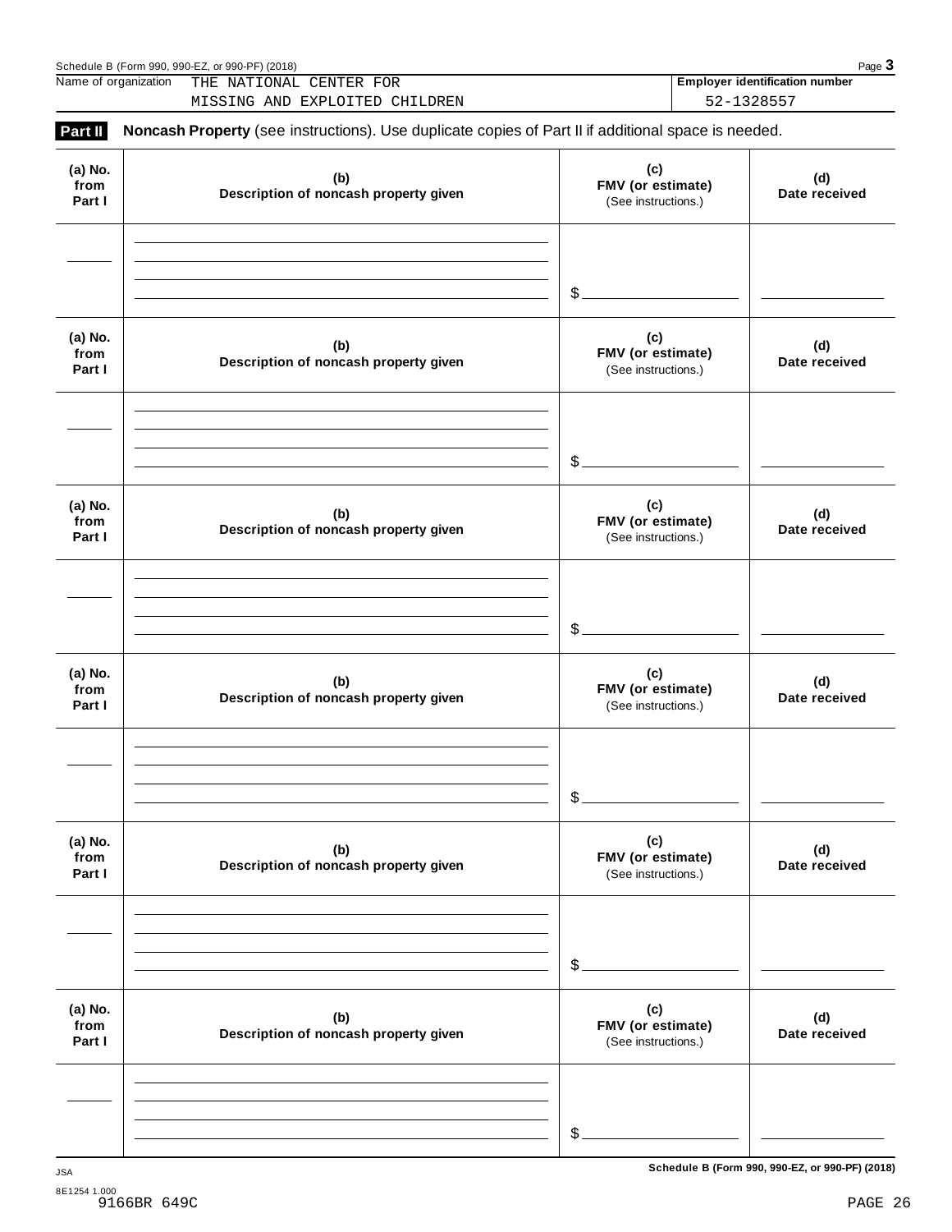Name of organization THE NATIONAL CENTER FOR MISSING AND EXPLOITED CHILDREN

**Employer identification number** 52-1328557

**Part II** **Noncash Property** (see instructions). Use duplicate copies of Part II if additional space is needed.

| (a) No. from Part I | (b) Description of noncash property given | (c) FMV (or estimate) (See instructions.) | (d) Date received |
|---|---|---|---|
| | | $ | |

| (a) No. from Part I | (b) Description of noncash property given | (c) FMV (or estimate) (See instructions.) | (d) Date received |
|---|---|---|---|
| | | $ | |

| (a) No. from Part I | (b) Description of noncash property given | (c) FMV (or estimate) (See instructions.) | (d) Date received |
|---|---|---|---|
| | | $ | |

| (a) No. from Part I | (b) Description of noncash property given | (c) FMV (or estimate) (See instructions.) | (d) Date received |
|---|---|---|---|
| | | $ | |

| (a) No. from Part I | (b) Description of noncash property given | (c) FMV (or estimate) (See instructions.) | (d) Date received |
|---|---|---|---|
| | | $ | |

| (a) No. from Part I | (b) Description of noncash property given | (c) FMV (or estimate) (See instructions.) | (d) Date received |
|---|---|---|---|
| | | $ | |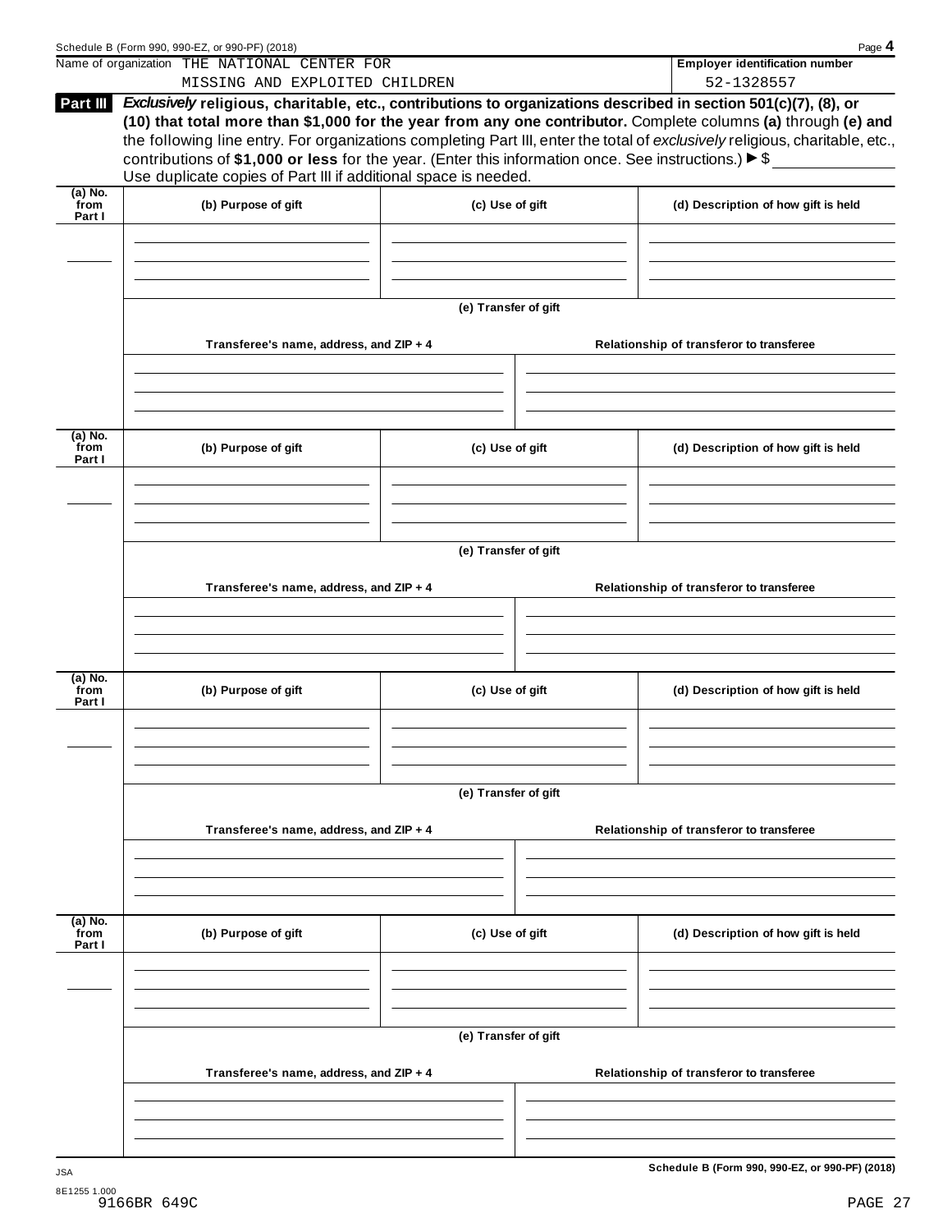Name of organization THE NATIONAL CENTER FOR MISSING AND EXPLOITED CHILDREN

**Employer identification number** 52-1328557

**Part III** ***Exclusively*** **religious, charitable, etc., contributions to organizations described in section 501(c)(7), (8), or (10) that total more than $1,000 for the year from any one contributor.** Complete columns **(a)** through **(e)** and the following line entry. For organizations completing Part III, enter the total of *exclusively* religious, charitable, etc., contributions of **$1,000 or less** for the year. (Enter this information once. See instructions.) ▶ $ ____________

Use duplicate copies of Part III if additional space is needed.

| (a) No. from Part I | (b) Purpose of gift | (c) Use of gift | (d) Description of how gift is held |
|---|---|---|---|
| | | | |

**(e) Transfer of gift**

| Transferee's name, address, and ZIP + 4 | Relationship of transferor to transferee |
|---|---|
| | |

| (a) No. from Part I | (b) Purpose of gift | (c) Use of gift | (d) Description of how gift is held |
|---|---|---|---|
| | | | |

**(e) Transfer of gift**

| Transferee's name, address, and ZIP + 4 | Relationship of transferor to transferee |
|---|---|
| | |

| (a) No. from Part I | (b) Purpose of gift | (c) Use of gift | (d) Description of how gift is held |
|---|---|---|---|
| | | | |

**(e) Transfer of gift**

| Transferee's name, address, and ZIP + 4 | Relationship of transferor to transferee |
|---|---|
| | |

| (a) No. from Part I | (b) Purpose of gift | (c) Use of gift | (d) Description of how gift is held |
|---|---|---|---|
| | | | |

**(e) Transfer of gift**

| Transferee's name, address, and ZIP + 4 | Relationship of transferor to transferee |
|---|---|
| | |

**Schedule B (Form 990, 990-EZ, or 990-PF) (2018)**

9166BR 649C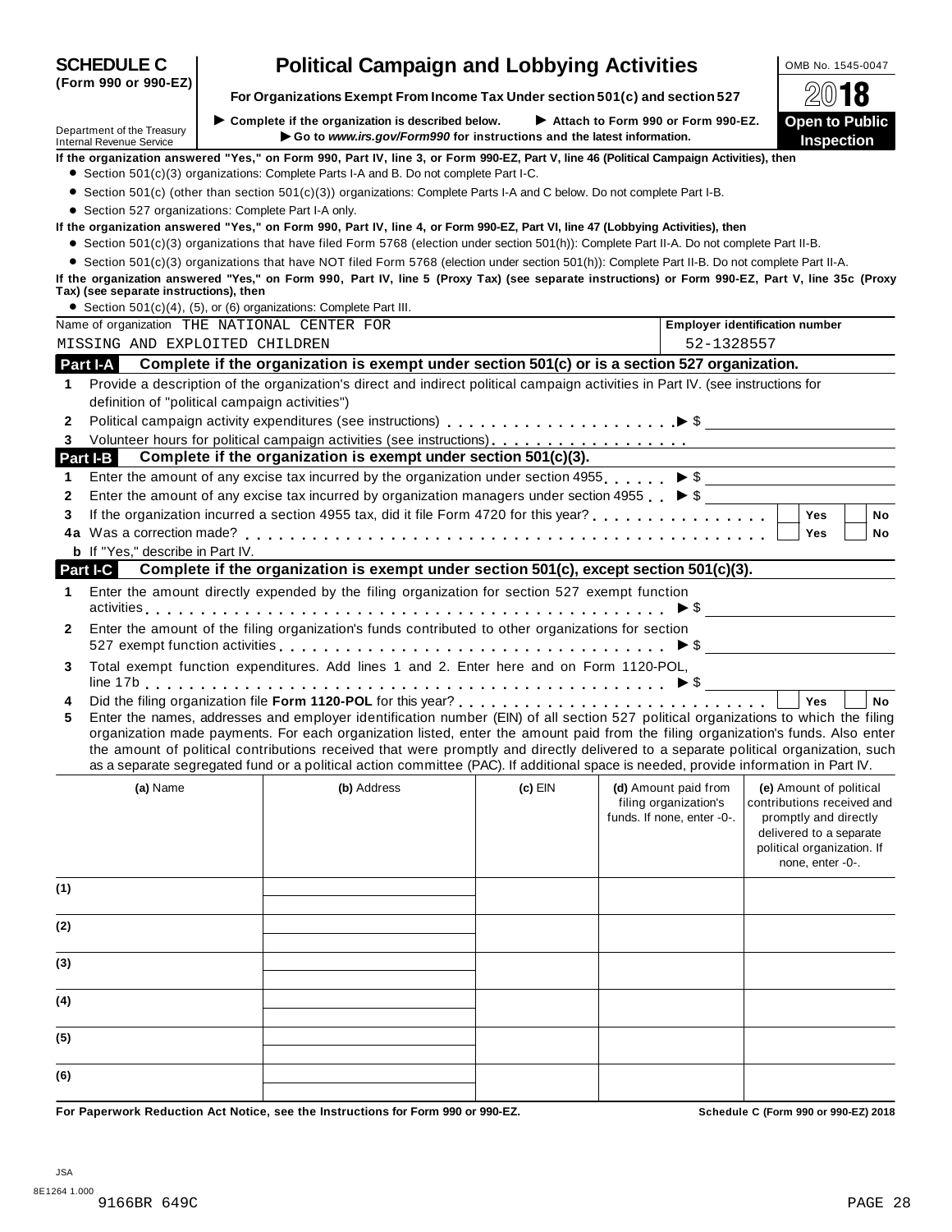**SCHEDULE C (Form 990 or 990-EZ)**

# Political Campaign and Lobbying Activities

OMB No. 1545-0047

2018

**For Organizations Exempt From Income Tax Under section 501(c) and section 527**

▶ Complete if the organization is described below. ▶ Attach to Form 990 or Form 990-EZ.

▶ Go to *www.irs.gov/Form990* for instructions and the latest information.

Department of the Treasury
Internal Revenue Service

**Open to Public Inspection**

**If the organization answered "Yes," on Form 990, Part IV, line 3, or Form 990-EZ, Part V, line 46 (Political Campaign Activities), then**

- Section 501(c)(3) organizations: Complete Parts I-A and B. Do not complete Part I-C.
- Section 501(c) (other than section 501(c)(3)) organizations: Complete Parts I-A and C below. Do not complete Part I-B.
- Section 527 organizations: Complete Part I-A only.

**If the organization answered "Yes," on Form 990, Part IV, line 4, or Form 990-EZ, Part VI, line 47 (Lobbying Activities), then**

- Section 501(c)(3) organizations that have filed Form 5768 (election under section 501(h)): Complete Part II-A. Do not complete Part II-B.
- Section 501(c)(3) organizations that have NOT filed Form 5768 (election under section 501(h)): Complete Part II-B. Do not complete Part II-A.

**If the organization answered "Yes," on Form 990, Part IV, line 5 (Proxy Tax) (see separate instructions) or Form 990-EZ, Part V, line 35c (Proxy Tax) (see separate instructions), then**

- Section 501(c)(4), (5), or (6) organizations: Complete Part III.

| Name of organization | Employer identification number |
|---|---|
| THE NATIONAL CENTER FOR MISSING AND EXPLOITED CHILDREN | 52-1328557 |

## Part I-A Complete if the organization is exempt under section 501(c) or is a section 527 organization.

1 Provide a description of the organization's direct and indirect political campaign activities in Part IV. (see instructions for definition of "political campaign activities")

2 Political campaign activity expenditures (see instructions) ▶ $

3 Volunteer hours for political campaign activities (see instructions)

## Part I-B Complete if the organization is exempt under section 501(c)(3).

1 Enter the amount of any excise tax incurred by the organization under section 4955 ▶ $

2 Enter the amount of any excise tax incurred by organization managers under section 4955 ▶ $

3 If the organization incurred a section 4955 tax, did it file Form 4720 for this year? ☐ Yes ☐ No

4a Was a correction made? ☐ Yes ☐ No

b If "Yes," describe in Part IV.

## Part I-C Complete if the organization is exempt under section 501(c), except section 501(c)(3).

1 Enter the amount directly expended by the filing organization for section 527 exempt function activities ▶ $

2 Enter the amount of the filing organization's funds contributed to other organizations for section 527 exempt function activities ▶ $

3 Total exempt function expenditures. Add lines 1 and 2. Enter here and on Form 1120-POL, line 17b ▶ $

4 Did the filing organization file **Form 1120-POL** for this year? ☐ Yes ☐ No

5 Enter the names, addresses and employer identification number (EIN) of all section 527 political organizations to which the filing organization made payments. For each organization listed, enter the amount paid from the filing organization's funds. Also enter the amount of political contributions received that were promptly and directly delivered to a separate political organization, such as a separate segregated fund or a political action committee (PAC). If additional space is needed, provide information in Part IV.

| | (a) Name | (b) Address | (c) EIN | (d) Amount paid from filing organization's funds. If none, enter -0-. | (e) Amount of political contributions received and promptly and directly delivered to a separate political organization. If none, enter -0-. |
|---|---|---|---|---|---|
| (1) | | | | | |
| (2) | | | | | |
| (3) | | | | | |
| (4) | | | | | |
| (5) | | | | | |
| (6) | | | | | |

**For Paperwork Reduction Act Notice, see the Instructions for Form 990 or 990-EZ.** **Schedule C (Form 990 or 990-EZ) 2018**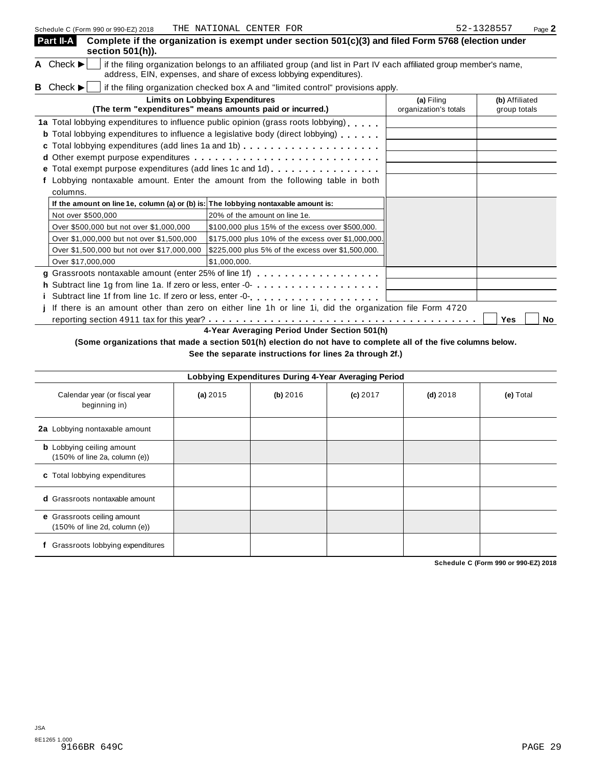Schedule C (Form 990 or 990-EZ) 2018 THE NATIONAL CENTER FOR 52-1328557 Page **2**

## Part II-A Complete if the organization is exempt under section 501(c)(3) and filed Form 5768 (election under section 501(h)).

**A** Check ▶ ☐ if the filing organization belongs to an affiliated group (and list in Part IV each affiliated group member's name, address, EIN, expenses, and share of excess lobbying expenditures).

**B** Check ▶ ☐ if the filing organization checked box A and "limited control" provisions apply.

| Limits on Lobbying Expenditures (The term "expenditures" means amounts paid or incurred.) | (a) Filing organization's totals | (b) Affiliated group totals |
|---|---|---|
| **1a** Total lobbying expenditures to influence public opinion (grass roots lobbying) | | |
| **b** Total lobbying expenditures to influence a legislative body (direct lobbying) | | |
| **c** Total lobbying expenditures (add lines 1a and 1b) | | |
| **d** Other exempt purpose expenditures | | |
| **e** Total exempt purpose expenditures (add lines 1c and 1d) | | |
| **f** Lobbying nontaxable amount. Enter the amount from the following table in both columns. | | |

| If the amount on line 1e, column (a) or (b) is: | The lobbying nontaxable amount is: |
|---|---|
| Not over $500,000 | 20% of the amount on line 1e. |
| Over $500,000 but not over $1,000,000 | $100,000 plus 15% of the excess over $500,000. |
| Over $1,000,000 but not over $1,500,000 | $175,000 plus 10% of the excess over $1,000,000. |
| Over $1,500,000 but not over $17,000,000 | $225,000 plus 5% of the excess over $1,500,000. |
| Over $17,000,000 | $1,000,000. |

| | (a) Filing organization's totals | (b) Affiliated group totals |
|---|---|---|
| **g** Grassroots nontaxable amount (enter 25% of line 1f) | | |
| **h** Subtract line 1g from line 1a. If zero or less, enter -0- | | |
| **i** Subtract line 1f from line 1c. If zero or less, enter -0- | | |

**j** If there is an amount other than zero on either line 1h or line 1i, did the organization file Form 4720 reporting section 4911 tax for this year? ☐ Yes ☐ No

### 4-Year Averaging Period Under Section 501(h)

**(Some organizations that made a section 501(h) election do not have to complete all of the five columns below. See the separate instructions for lines 2a through 2f.)**

| Lobbying Expenditures During 4-Year Averaging Period | | | | | |
|---|---|---|---|---|---|
| Calendar year (or fiscal year beginning in) | (a) 2015 | (b) 2016 | (c) 2017 | (d) 2018 | (e) Total |
| **2a** Lobbying nontaxable amount | | | | | |
| **b** Lobbying ceiling amount (150% of line 2a, column (e)) | | | | | |
| **c** Total lobbying expenditures | | | | | |
| **d** Grassroots nontaxable amount | | | | | |
| **e** Grassroots ceiling amount (150% of line 2d, column (e)) | | | | | |
| **f** Grassroots lobbying expenditures | | | | | |

**Schedule C (Form 990 or 990-EZ) 2018**

JSA
8E1265 1.000
9166BR 649C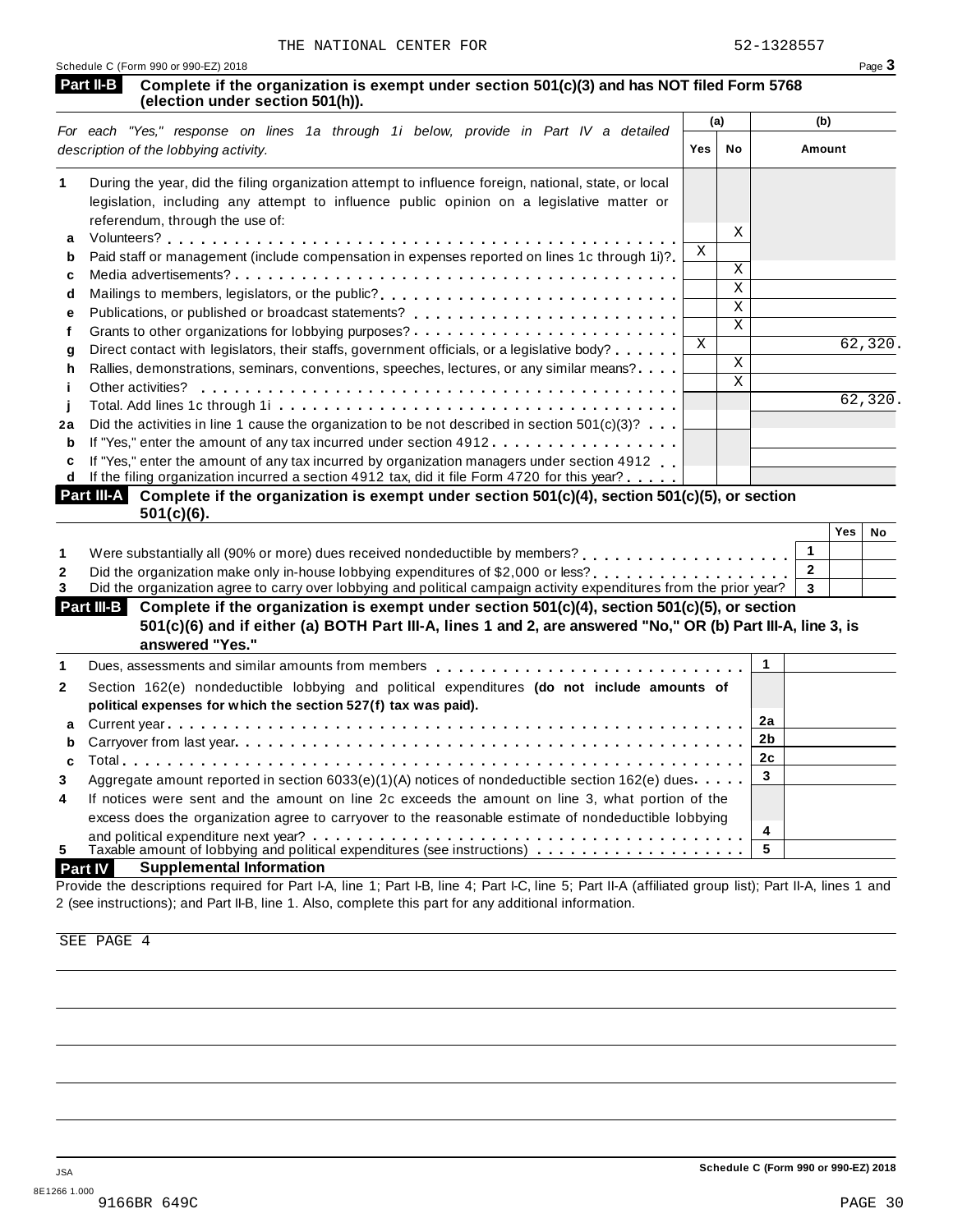THE NATIONAL CENTER FOR 52-1328557

Schedule C (Form 990 or 990-EZ) 2018

**Part II-B** **Complete if the organization is exempt under section 501(c)(3) and has NOT filed Form 5768 (election under section 501(h)).**

| *For each "Yes," response on lines 1a through 1i below, provide in Part IV a detailed description of the lobbying activity.* | (a) Yes | (a) No | (b) Amount |
|---|---|---|---|
| **1** During the year, did the filing organization attempt to influence foreign, national, state, or local legislation, including any attempt to influence public opinion on a legislative matter or referendum, through the use of: | | | |
| **a** Volunteers? | | X | |
| **b** Paid staff or management (include compensation in expenses reported on lines 1c through 1i)? | X | | |
| **c** Media advertisements? | | X | |
| **d** Mailings to members, legislators, or the public? | | X | |
| **e** Publications, or published or broadcast statements? | | X | |
| **f** Grants to other organizations for lobbying purposes? | | X | |
| **g** Direct contact with legislators, their staffs, government officials, or a legislative body? | X | | 62,320. |
| **h** Rallies, demonstrations, seminars, conventions, speeches, lectures, or any similar means? | | X | |
| **i** Other activities? | | X | |
| **j** Total. Add lines 1c through 1i | | | 62,320. |
| **2a** Did the activities in line 1 cause the organization to be not described in section 501(c)(3)? | | | |
| **b** If "Yes," enter the amount of any tax incurred under section 4912 | | | |
| **c** If "Yes," enter the amount of any tax incurred by organization managers under section 4912 | | | |
| **d** If the filing organization incurred a section 4912 tax, did it file Form 4720 for this year? | | | |

**Part III-A** **Complete if the organization is exempt under section 501(c)(4), section 501(c)(5), or section 501(c)(6).**

| | | Yes | No |
|---|---|---|---|
| **1** Were substantially all (90% or more) dues received nondeductible by members? | 1 | | |
| **2** Did the organization make only in-house lobbying expenditures of $2,000 or less? | 2 | | |
| **3** Did the organization agree to carry over lobbying and political campaign activity expenditures from the prior year? | 3 | | |

**Part III-B** **Complete if the organization is exempt under section 501(c)(4), section 501(c)(5), or section 501(c)(6) and if either (a) BOTH Part III-A, lines 1 and 2, are answered "No," OR (b) Part III-A, line 3, is answered "Yes."**

| | | |
|---|---|---|
| **1** Dues, assessments and similar amounts from members | 1 | |
| **2** Section 162(e) nondeductible lobbying and political expenditures **(do not include amounts of political expenses for which the section 527(f) tax was paid).** | | |
| **a** Current year | 2a | |
| **b** Carryover from last year | 2b | |
| **c** Total | 2c | |
| **3** Aggregate amount reported in section 6033(e)(1)(A) notices of nondeductible section 162(e) dues | 3 | |
| **4** If notices were sent and the amount on line 2c exceeds the amount on line 3, what portion of the excess does the organization agree to carryover to the reasonable estimate of nondeductible lobbying and political expenditure next year? | 4 | |
| **5** Taxable amount of lobbying and political expenditures (see instructions) | 5 | |

**Part IV** **Supplemental Information**

Provide the descriptions required for Part I-A, line 1; Part I-B, line 4; Part I-C, line 5; Part II-A (affiliated group list); Part II-A, lines 1 and 2 (see instructions); and Part II-B, line 1. Also, complete this part for any additional information.

SEE PAGE 4

Schedule C (Form 990 or 990-EZ) 2018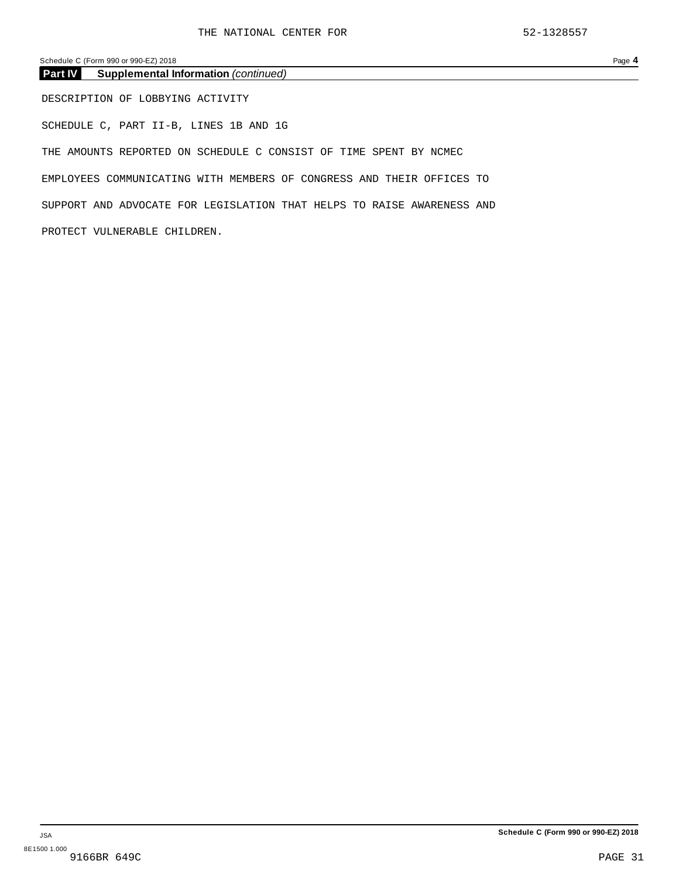## Part IV Supplemental Information *(continued)*

DESCRIPTION OF LOBBYING ACTIVITY

SCHEDULE C, PART II-B, LINES 1B AND 1G

THE AMOUNTS REPORTED ON SCHEDULE C CONSIST OF TIME SPENT BY NCMEC EMPLOYEES COMMUNICATING WITH MEMBERS OF CONGRESS AND THEIR OFFICES TO SUPPORT AND ADVOCATE FOR LEGISLATION THAT HELPS TO RAISE AWARENESS AND PROTECT VULNERABLE CHILDREN.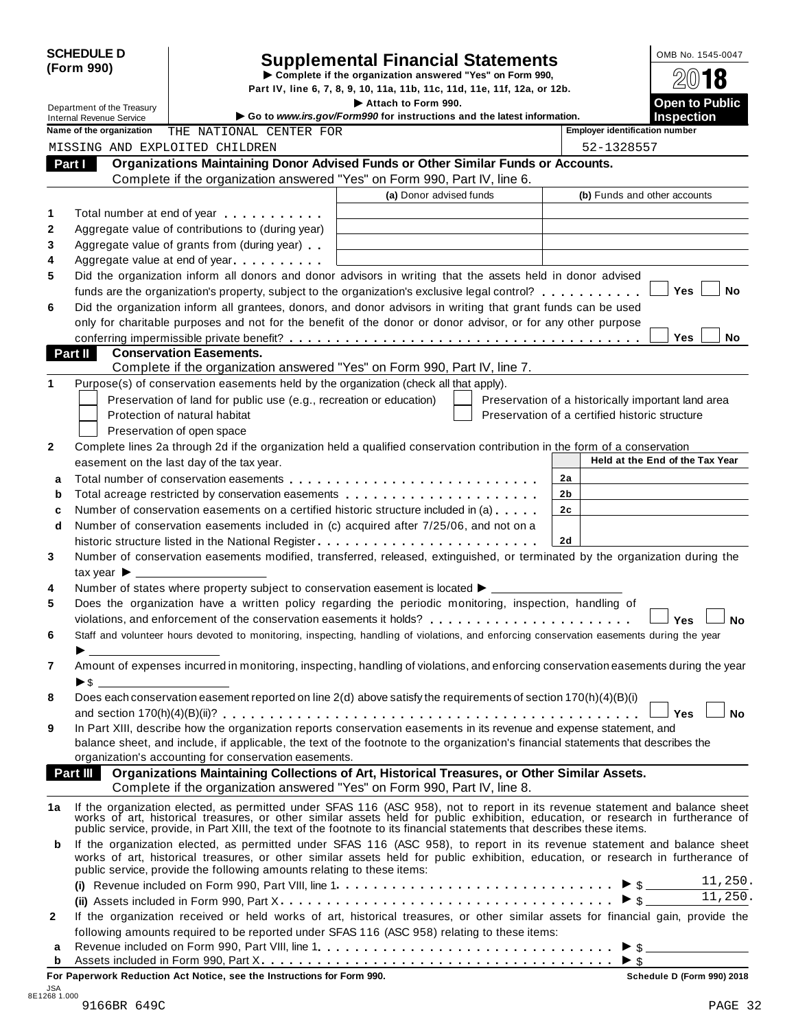**SCHEDULE D (Form 990)**

Department of the Treasury
Internal Revenue Service

# Supplemental Financial Statements

▶ Complete if the organization answered "Yes" on Form 990, Part IV, line 6, 7, 8, 9, 10, 11a, 11b, 11c, 11d, 11e, 11f, 12a, or 12b.

▶ Attach to Form 990.

▶ Go to *www.irs.gov/Form990* for instructions and the latest information.

OMB No. 1545-0047

**2018**

**Open to Public Inspection**

Name of the organization: THE NATIONAL CENTER FOR MISSING AND EXPLOITED CHILDREN

Employer identification number: 52-1328557

## Part I — Organizations Maintaining Donor Advised Funds or Other Similar Funds or Accounts.

Complete if the organization answered "Yes" on Form 990, Part IV, line 6.

| | | (a) Donor advised funds | (b) Funds and other accounts |
|---|---|---|---|
| 1 | Total number at end of year | | |
| 2 | Aggregate value of contributions to (during year) | | |
| 3 | Aggregate value of grants from (during year) | | |
| 4 | Aggregate value at end of year | | |

5 Did the organization inform all donors and donor advisors in writing that the assets held in donor advised funds are the organization's property, subject to the organization's exclusive legal control? ☐ Yes ☐ No

6 Did the organization inform all grantees, donors, and donor advisors in writing that grant funds can be used only for charitable purposes and not for the benefit of the donor or donor advisor, or for any other purpose conferring impermissible private benefit? ☐ Yes ☐ No

## Part II — Conservation Easements.

Complete if the organization answered "Yes" on Form 990, Part IV, line 7.

1 Purpose(s) of conservation easements held by the organization (check all that apply).

- ☐ Preservation of land for public use (e.g., recreation or education)
- ☐ Protection of natural habitat
- ☐ Preservation of open space
- ☐ Preservation of a historically important land area
- ☐ Preservation of a certified historic structure

2 Complete lines 2a through 2d if the organization held a qualified conservation contribution in the form of a conservation easement on the last day of the tax year.

| | | | Held at the End of the Tax Year |
|---|---|---|---|
| a | Total number of conservation easements | 2a | |
| b | Total acreage restricted by conservation easements | 2b | |
| c | Number of conservation easements on a certified historic structure included in (a) | 2c | |
| d | Number of conservation easements included in (c) acquired after 7/25/06, and not on a historic structure listed in the National Register | 2d | |

3 Number of conservation easements modified, transferred, released, extinguished, or terminated by the organization during the tax year ▶ ______

4 Number of states where property subject to conservation easement is located ▶ ______

5 Does the organization have a written policy regarding the periodic monitoring, inspection, handling of violations, and enforcement of the conservation easements it holds? ☐ Yes ☐ No

6 Staff and volunteer hours devoted to monitoring, inspecting, handling of violations, and enforcing conservation easements during the year ▶ ______

7 Amount of expenses incurred in monitoring, inspecting, handling of violations, and enforcing conservation easements during the year ▶ $ ______

8 Does each conservation easement reported on line 2(d) above satisfy the requirements of section 170(h)(4)(B)(i) and section 170(h)(4)(B)(ii)? ☐ Yes ☐ No

9 In Part XIII, describe how the organization reports conservation easements in its revenue and expense statement, and balance sheet, and include, if applicable, the text of the footnote to the organization's financial statements that describes the organization's accounting for conservation easements.

## Part III — Organizations Maintaining Collections of Art, Historical Treasures, or Other Similar Assets.

Complete if the organization answered "Yes" on Form 990, Part IV, line 8.

1a If the organization elected, as permitted under SFAS 116 (ASC 958), not to report in its revenue statement and balance sheet works of art, historical treasures, or other similar assets held for public exhibition, education, or research in furtherance of public service, provide, in Part XIII, the text of the footnote to its financial statements that describes these items.

b If the organization elected, as permitted under SFAS 116 (ASC 958), to report in its revenue statement and balance sheet works of art, historical treasures, or other similar assets held for public exhibition, education, or research in furtherance of public service, provide the following amounts relating to these items:

(i) Revenue included on Form 990, Part VIII, line 1 ▶ $ 11,250.

(ii) Assets included in Form 990, Part X ▶ $ 11,250.

2 If the organization received or held works of art, historical treasures, or other similar assets for financial gain, provide the following amounts required to be reported under SFAS 116 (ASC 958) relating to these items:

a Revenue included on Form 990, Part VIII, line 1 ▶ $ ______

b Assets included in Form 990, Part X ▶ $ ______

**For Paperwork Reduction Act Notice, see the Instructions for Form 990.** **Schedule D (Form 990) 2018**

JSA 8E1268 1.000
9166BR 649C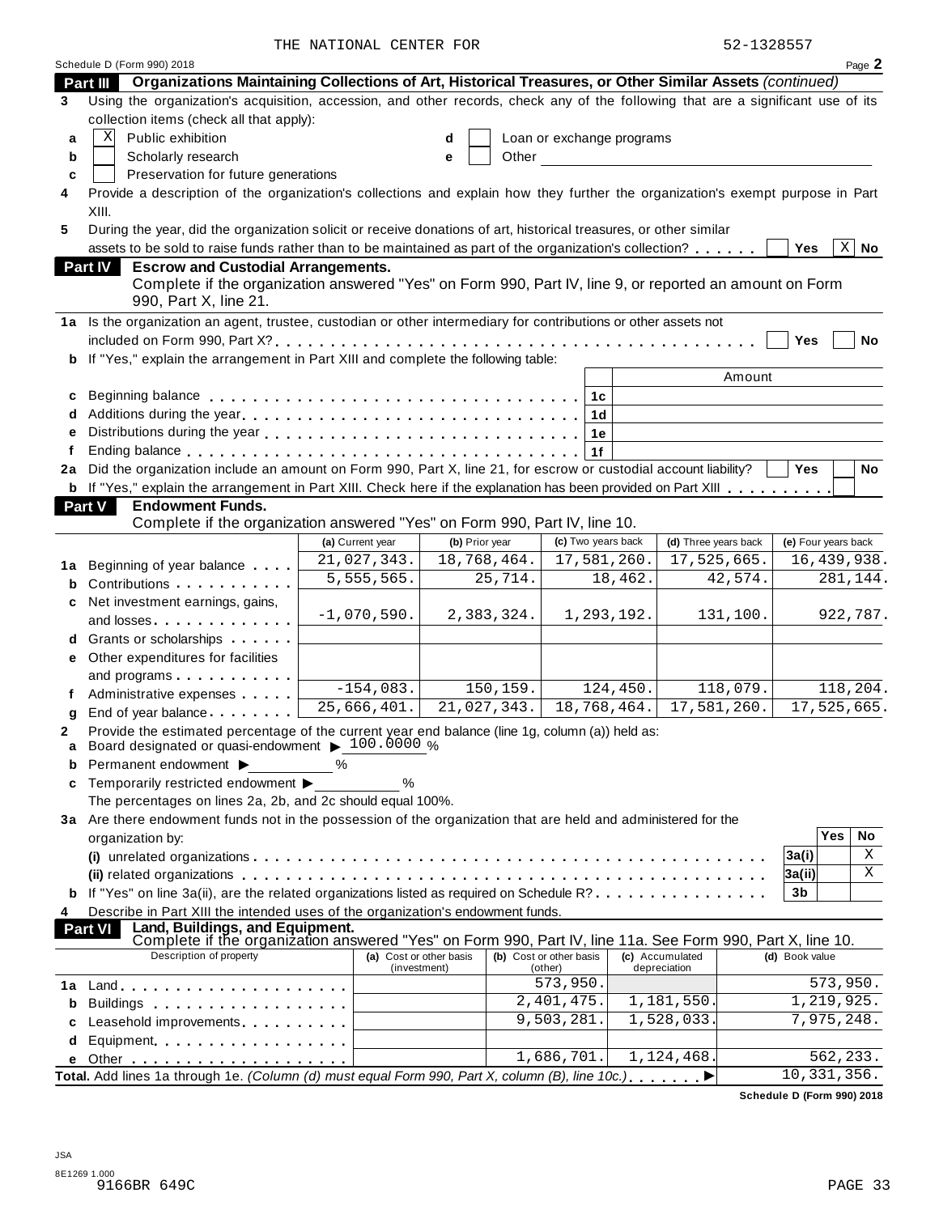THE NATIONAL CENTER FOR 52-1328557

Schedule D (Form 990) 2018 Page **2**

## Part III Organizations Maintaining Collections of Art, Historical Treasures, or Other Similar Assets *(continued)*

**3** Using the organization's acquisition, accession, and other records, check any of the following that are a significant use of its collection items (check all that apply):

- **a** [X] Public exhibition
- **b** [ ] Scholarly research
- **c** [ ] Preservation for future generations
- **d** [ ] Loan or exchange programs
- **e** [ ] Other

**4** Provide a description of the organization's collections and explain how they further the organization's exempt purpose in Part XIII.

**5** During the year, did the organization solicit or receive donations of art, historical treasures, or other similar assets to be sold to raise funds rather than to be maintained as part of the organization's collection? . . . . . . [ ] Yes [X] No

## Part IV Escrow and Custodial Arrangements.

Complete if the organization answered "Yes" on Form 990, Part IV, line 9, or reported an amount on Form 990, Part X, line 21.

**1a** Is the organization an agent, trustee, custodian or other intermediary for contributions or other assets not included on Form 990, Part X? . . . [ ] Yes [ ] No

**b** If "Yes," explain the arrangement in Part XIII and complete the following table:

| | | Amount |
|---|---|---|
| **c** Beginning balance | 1c | |
| **d** Additions during the year | 1d | |
| **e** Distributions during the year | 1e | |
| **f** Ending balance | 1f | |

**2a** Did the organization include an amount on Form 990, Part X, line 21, for escrow or custodial account liability? [ ] Yes [ ] No

**b** If "Yes," explain the arrangement in Part XIII. Check here if the explanation has been provided on Part XIII . . . . . . . . . [ ]

## Part V Endowment Funds.

Complete if the organization answered "Yes" on Form 990, Part IV, line 10.

| | (a) Current year | (b) Prior year | (c) Two years back | (d) Three years back | (e) Four years back |
|---|---|---|---|---|---|
| **1a** Beginning of year balance | 21,027,343. | 18,768,464. | 17,581,260. | 17,525,665. | 16,439,938. |
| **b** Contributions | 5,555,565. | 25,714. | 18,462. | 42,574. | 281,144. |
| **c** Net investment earnings, gains, and losses | -1,070,590. | 2,383,324. | 1,293,192. | 131,100. | 922,787. |
| **d** Grants or scholarships | | | | | |
| **e** Other expenditures for facilities and programs | | | | | |
| **f** Administrative expenses | -154,083. | 150,159. | 124,450. | 118,079. | 118,204. |
| **g** End of year balance | 25,666,401. | 21,027,343. | 18,768,464. | 17,581,260. | 17,525,665. |

**2** Provide the estimated percentage of the current year end balance (line 1g, column (a)) held as:

- **a** Board designated or quasi-endowment ▶ 100.0000 %
- **b** Permanent endowment ▶ %
- **c** Temporarily restricted endowment ▶ %

The percentages on lines 2a, 2b, and 2c should equal 100%.

**3a** Are there endowment funds not in the possession of the organization that are held and administered for the organization by:

| | | Yes | No |
|---|---|---|---|
| **(i)** unrelated organizations | 3a(i) | | X |
| **(ii)** related organizations | 3a(ii) | | X |
| **b** If "Yes" on line 3a(ii), are the related organizations listed as required on Schedule R? | 3b | | |

**4** Describe in Part XIII the intended uses of the organization's endowment funds.

## Part VI Land, Buildings, and Equipment.

Complete if the organization answered "Yes" on Form 990, Part IV, line 11a. See Form 990, Part X, line 10.

| Description of property | (a) Cost or other basis (investment) | (b) Cost or other basis (other) | (c) Accumulated depreciation | (d) Book value |
|---|---|---|---|---|
| **1a** Land | | 573,950. | | 573,950. |
| **b** Buildings | | 2,401,475. | 1,181,550. | 1,219,925. |
| **c** Leasehold improvements | | 9,503,281. | 1,528,033. | 7,975,248. |
| **d** Equipment | | | | |
| **e** Other | | 1,686,701. | 1,124,468. | 562,233. |
| **Total.** Add lines 1a through 1e. *(Column (d) must equal Form 990, Part X, column (B), line 10c.)* ▶ | | | | 10,331,356. |

**Schedule D (Form 990) 2018**

JSA
8E1269 1.000
9166BR 649C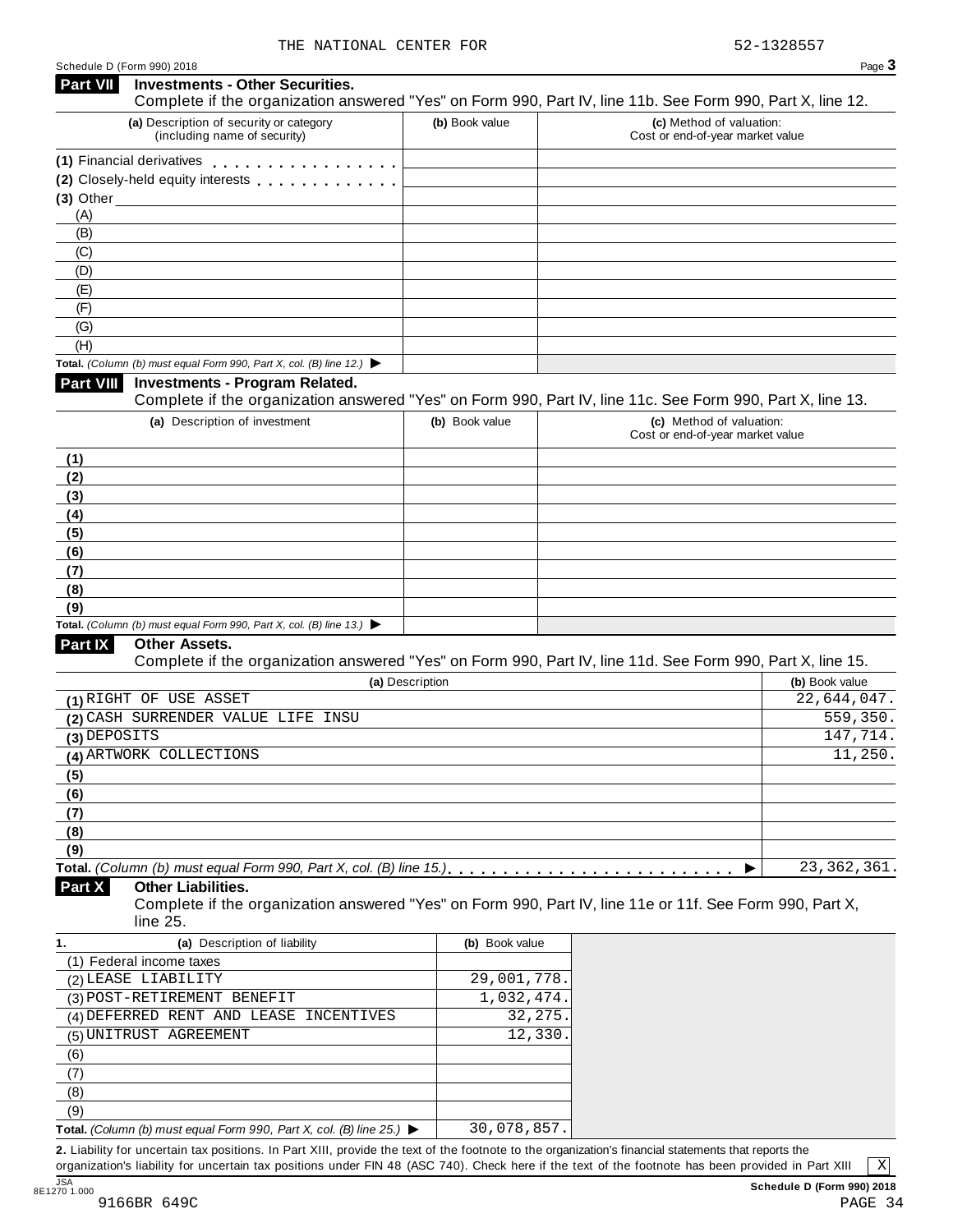THE NATIONAL CENTER FOR 52-1328557

Schedule D (Form 990) 2018

## Part VII Investments - Other Securities.

Complete if the organization answered "Yes" on Form 990, Part IV, line 11b. See Form 990, Part X, line 12.

| (a) Description of security or category (including name of security) | (b) Book value | (c) Method of valuation: Cost or end-of-year market value |
|---|---|---|
| (1) Financial derivatives | | |
| (2) Closely-held equity interests | | |
| (3) Other | | |
| (A) | | |
| (B) | | |
| (C) | | |
| (D) | | |
| (E) | | |
| (F) | | |
| (G) | | |
| (H) | | |
| **Total.** *(Column (b) must equal Form 990, Part X, col. (B) line 12.)* ▶ | | |

## Part VIII Investments - Program Related.

Complete if the organization answered "Yes" on Form 990, Part IV, line 11c. See Form 990, Part X, line 13.

| (a) Description of investment | (b) Book value | (c) Method of valuation: Cost or end-of-year market value |
|---|---|---|
| (1) | | |
| (2) | | |
| (3) | | |
| (4) | | |
| (5) | | |
| (6) | | |
| (7) | | |
| (8) | | |
| (9) | | |
| **Total.** *(Column (b) must equal Form 990, Part X, col. (B) line 13.)* ▶ | | |

## Part IX Other Assets.

Complete if the organization answered "Yes" on Form 990, Part IV, line 11d. See Form 990, Part X, line 15.

| (a) Description | (b) Book value |
|---|---|
| (1) RIGHT OF USE ASSET | 22,644,047. |
| (2) CASH SURRENDER VALUE LIFE INSU | 559,350. |
| (3) DEPOSITS | 147,714. |
| (4) ARTWORK COLLECTIONS | 11,250. |
| (5) | |
| (6) | |
| (7) | |
| (8) | |
| (9) | |
| **Total.** *(Column (b) must equal Form 990, Part X, col. (B) line 15.)* ▶ | 23,362,361. |

## Part X Other Liabilities.

Complete if the organization answered "Yes" on Form 990, Part IV, line 11e or 11f. See Form 990, Part X, line 25.

| 1. (a) Description of liability | (b) Book value |
|---|---|
| (1) Federal income taxes | |
| (2) LEASE LIABILITY | 29,001,778. |
| (3) POST-RETIREMENT BENEFIT | 1,032,474. |
| (4) DEFERRED RENT AND LEASE INCENTIVES | 32,275. |
| (5) UNITRUST AGREEMENT | 12,330. |
| (6) | |
| (7) | |
| (8) | |
| (9) | |
| **Total.** *(Column (b) must equal Form 990, Part X, col. (B) line 25.)* ▶ | 30,078,857. |

**2.** Liability for uncertain tax positions. In Part XIII, provide the text of the footnote to the organization's financial statements that reports the organization's liability for uncertain tax positions under FIN 48 (ASC 740). Check here if the text of the footnote has been provided in Part XIII [X]

JSA 8E1270 1.000

9166BR 649C

Schedule D (Form 990) 2018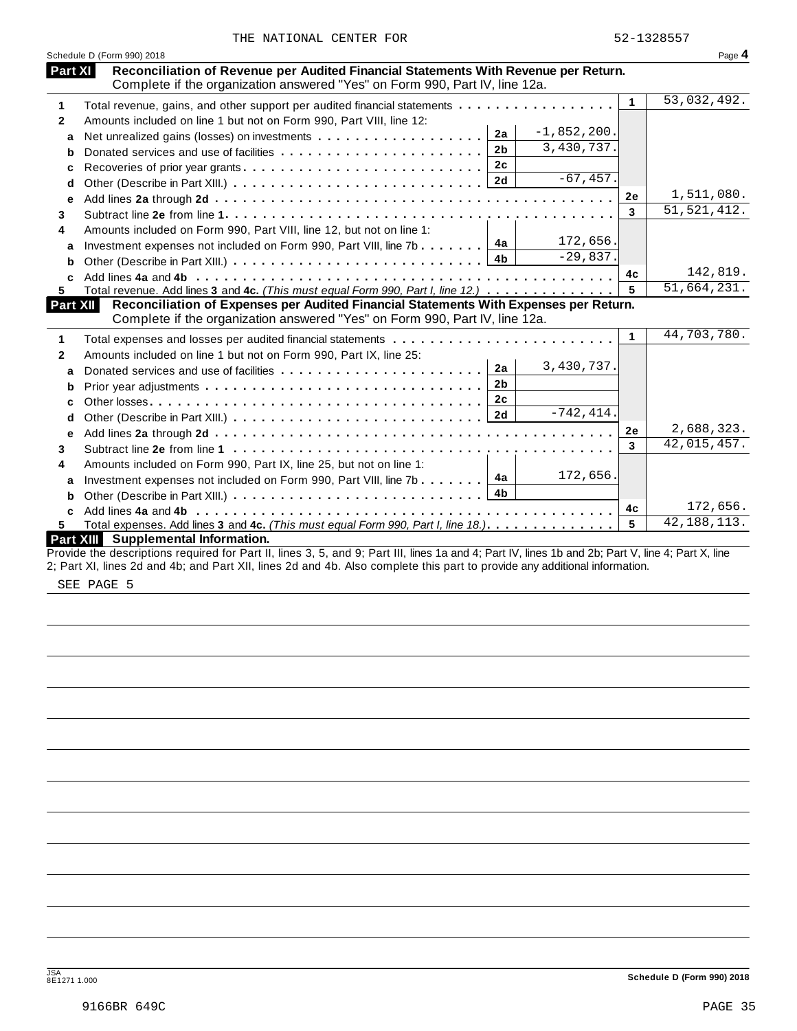THE NATIONAL CENTER FOR 52-1328557

Schedule D (Form 990) 2018 Page **4**

## Part XI Reconciliation of Revenue per Audited Financial Statements With Revenue per Return.

Complete if the organization answered "Yes" on Form 990, Part IV, line 12a.

| | | | | | |
|---|---|---|---|---|---|
| **1** | Total revenue, gains, and other support per audited financial statements | | | 1 | 53,032,492. |
| **2** | Amounts included on line 1 but not on Form 990, Part VIII, line 12: | | | | |
| **a** | Net unrealized gains (losses) on investments | 2a | -1,852,200. | | |
| **b** | Donated services and use of facilities | 2b | 3,430,737. | | |
| **c** | Recoveries of prior year grants | 2c | | | |
| **d** | Other (Describe in Part XIII.) | 2d | -67,457. | | |
| **e** | Add lines **2a** through **2d** | | | 2e | 1,511,080. |
| **3** | Subtract line **2e** from line **1** | | | 3 | 51,521,412. |
| **4** | Amounts included on Form 990, Part VIII, line 12, but not on line 1: | | | | |
| **a** | Investment expenses not included on Form 990, Part VIII, line 7b | 4a | 172,656. | | |
| **b** | Other (Describe in Part XIII.) | 4b | -29,837. | | |
| **c** | Add lines **4a** and **4b** | | | 4c | 142,819. |
| **5** | Total revenue. Add lines **3** and **4c.** *(This must equal Form 990, Part I, line 12.)* | | | 5 | 51,664,231. |

## Part XII Reconciliation of Expenses per Audited Financial Statements With Expenses per Return.

Complete if the organization answered "Yes" on Form 990, Part IV, line 12a.

| | | | | | |
|---|---|---|---|---|---|
| **1** | Total expenses and losses per audited financial statements | | | 1 | 44,703,780. |
| **2** | Amounts included on line 1 but not on Form 990, Part IX, line 25: | | | | |
| **a** | Donated services and use of facilities | 2a | 3,430,737. | | |
| **b** | Prior year adjustments | 2b | | | |
| **c** | Other losses | 2c | | | |
| **d** | Other (Describe in Part XIII.) | 2d | -742,414. | | |
| **e** | Add lines **2a** through **2d** | | | 2e | 2,688,323. |
| **3** | Subtract line **2e** from line **1** | | | 3 | 42,015,457. |
| **4** | Amounts included on Form 990, Part IX, line 25, but not on line 1: | | | | |
| **a** | Investment expenses not included on Form 990, Part VIII, line 7b | 4a | 172,656. | | |
| **b** | Other (Describe in Part XIII.) | 4b | | | |
| **c** | Add lines **4a** and **4b** | | | 4c | 172,656. |
| **5** | Total expenses. Add lines **3** and **4c.** *(This must equal Form 990, Part I, line 18.)* | | | 5 | 42,188,113. |

## Part XIII Supplemental Information.

Provide the descriptions required for Part II, lines 3, 5, and 9; Part III, lines 1a and 4; Part IV, lines 1b and 2b; Part V, line 4; Part X, line 2; Part XI, lines 2d and 4b; and Part XII, lines 2d and 4b. Also complete this part to provide any additional information.

SEE PAGE 5

JSA 8E1271 1.000 Schedule D (Form 990) 2018

9166BR 649C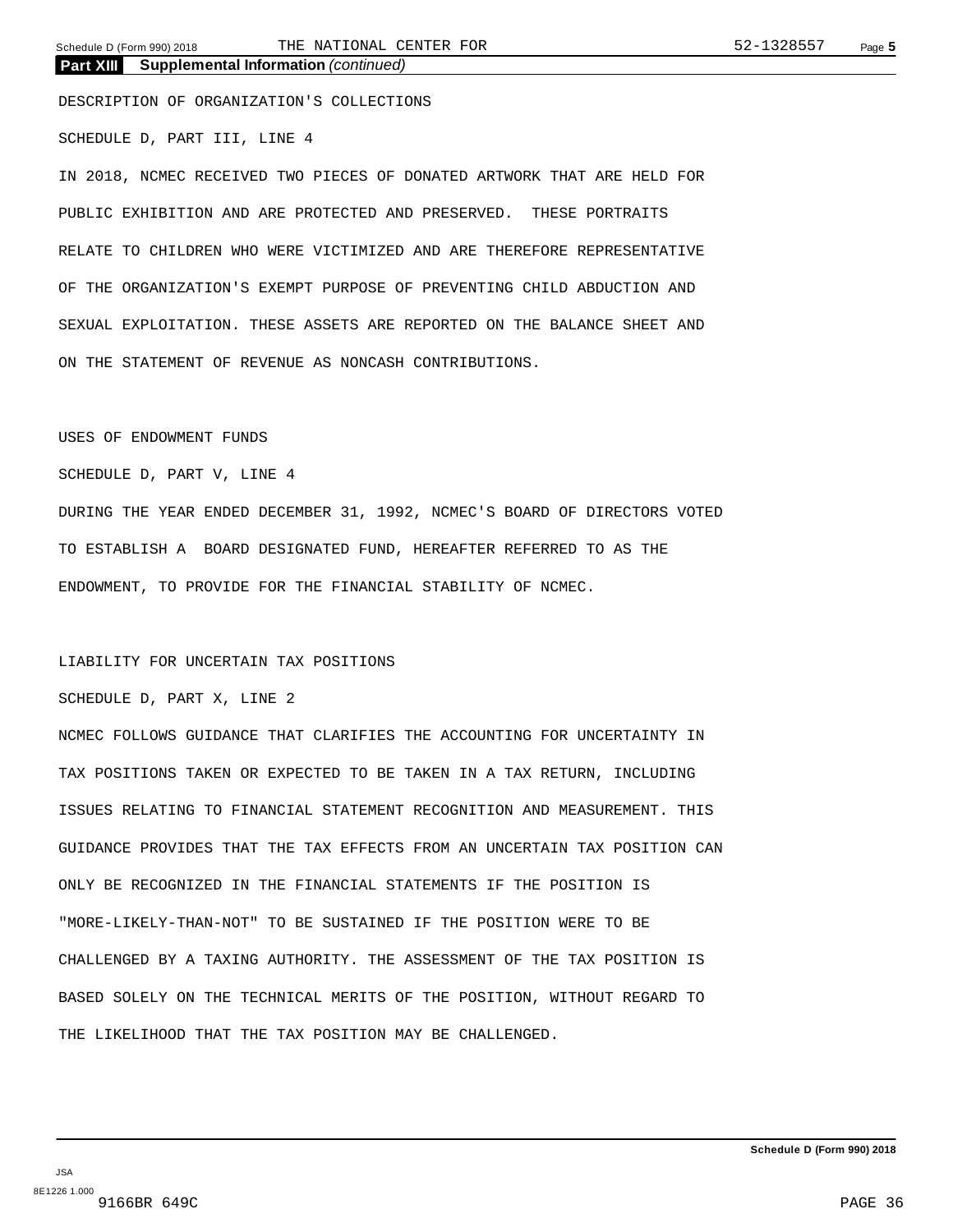## Part XIII Supplemental Information *(continued)*

DESCRIPTION OF ORGANIZATION'S COLLECTIONS

SCHEDULE D, PART III, LINE 4

IN 2018, NCMEC RECEIVED TWO PIECES OF DONATED ARTWORK THAT ARE HELD FOR PUBLIC EXHIBITION AND ARE PROTECTED AND PRESERVED. THESE PORTRAITS RELATE TO CHILDREN WHO WERE VICTIMIZED AND ARE THEREFORE REPRESENTATIVE OF THE ORGANIZATION'S EXEMPT PURPOSE OF PREVENTING CHILD ABDUCTION AND SEXUAL EXPLOITATION. THESE ASSETS ARE REPORTED ON THE BALANCE SHEET AND ON THE STATEMENT OF REVENUE AS NONCASH CONTRIBUTIONS.

USES OF ENDOWMENT FUNDS

SCHEDULE D, PART V, LINE 4

DURING THE YEAR ENDED DECEMBER 31, 1992, NCMEC'S BOARD OF DIRECTORS VOTED TO ESTABLISH A BOARD DESIGNATED FUND, HEREAFTER REFERRED TO AS THE ENDOWMENT, TO PROVIDE FOR THE FINANCIAL STABILITY OF NCMEC.

LIABILITY FOR UNCERTAIN TAX POSITIONS

SCHEDULE D, PART X, LINE 2

NCMEC FOLLOWS GUIDANCE THAT CLARIFIES THE ACCOUNTING FOR UNCERTAINTY IN TAX POSITIONS TAKEN OR EXPECTED TO BE TAKEN IN A TAX RETURN, INCLUDING ISSUES RELATING TO FINANCIAL STATEMENT RECOGNITION AND MEASUREMENT. THIS GUIDANCE PROVIDES THAT THE TAX EFFECTS FROM AN UNCERTAIN TAX POSITION CAN ONLY BE RECOGNIZED IN THE FINANCIAL STATEMENTS IF THE POSITION IS "MORE-LIKELY-THAN-NOT" TO BE SUSTAINED IF THE POSITION WERE TO BE CHALLENGED BY A TAXING AUTHORITY. THE ASSESSMENT OF THE TAX POSITION IS BASED SOLELY ON THE TECHNICAL MERITS OF THE POSITION, WITHOUT REGARD TO THE LIKELIHOOD THAT THE TAX POSITION MAY BE CHALLENGED.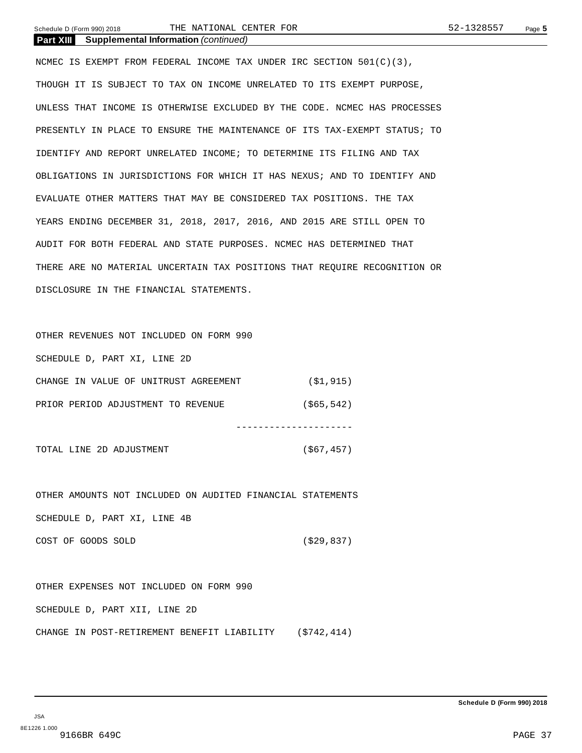## Part XIII Supplemental Information *(continued)*

NCMEC IS EXEMPT FROM FEDERAL INCOME TAX UNDER IRC SECTION 501(C)(3), THOUGH IT IS SUBJECT TO TAX ON INCOME UNRELATED TO ITS EXEMPT PURPOSE, UNLESS THAT INCOME IS OTHERWISE EXCLUDED BY THE CODE. NCMEC HAS PROCESSES PRESENTLY IN PLACE TO ENSURE THE MAINTENANCE OF ITS TAX-EXEMPT STATUS; TO IDENTIFY AND REPORT UNRELATED INCOME; TO DETERMINE ITS FILING AND TAX OBLIGATIONS IN JURISDICTIONS FOR WHICH IT HAS NEXUS; AND TO IDENTIFY AND EVALUATE OTHER MATTERS THAT MAY BE CONSIDERED TAX POSITIONS. THE TAX YEARS ENDING DECEMBER 31, 2018, 2017, 2016, AND 2015 ARE STILL OPEN TO AUDIT FOR BOTH FEDERAL AND STATE PURPOSES. NCMEC HAS DETERMINED THAT THERE ARE NO MATERIAL UNCERTAIN TAX POSITIONS THAT REQUIRE RECOGNITION OR DISCLOSURE IN THE FINANCIAL STATEMENTS.

OTHER REVENUES NOT INCLUDED ON FORM 990

SCHEDULE D, PART XI, LINE 2D

| | |
|---|---|
| CHANGE IN VALUE OF UNITRUST AGREEMENT | ($1,915) |
| PRIOR PERIOD ADJUSTMENT TO REVENUE | ($65,542) |
| TOTAL LINE 2D ADJUSTMENT | ($67,457) |

OTHER AMOUNTS NOT INCLUDED ON AUDITED FINANCIAL STATEMENTS

SCHEDULE D, PART XI, LINE 4B

| | |
|---|---|
| COST OF GOODS SOLD | ($29,837) |

OTHER EXPENSES NOT INCLUDED ON FORM 990

SCHEDULE D, PART XII, LINE 2D

| | |
|---|---|
| CHANGE IN POST-RETIREMENT BENEFIT LIABILITY | ($742,414) |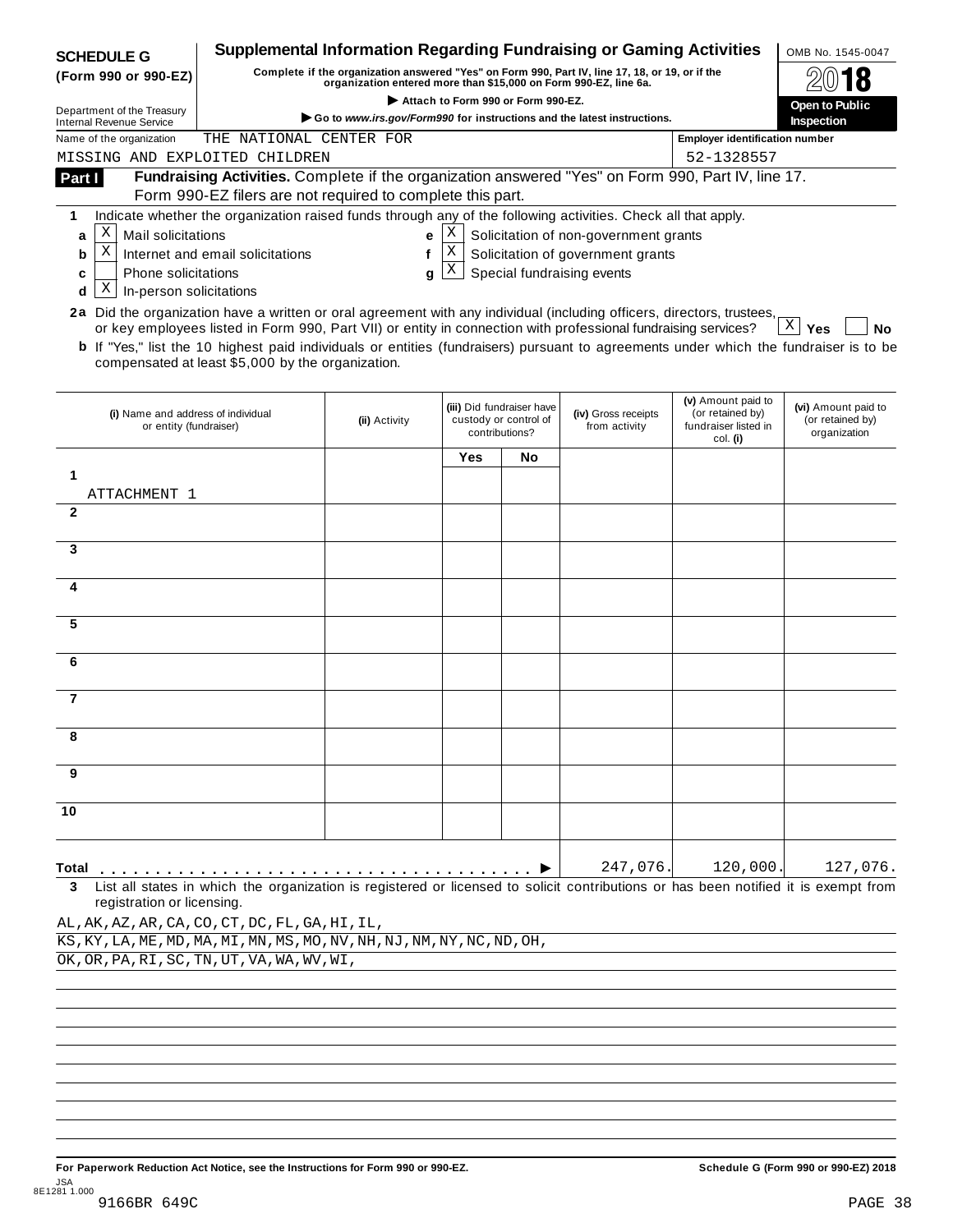**SCHEDULE G**
**(Form 990 or 990-EZ)**

Department of the Treasury
Internal Revenue Service

# Supplemental Information Regarding Fundraising or Gaming Activities

**Complete if the organization answered "Yes" on Form 990, Part IV, line 17, 18, or 19, or if the organization entered more than $15,000 on Form 990-EZ, line 6a.**

▶ **Attach to Form 990 or Form 990-EZ.**

▶ **Go to *www.irs.gov/Form990* for instructions and the latest instructions.**

OMB No. 1545-0047

**2018**

**Open to Public Inspection**

Name of the organization: THE NATIONAL CENTER FOR MISSING AND EXPLOITED CHILDREN

Employer identification number: 52-1328557

## Part I Fundraising Activities. Complete if the organization answered "Yes" on Form 990, Part IV, line 17. Form 990-EZ filers are not required to complete this part.

**1** Indicate whether the organization raised funds through any of the following activities. Check all that apply.

- **a** [X] Mail solicitations
- **b** [X] Internet and email solicitations
- **c** [ ] Phone solicitations
- **d** [X] In-person solicitations
- **e** [X] Solicitation of non-government grants
- **f** [X] Solicitation of government grants
- **g** [X] Special fundraising events

**2a** Did the organization have a written or oral agreement with any individual (including officers, directors, trustees, or key employees listed in Form 990, Part VII) or entity in connection with professional fundraising services? [X] **Yes** [ ] **No**

**b** If "Yes," list the 10 highest paid individuals or entities (fundraisers) pursuant to agreements under which the fundraiser is to be compensated at least $5,000 by the organization.

| | (i) Name and address of individual or entity (fundraiser) | (ii) Activity | (iii) Did fundraiser have custody or control of contributions? Yes | No | (iv) Gross receipts from activity | (v) Amount paid to (or retained by) fundraiser listed in col. (i) | (vi) Amount paid to (or retained by) organization |
|---|---|---|---|---|---|---|---|
| 1 | ATTACHMENT 1 | | | | | | |
| 2 | | | | | | | |
| 3 | | | | | | | |
| 4 | | | | | | | |
| 5 | | | | | | | |
| 6 | | | | | | | |
| 7 | | | | | | | |
| 8 | | | | | | | |
| 9 | | | | | | | |
| 10 | | | | | | | |
| **Total** ▶ | | | | | 247,076. | 120,000. | 127,076. |

**3** List all states in which the organization is registered or licensed to solicit contributions or has been notified it is exempt from registration or licensing.

AL,AK,AZ,AR,CA,CO,CT,DC,FL,GA,HI,IL,
KS,KY,LA,ME,MD,MA,MI,MN,MS,MO,NV,NH,NJ,NM,NY,NC,ND,OH,
OK,OR,PA,RI,SC,TN,UT,VA,WA,WV,WI,

**For Paperwork Reduction Act Notice, see the Instructions for Form 990 or 990-EZ.**

**Schedule G (Form 990 or 990-EZ) 2018**

JSA
8E1281 1.000
9166BR 649C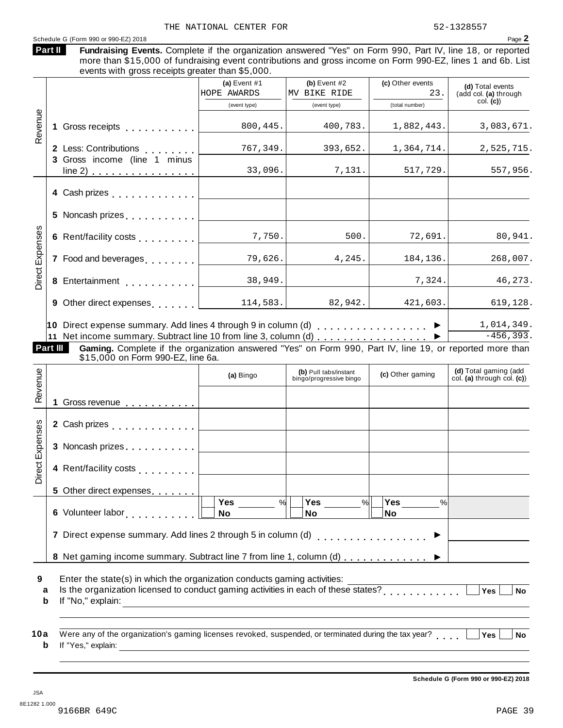THE NATIONAL CENTER FOR 52-1328557

Schedule G (Form 990 or 990-EZ) 2018 Page **2**

**Part II** **Fundraising Events.** Complete if the organization answered "Yes" on Form 990, Part IV, line 18, or reported more than $15,000 of fundraising event contributions and gross income on Form 990-EZ, lines 1 and 6b. List events with gross receipts greater than $5,000.

| | | (a) Event #1 HOPE AWARDS (event type) | (b) Event #2 MV BIKE RIDE (event type) | (c) Other events 23. (total number) | (d) Total events (add col. (a) through col. (c)) |
|---|---|---|---|---|---|
| Revenue | 1 Gross receipts | 800,445. | 400,783. | 1,882,443. | 3,083,671. |
| | 2 Less: Contributions | 767,349. | 393,652. | 1,364,714. | 2,525,715. |
| | 3 Gross income (line 1 minus line 2) | 33,096. | 7,131. | 517,729. | 557,956. |
| Direct Expenses | 4 Cash prizes | | | | |
| | 5 Noncash prizes | | | | |
| | 6 Rent/facility costs | 7,750. | 500. | 72,691. | 80,941. |
| | 7 Food and beverages | 79,626. | 4,245. | 184,136. | 268,007. |
| | 8 Entertainment | 38,949. | | 7,324. | 46,273. |
| | 9 Other direct expenses | 114,583. | 82,942. | 421,603. | 619,128. |
| | 10 Direct expense summary. Add lines 4 through 9 in column (d) | | | | 1,014,349. |
| | 11 Net income summary. Subtract line 10 from line 3, column (d) | | | | -456,393. |

**Part III** **Gaming.** Complete if the organization answered "Yes" on Form 990, Part IV, line 19, or reported more than $15,000 on Form 990-EZ, line 6a.

| | | (a) Bingo | (b) Pull tabs/instant bingo/progressive bingo | (c) Other gaming | (d) Total gaming (add col. (a) through col. (c)) |
|---|---|---|---|---|---|
| Revenue | 1 Gross revenue | | | | |
| Direct Expenses | 2 Cash prizes | | | | |
| | 3 Noncash prizes | | | | |
| | 4 Rent/facility costs | | | | |
| | 5 Other direct expenses | | | | |
| | 6 Volunteer labor | Yes ___ % No | Yes ___ % No | Yes ___ % No | |
| | 7 Direct expense summary. Add lines 2 through 5 in column (d) | | | | |
| | 8 Net gaming income summary. Subtract line 7 from line 1, column (d) | | | | |

**9** Enter the state(s) in which the organization conducts gaming activities: ____________

**a** Is the organization licensed to conduct gaming activities in each of these states? ☐ Yes ☐ No

**b** If "No," explain: ____________

**10a** Were any of the organization's gaming licenses revoked, suspended, or terminated during the tax year? ☐ Yes ☐ No

**b** If "Yes," explain: ____________

**Schedule G (Form 990 or 990-EZ) 2018**

JSA
8E1282 1.000
9166BR 649C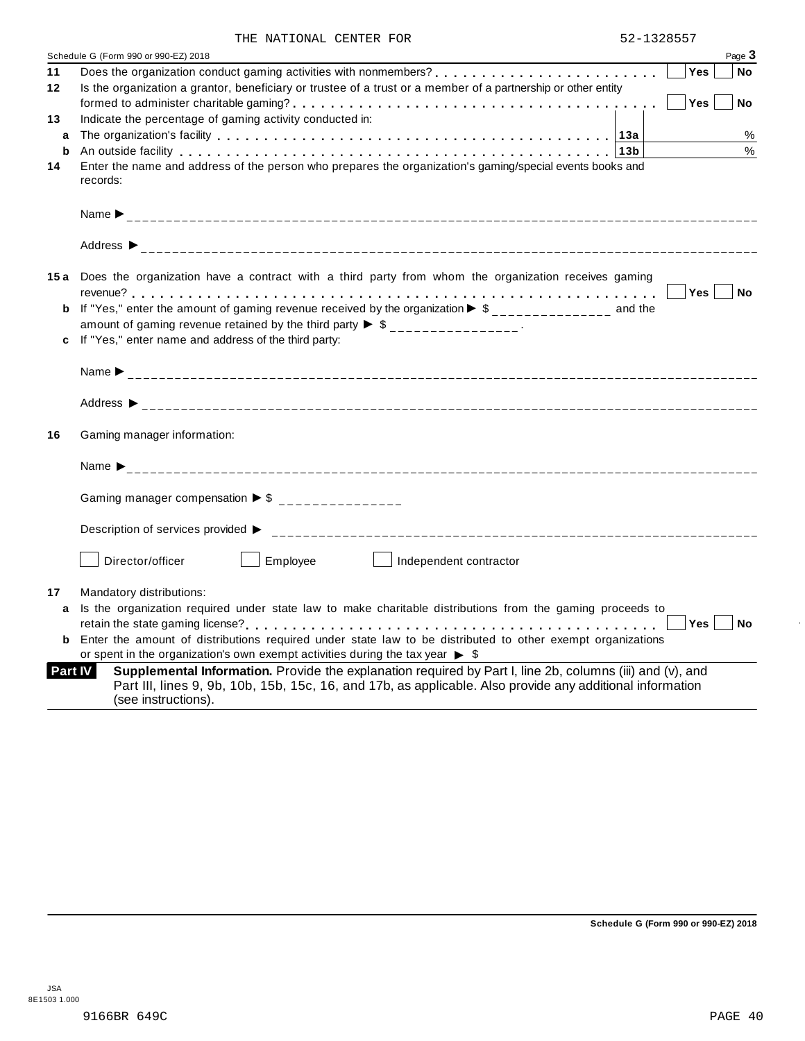THE NATIONAL CENTER FOR 52-1328557

Schedule G (Form 990 or 990-EZ) 2018 Page **3**

**11** Does the organization conduct gaming activities with nonmembers? . . . . . . . . . . . . . . . . . . . . . . . ☐ **Yes** ☐ **No**

**12** Is the organization a grantor, beneficiary or trustee of a trust or a member of a partnership or other entity formed to administer charitable gaming? . . . . . . . . . . . . . . . . . . . . . . . . . . . . . . . . . . . . ☐ **Yes** ☐ **No**

**13** Indicate the percentage of gaming activity conducted in:

**a** The organization's facility . . . . . . . . . . . . . . . . . . . . . . . . . . . . . . . . . . . . . . **13a** ______ %

**b** An outside facility . . . . . . . . . . . . . . . . . . . . . . . . . . . . . . . . . . . . . . . . . . **13b** ______ %

**14** Enter the name and address of the person who prepares the organization's gaming/special events books and records:

Name ▶ ______________________________________________

Address ▶ ______________________________________________

**15 a** Does the organization have a contract with a third party from whom the organization receives gaming revenue? . . . . . . . . . . . . . . . . . . . . . . . . . . . . . . . . . . . . . . . . . . . . . . . . . . . . . ☐ **Yes** ☐ **No**

**b** If "Yes," enter the amount of gaming revenue received by the organization ▶ $ _______________ and the amount of gaming revenue retained by the third party ▶ $ _______________ .

**c** If "Yes," enter name and address of the third party:

Name ▶ ______________________________________________

Address ▶ ______________________________________________

**16** Gaming manager information:

Name ▶ ______________________________________________

Gaming manager compensation ▶ $ _______________

Description of services provided ▶ ______________________________________________

☐ Director/officer ☐ Employee ☐ Independent contractor

**17** Mandatory distributions:

**a** Is the organization required under state law to make charitable distributions from the gaming proceeds to retain the state gaming license? . . . . . . . . . . . . . . . . . . . . . . . . . . . . . . . . . . . . . . . . . ☐ **Yes** ☐ **No**

**b** Enter the amount of distributions required under state law to be distributed to other exempt organizations or spent in the organization's own exempt activities during the tax year ▶ $

**Part IV** **Supplemental Information.** Provide the explanation required by Part I, line 2b, columns (iii) and (v), and Part III, lines 9, 9b, 10b, 15b, 15c, 16, and 17b, as applicable. Also provide any additional information (see instructions).

**Schedule G (Form 990 or 990-EZ) 2018**

JSA
8E1503 1.000

9166BR 649C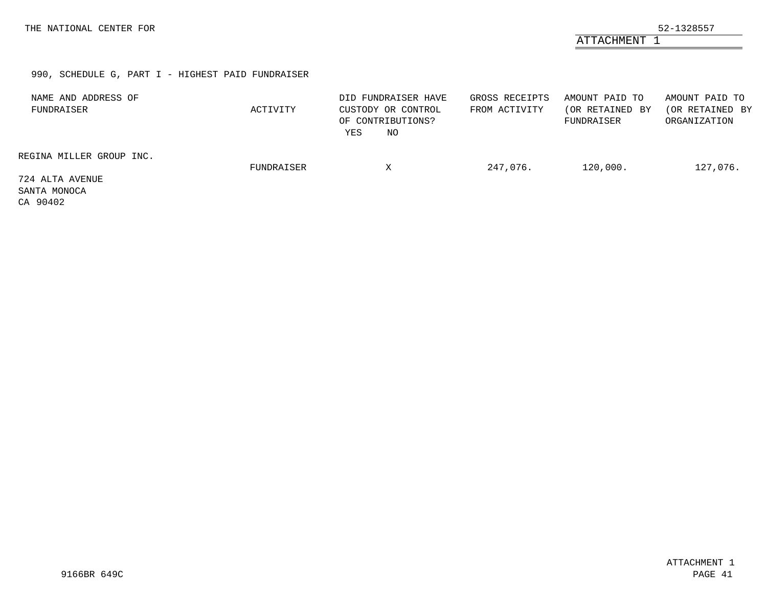THE NATIONAL CENTER FOR 52-1328557

ATTACHMENT 1

990, SCHEDULE G, PART I - HIGHEST PAID FUNDRAISER

| NAME AND ADDRESS OF FUNDRAISER | ACTIVITY | DID FUNDRAISER HAVE CUSTODY OR CONTROL OF CONTRIBUTIONS? YES | NO | GROSS RECEIPTS FROM ACTIVITY | AMOUNT PAID TO (OR RETAINED BY FUNDRAISER | AMOUNT PAID TO (OR RETAINED BY ORGANIZATION |
|---|---|---|---|---|---|---|
| REGINA MILLER GROUP INC. 724 ALTA AVENUE SANTA MONOCA CA 90402 | FUNDRAISER | | X | 247,076. | 120,000. | 127,076. |

9166BR 649C

ATTACHMENT 1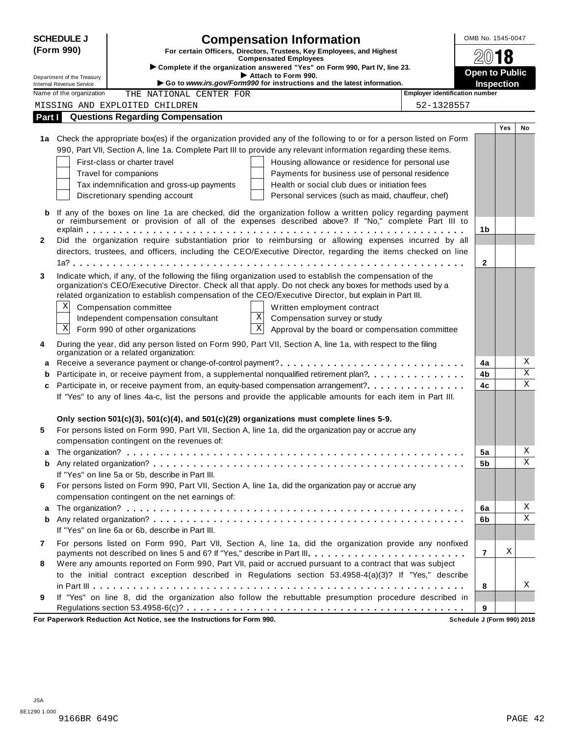**SCHEDULE J (Form 990)**

# Compensation Information

**For certain Officers, Directors, Trustees, Key Employees, and Highest Compensated Employees**

▶ **Complete if the organization answered "Yes" on Form 990, Part IV, line 23.**

▶ **Attach to Form 990.**

▶ **Go to *www.irs.gov/Form990* for instructions and the latest information.**

OMB No. 1545-0047

**2018**

**Open to Public Inspection**

Department of the Treasury
Internal Revenue Service

Name of the organization: THE NATIONAL CENTER FOR MISSING AND EXPLOITED CHILDREN

Employer identification number: 52-1328557

## Part I Questions Regarding Compensation

| | | | Yes | No |
|---|---|---|---|---|
| **1a** | Check the appropriate box(es) if the organization provided any of the following to or for a person listed on Form 990, Part VII, Section A, line 1a. Complete Part III to provide any relevant information regarding these items.<br>☐ First-class or charter travel ☐ Housing allowance or residence for personal use<br>☐ Travel for companions ☐ Payments for business use of personal residence<br>☐ Tax indemnification and gross-up payments ☐ Health or social club dues or initiation fees<br>☐ Discretionary spending account ☐ Personal services (such as maid, chauffeur, chef) | | | |
| **b** | If any of the boxes on line 1a are checked, did the organization follow a written policy regarding payment or reimbursement or provision of all of the expenses described above? If "No," complete Part III to explain | 1b | | |
| **2** | Did the organization require substantiation prior to reimbursing or allowing expenses incurred by all directors, trustees, and officers, including the CEO/Executive Director, regarding the items checked on line 1a? | 2 | | |
| **3** | Indicate which, if any, of the following the filing organization used to establish the compensation of the organization's CEO/Executive Director. Check all that apply. Do not check any boxes for methods used by a related organization to establish compensation of the CEO/Executive Director, but explain in Part III.<br>☒ Compensation committee ☐ Written employment contract<br>☐ Independent compensation consultant ☒ Compensation survey or study<br>☒ Form 990 of other organizations ☒ Approval by the board or compensation committee | | | |
| **4** | During the year, did any person listed on Form 990, Part VII, Section A, line 1a, with respect to the filing organization or a related organization: | | | |
| **a** | Receive a severance payment or change-of-control payment? | 4a | | X |
| **b** | Participate in, or receive payment from, a supplemental nonqualified retirement plan? | 4b | | X |
| **c** | Participate in, or receive payment from, an equity-based compensation arrangement? | 4c | | X |
| | If "Yes" to any of lines 4a-c, list the persons and provide the applicable amounts for each item in Part III. | | | |
| | **Only section 501(c)(3), 501(c)(4), and 501(c)(29) organizations must complete lines 5-9.** | | | |
| **5** | For persons listed on Form 990, Part VII, Section A, line 1a, did the organization pay or accrue any compensation contingent on the revenues of: | | | |
| **a** | The organization? | 5a | | X |
| **b** | Any related organization? | 5b | | X |
| | If "Yes" on line 5a or 5b, describe in Part III. | | | |
| **6** | For persons listed on Form 990, Part VII, Section A, line 1a, did the organization pay or accrue any compensation contingent on the net earnings of: | | | |
| **a** | The organization? | 6a | | X |
| **b** | Any related organization? | 6b | | X |
| | If "Yes" on line 6a or 6b, describe in Part III. | | | |
| **7** | For persons listed on Form 990, Part VII, Section A, line 1a, did the organization provide any nonfixed payments not described on lines 5 and 6? If "Yes," describe in Part III | 7 | X | |
| **8** | Were any amounts reported on Form 990, Part VII, paid or accrued pursuant to a contract that was subject to the initial contract exception described in Regulations section 53.4958-4(a)(3)? If "Yes," describe in Part III | 8 | | X |
| **9** | If "Yes" on line 8, did the organization also follow the rebuttable presumption procedure described in Regulations section 53.4958-6(c)? | 9 | | |

**For Paperwork Reduction Act Notice, see the Instructions for Form 990.** Schedule J (Form 990) 2018

JSA
8E1290 1.000
9166BR 649C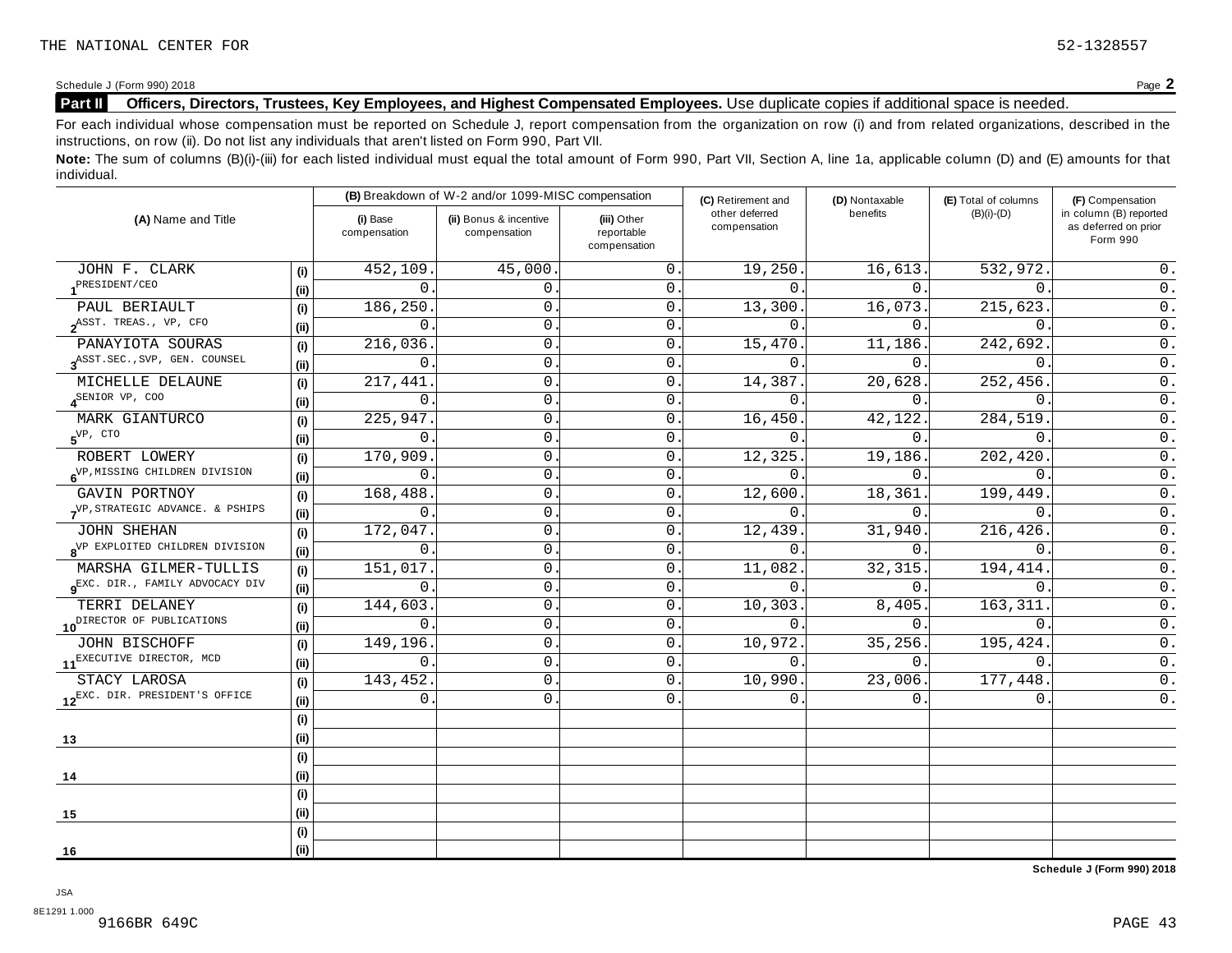THE NATIONAL CENTER FOR 52-1328557

Schedule J (Form 990) 2018

## Part II Officers, Directors, Trustees, Key Employees, and Highest Compensated Employees. Use duplicate copies if additional space is needed.

For each individual whose compensation must be reported on Schedule J, report compensation from the organization on row (i) and from related organizations, described in the instructions, on row (ii). Do not list any individuals that aren't listed on Form 990, Part VII.

**Note:** The sum of columns (B)(i)-(iii) for each listed individual must equal the total amount of Form 990, Part VII, Section A, line 1a, applicable column (D) and (E) amounts for that individual.

| (A) Name and Title | | (B) Breakdown of W-2 and/or 1099-MISC compensation | | | (C) Retirement and other deferred compensation | (D) Nontaxable benefits | (E) Total of columns (B)(i)-(D) | (F) Compensation in column (B) reported as deferred on prior Form 990 |
|---|---|---|---|---|---|---|---|---|
| | | (i) Base compensation | (ii) Bonus & incentive compensation | (iii) Other reportable compensation | | | | |
| 1 JOHN F. CLARK | (i) | 452,109. | 45,000. | 0. | 19,250. | 16,613. | 532,972. | 0. |
| PRESIDENT/CEO | (ii) | 0. | 0. | 0. | 0. | 0. | 0. | 0. |
| 2 PAUL BERIAULT | (i) | 186,250. | 0. | 0. | 13,300. | 16,073. | 215,623. | 0. |
| ASST. TREAS., VP, CFO | (ii) | 0. | 0. | 0. | 0. | 0. | 0. | 0. |
| 3 PANAYIOTA SOURAS | (i) | 216,036. | 0. | 0. | 15,470. | 11,186. | 242,692. | 0. |
| ASST.SEC.,SVP, GEN. COUNSEL | (ii) | 0. | 0. | 0. | 0. | 0. | 0. | 0. |
| 4 MICHELLE DELAUNE | (i) | 217,441. | 0. | 0. | 14,387. | 20,628. | 252,456. | 0. |
| SENIOR VP, COO | (ii) | 0. | 0. | 0. | 0. | 0. | 0. | 0. |
| 5 MARK GIANTURCO | (i) | 225,947. | 0. | 0. | 16,450. | 42,122. | 284,519. | 0. |
| VP, CTO | (ii) | 0. | 0. | 0. | 0. | 0. | 0. | 0. |
| 6 ROBERT LOWERY | (i) | 170,909. | 0. | 0. | 12,325. | 19,186. | 202,420. | 0. |
| VP,MISSING CHILDREN DIVISION | (ii) | 0. | 0. | 0. | 0. | 0. | 0. | 0. |
| 7 GAVIN PORTNOY | (i) | 168,488. | 0. | 0. | 12,600. | 18,361. | 199,449. | 0. |
| VP,STRATEGIC ADVANCE. & PSHIPS | (ii) | 0. | 0. | 0. | 0. | 0. | 0. | 0. |
| 8 JOHN SHEHAN | (i) | 172,047. | 0. | 0. | 12,439. | 31,940. | 216,426. | 0. |
| VP EXPLOITED CHILDREN DIVISION | (ii) | 0. | 0. | 0. | 0. | 0. | 0. | 0. |
| 9 MARSHA GILMER-TULLIS | (i) | 151,017. | 0. | 0. | 11,082. | 32,315. | 194,414. | 0. |
| EXC. DIR., FAMILY ADVOCACY DIV | (ii) | 0. | 0. | 0. | 0. | 0. | 0. | 0. |
| 10 TERRI DELANEY | (i) | 144,603. | 0. | 0. | 10,303. | 8,405. | 163,311. | 0. |
| DIRECTOR OF PUBLICATIONS | (ii) | 0. | 0. | 0. | 0. | 0. | 0. | 0. |
| 11 JOHN BISCHOFF | (i) | 149,196. | 0. | 0. | 10,972. | 35,256. | 195,424. | 0. |
| EXECUTIVE DIRECTOR, MCD | (ii) | 0. | 0. | 0. | 0. | 0. | 0. | 0. |
| 12 STACY LAROSA | (i) | 143,452. | 0. | 0. | 10,990. | 23,006. | 177,448. | 0. |
| EXC. DIR. PRESIDENT'S OFFICE | (ii) | 0. | 0. | 0. | 0. | 0. | 0. | 0. |
| 13 | (i) | | | | | | | |
| | (ii) | | | | | | | |
| 14 | (i) | | | | | | | |
| | (ii) | | | | | | | |
| 15 | (i) | | | | | | | |
| | (ii) | | | | | | | |
| 16 | (i) | | | | | | | |
| | (ii) | | | | | | | |

Schedule J (Form 990) 2018

JSA
8E1291 1.000
9166BR 649C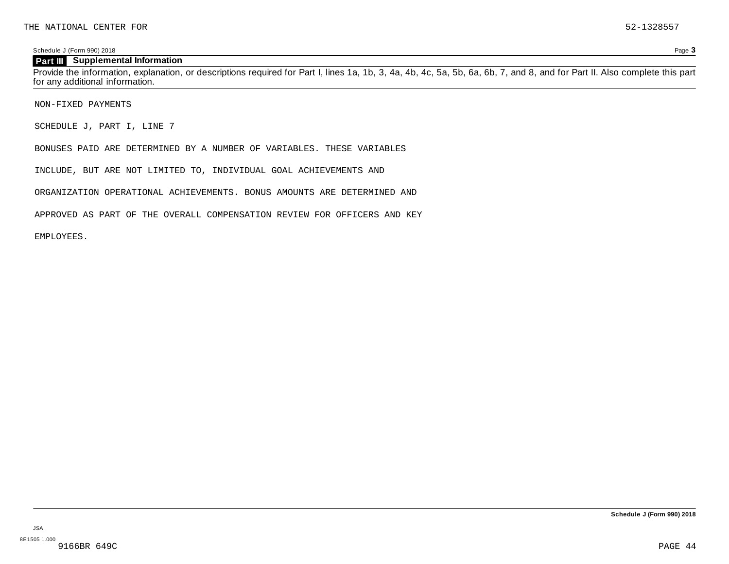THE NATIONAL CENTER FOR 52-1328557

Schedule J (Form 990) 2018

**Part III Supplemental Information**

Provide the information, explanation, or descriptions required for Part I, lines 1a, 1b, 3, 4a, 4b, 4c, 5a, 5b, 6a, 6b, 7, and 8, and for Part II. Also complete this part for any additional information.

NON-FIXED PAYMENTS

SCHEDULE J, PART I, LINE 7

BONUSES PAID ARE DETERMINED BY A NUMBER OF VARIABLES. THESE VARIABLES INCLUDE, BUT ARE NOT LIMITED TO, INDIVIDUAL GOAL ACHIEVEMENTS AND ORGANIZATION OPERATIONAL ACHIEVEMENTS. BONUS AMOUNTS ARE DETERMINED AND APPROVED AS PART OF THE OVERALL COMPENSATION REVIEW FOR OFFICERS AND KEY EMPLOYEES.

**Schedule J (Form 990) 2018**

JSA
8E1505 1.000
9166BR 649C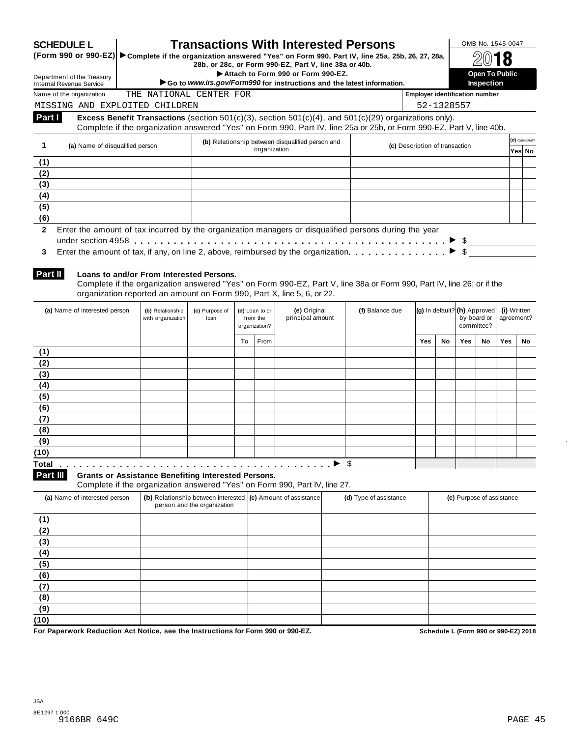# SCHEDULE L (Form 990 or 990-EZ)

## Transactions With Interested Persons

▶ Complete if the organization answered "Yes" on Form 990, Part IV, line 25a, 25b, 26, 27, 28a, 28b, or 28c, or Form 990-EZ, Part V, line 38a or 40b.

▶ Attach to Form 990 or Form 990-EZ.

▶ Go to *www.irs.gov/Form990* for instructions and the latest information.

Department of the Treasury
Internal Revenue Service

OMB No. 1545-0047

2018

**Open To Public Inspection**

Name of the organization: THE NATIONAL CENTER FOR MISSING AND EXPLOITED CHILDREN

Employer identification number: 52-1328557

**Part I** **Excess Benefit Transactions** (section 501(c)(3), section 501(c)(4), and 501(c)(29) organizations only).
Complete if the organization answered "Yes" on Form 990, Part IV, line 25a or 25b, or Form 990-EZ, Part V, line 40b.

| 1 | (a) Name of disqualified person | (b) Relationship between disqualified person and organization | (c) Description of transaction | (d) Corrected? Yes | No |
|---|---|---|---|---|---|
| (1) | | | | | |
| (2) | | | | | |
| (3) | | | | | |
| (4) | | | | | |
| (5) | | | | | |
| (6) | | | | | |

**2** Enter the amount of tax incurred by the organization managers or disqualified persons during the year under section 4958 . . . ▶ $

**3** Enter the amount of tax, if any, on line 2, above, reimbursed by the organization . . . ▶ $

**Part II** **Loans to and/or From Interested Persons.**
Complete if the organization answered "Yes" on Form 990-EZ, Part V, line 38a or Form 990, Part IV, line 26; or if the organization reported an amount on Form 990, Part X, line 5, 6, or 22.

| | (a) Name of interested person | (b) Relationship with organization | (c) Purpose of loan | (d) Loan to or from the organization? | | (e) Original principal amount | (f) Balance due | (g) In default? | | (h) Approved by board or committee? | | (i) Written agreement? | |
|---|---|---|---|---|---|---|---|---|---|---|---|---|---|
| | | | | To | From | | | Yes | No | Yes | No | Yes | No |
| (1) | | | | | | | | | | | | | |
| (2) | | | | | | | | | | | | | |
| (3) | | | | | | | | | | | | | |
| (4) | | | | | | | | | | | | | |
| (5) | | | | | | | | | | | | | |
| (6) | | | | | | | | | | | | | |
| (7) | | | | | | | | | | | | | |
| (8) | | | | | | | | | | | | | |
| (9) | | | | | | | | | | | | | |
| (10) | | | | | | | | | | | | | |
| Total | | | | | | ▶ $ | | | | | | | |

**Part III** **Grants or Assistance Benefiting Interested Persons.**
Complete if the organization answered "Yes" on Form 990, Part IV, line 27.

| | (a) Name of interested person | (b) Relationship between interested person and the organization | (c) Amount of assistance | (d) Type of assistance | (e) Purpose of assistance |
|---|---|---|---|---|---|
| (1) | | | | | |
| (2) | | | | | |
| (3) | | | | | |
| (4) | | | | | |
| (5) | | | | | |
| (6) | | | | | |
| (7) | | | | | |
| (8) | | | | | |
| (9) | | | | | |
| (10) | | | | | |

**For Paperwork Reduction Act Notice, see the Instructions for Form 990 or 990-EZ.** **Schedule L (Form 990 or 990-EZ) 2018**

JSA
8E1297 1.000
9166BR 649C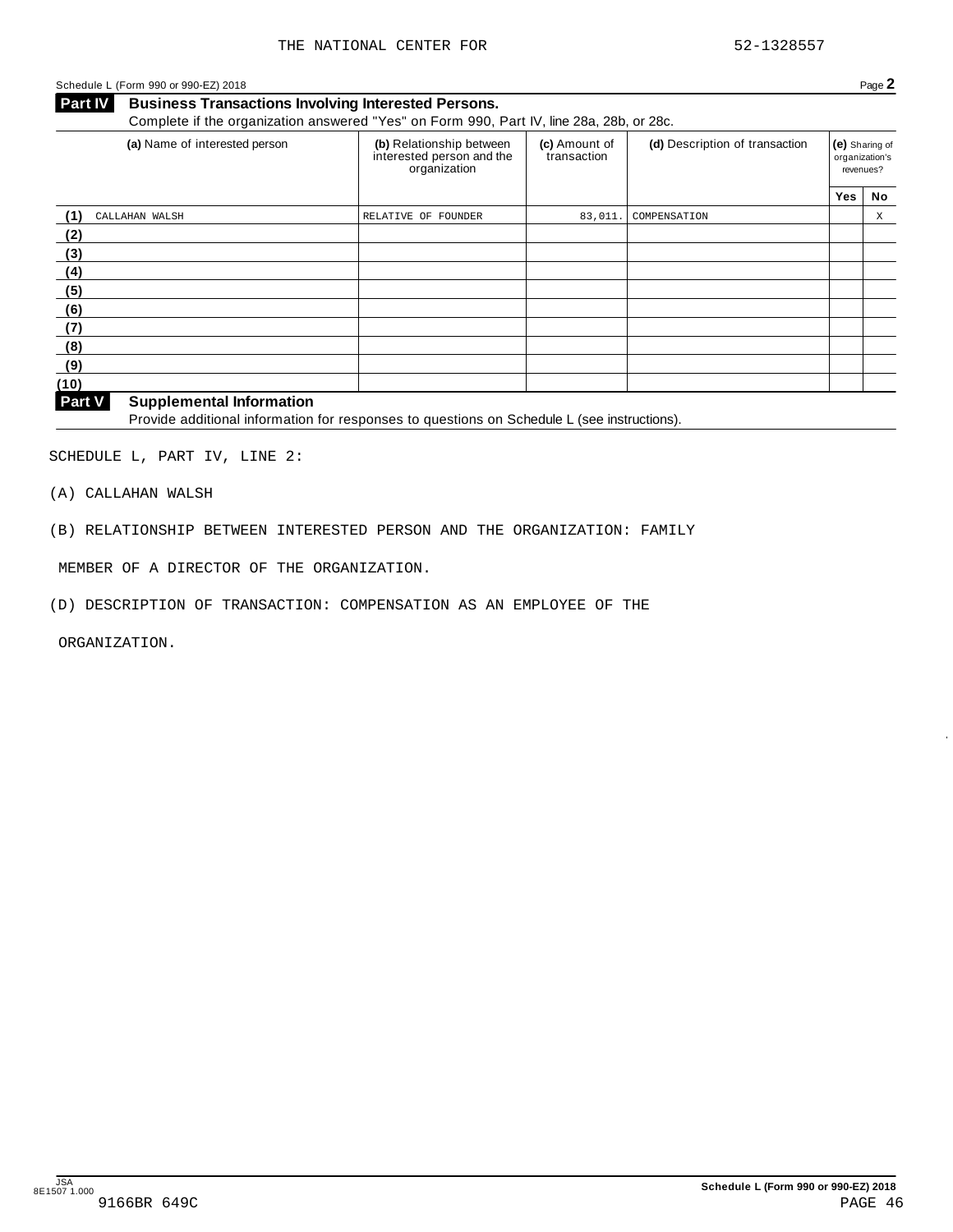Schedule L (Form 990 or 990-EZ) 2018

## Part IV Business Transactions Involving Interested Persons.

Complete if the organization answered "Yes" on Form 990, Part IV, line 28a, 28b, or 28c.

| | (a) Name of interested person | (b) Relationship between interested person and the organization | (c) Amount of transaction | (d) Description of transaction | (e) Sharing of organization's revenues? | |
|---|---|---|---|---|---|---|
| | | | | | Yes | No |
| (1) | CALLAHAN WALSH | RELATIVE OF FOUNDER | 83,011. | COMPENSATION | | X |
| (2) | | | | | | |
| (3) | | | | | | |
| (4) | | | | | | |
| (5) | | | | | | |
| (6) | | | | | | |
| (7) | | | | | | |
| (8) | | | | | | |
| (9) | | | | | | |
| (10) | | | | | | |

## Part V Supplemental Information

Provide additional information for responses to questions on Schedule L (see instructions).

SCHEDULE L, PART IV, LINE 2:

(A) CALLAHAN WALSH

(B) RELATIONSHIP BETWEEN INTERESTED PERSON AND THE ORGANIZATION: FAMILY MEMBER OF A DIRECTOR OF THE ORGANIZATION.

(D) DESCRIPTION OF TRANSACTION: COMPENSATION AS AN EMPLOYEE OF THE ORGANIZATION.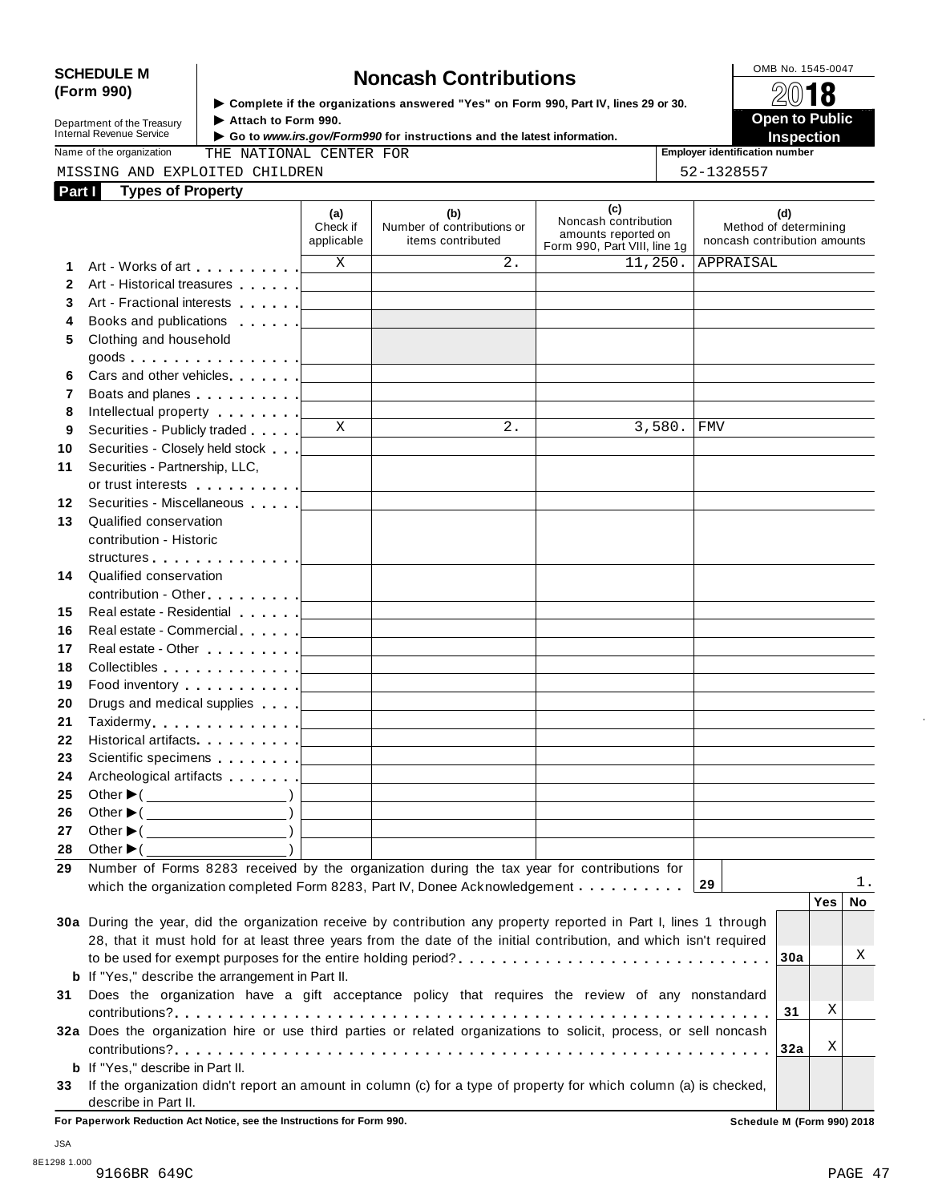**SCHEDULE M (Form 990)**

Department of the Treasury
Internal Revenue Service

# Noncash Contributions

▶ Complete if the organizations answered "Yes" on Form 990, Part IV, lines 29 or 30.
▶ Attach to Form 990.
▶ Go to *www.irs.gov/Form990* for instructions and the latest information.

OMB No. 1545-0047

2018

**Open to Public Inspection**

Name of the organization: THE NATIONAL CENTER FOR MISSING AND EXPLOITED CHILDREN

Employer identification number: 52-1328557

## Part I Types of Property

| | | (a) Check if applicable | (b) Number of contributions or items contributed | (c) Noncash contribution amounts reported on Form 990, Part VIII, line 1g | (d) Method of determining noncash contribution amounts |
|---|---|---|---|---|---|
| 1 | Art - Works of art | X | 2. | 11,250. | APPRAISAL |
| 2 | Art - Historical treasures | | | | |
| 3 | Art - Fractional interests | | | | |
| 4 | Books and publications | | | | |
| 5 | Clothing and household goods | | | | |
| 6 | Cars and other vehicles | | | | |
| 7 | Boats and planes | | | | |
| 8 | Intellectual property | | | | |
| 9 | Securities - Publicly traded | X | 2. | 3,580. | FMV |
| 10 | Securities - Closely held stock | | | | |
| 11 | Securities - Partnership, LLC, or trust interests | | | | |
| 12 | Securities - Miscellaneous | | | | |
| 13 | Qualified conservation contribution - Historic structures | | | | |
| 14 | Qualified conservation contribution - Other | | | | |
| 15 | Real estate - Residential | | | | |
| 16 | Real estate - Commercial | | | | |
| 17 | Real estate - Other | | | | |
| 18 | Collectibles | | | | |
| 19 | Food inventory | | | | |
| 20 | Drugs and medical supplies | | | | |
| 21 | Taxidermy | | | | |
| 22 | Historical artifacts | | | | |
| 23 | Scientific specimens | | | | |
| 24 | Archeological artifacts | | | | |
| 25 | Other ▶( ) | | | | |
| 26 | Other ▶( ) | | | | |
| 27 | Other ▶( ) | | | | |
| 28 | Other ▶( ) | | | | |

| | | | Yes | No |
|---|---|---|---|---|
| 29 | Number of Forms 8283 received by the organization during the tax year for contributions for which the organization completed Form 8283, Part IV, Donee Acknowledgement | 29: 1. | | |
| 30a | During the year, did the organization receive by contribution any property reported in Part I, lines 1 through 28, that it must hold for at least three years from the date of the initial contribution, and which isn't required to be used for exempt purposes for the entire holding period? | 30a | | X |
| b | If "Yes," describe the arrangement in Part II. | | | |
| 31 | Does the organization have a gift acceptance policy that requires the review of any nonstandard contributions? | 31 | X | |
| 32a | Does the organization hire or use third parties or related organizations to solicit, process, or sell noncash contributions? | 32a | X | |
| b | If "Yes," describe in Part II. | | | |
| 33 | If the organization didn't report an amount in column (c) for a type of property for which column (a) is checked, describe in Part II. | | | |

**For Paperwork Reduction Act Notice, see the Instructions for Form 990.** **Schedule M (Form 990) 2018**

JSA
8E1298 1.000
9166BR 649C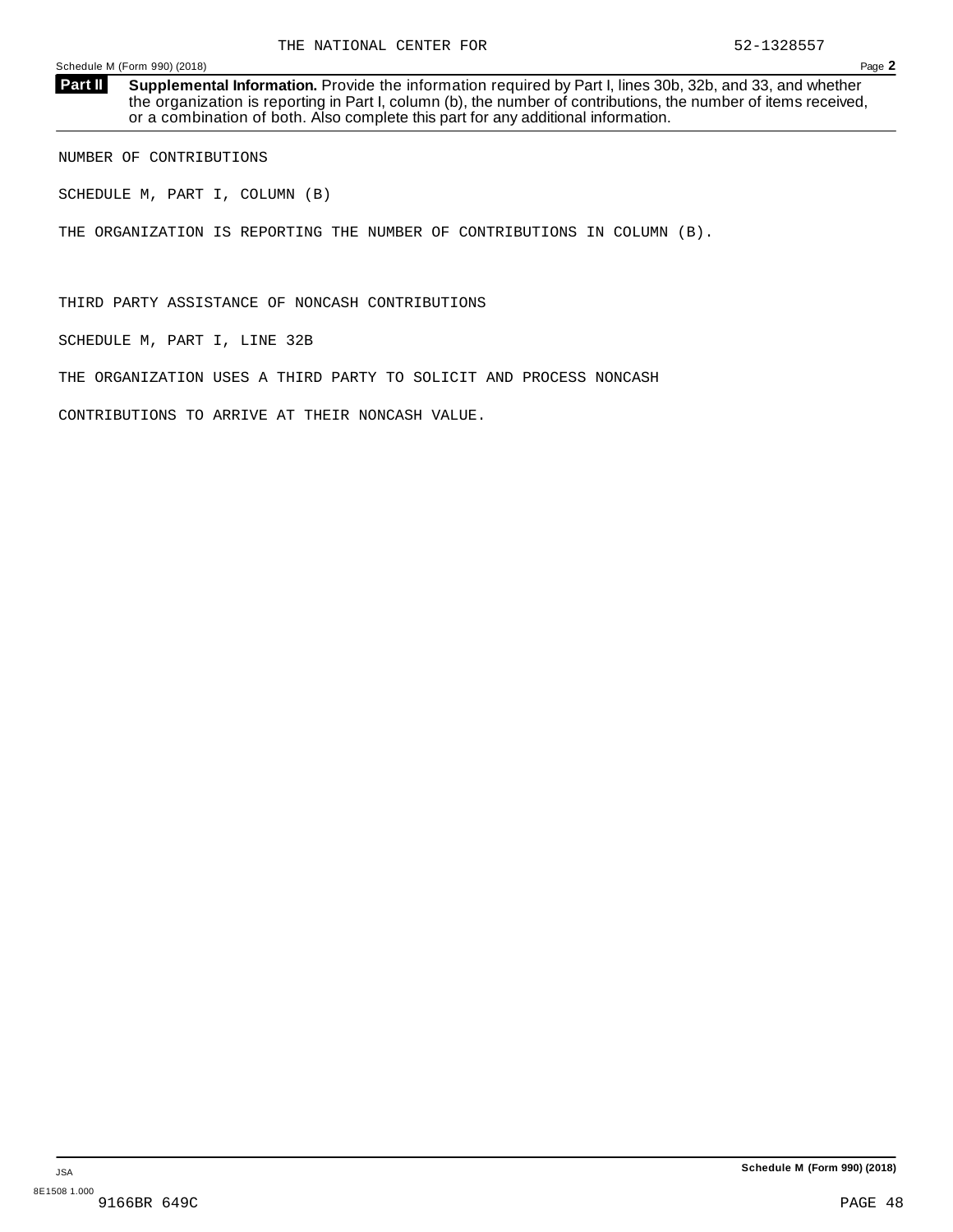THE NATIONAL CENTER FOR 52-1328557

Schedule M (Form 990) (2018) Page **2**

**Part II** **Supplemental Information.** Provide the information required by Part I, lines 30b, 32b, and 33, and whether the organization is reporting in Part I, column (b), the number of contributions, the number of items received, or a combination of both. Also complete this part for any additional information.

NUMBER OF CONTRIBUTIONS

SCHEDULE M, PART I, COLUMN (B)

THE ORGANIZATION IS REPORTING THE NUMBER OF CONTRIBUTIONS IN COLUMN (B).

THIRD PARTY ASSISTANCE OF NONCASH CONTRIBUTIONS

SCHEDULE M, PART I, LINE 32B

THE ORGANIZATION USES A THIRD PARTY TO SOLICIT AND PROCESS NONCASH

CONTRIBUTIONS TO ARRIVE AT THEIR NONCASH VALUE.

JSA

8E1508 1.000

9166BR 649C

**Schedule M (Form 990) (2018)**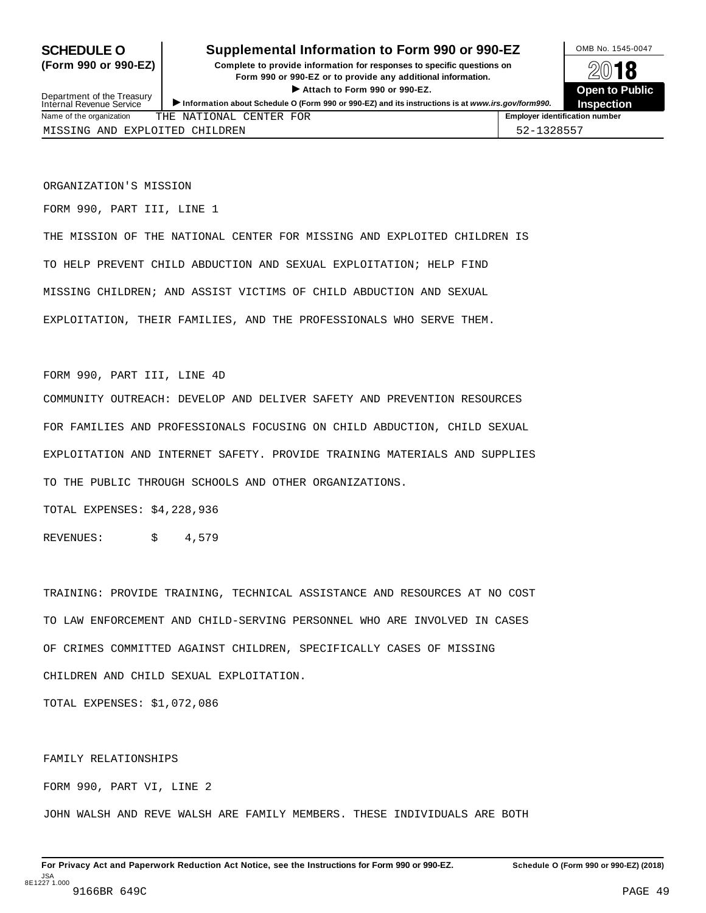**SCHEDULE O (Form 990 or 990-EZ)**

Department of the Treasury
Internal Revenue Service

# Supplemental Information to Form 990 or 990-EZ

**Complete to provide information for responses to specific questions on Form 990 or 990-EZ or to provide any additional information.**

▶ **Attach to Form 990 or 990-EZ.**

▶ **Information about Schedule O (Form 990 or 990-EZ) and its instructions is at** ***www.irs.gov/form990.***

OMB No. 1545-0047

**2018**

**Open to Public Inspection**

| Name of the organization | Employer identification number |
| --- | --- |
| THE NATIONAL CENTER FOR MISSING AND EXPLOITED CHILDREN | 52-1328557 |

ORGANIZATION'S MISSION

FORM 990, PART III, LINE 1

THE MISSION OF THE NATIONAL CENTER FOR MISSING AND EXPLOITED CHILDREN IS TO HELP PREVENT CHILD ABDUCTION AND SEXUAL EXPLOITATION; HELP FIND MISSING CHILDREN; AND ASSIST VICTIMS OF CHILD ABDUCTION AND SEXUAL EXPLOITATION, THEIR FAMILIES, AND THE PROFESSIONALS WHO SERVE THEM.

FORM 990, PART III, LINE 4D

COMMUNITY OUTREACH: DEVELOP AND DELIVER SAFETY AND PREVENTION RESOURCES FOR FAMILIES AND PROFESSIONALS FOCUSING ON CHILD ABDUCTION, CHILD SEXUAL EXPLOITATION AND INTERNET SAFETY. PROVIDE TRAINING MATERIALS AND SUPPLIES TO THE PUBLIC THROUGH SCHOOLS AND OTHER ORGANIZATIONS.

TOTAL EXPENSES: $4,228,936

REVENUES: $ 4,579

TRAINING: PROVIDE TRAINING, TECHNICAL ASSISTANCE AND RESOURCES AT NO COST TO LAW ENFORCEMENT AND CHILD-SERVING PERSONNEL WHO ARE INVOLVED IN CASES OF CRIMES COMMITTED AGAINST CHILDREN, SPECIFICALLY CASES OF MISSING CHILDREN AND CHILD SEXUAL EXPLOITATION.

TOTAL EXPENSES: $1,072,086

FAMILY RELATIONSHIPS

FORM 990, PART VI, LINE 2

JOHN WALSH AND REVE WALSH ARE FAMILY MEMBERS. THESE INDIVIDUALS ARE BOTH

**For Privacy Act and Paperwork Reduction Act Notice, see the Instructions for Form 990 or 990-EZ.** **Schedule O (Form 990 or 990-EZ) (2018)**

JSA 8E1227 1.000
9166BR 649C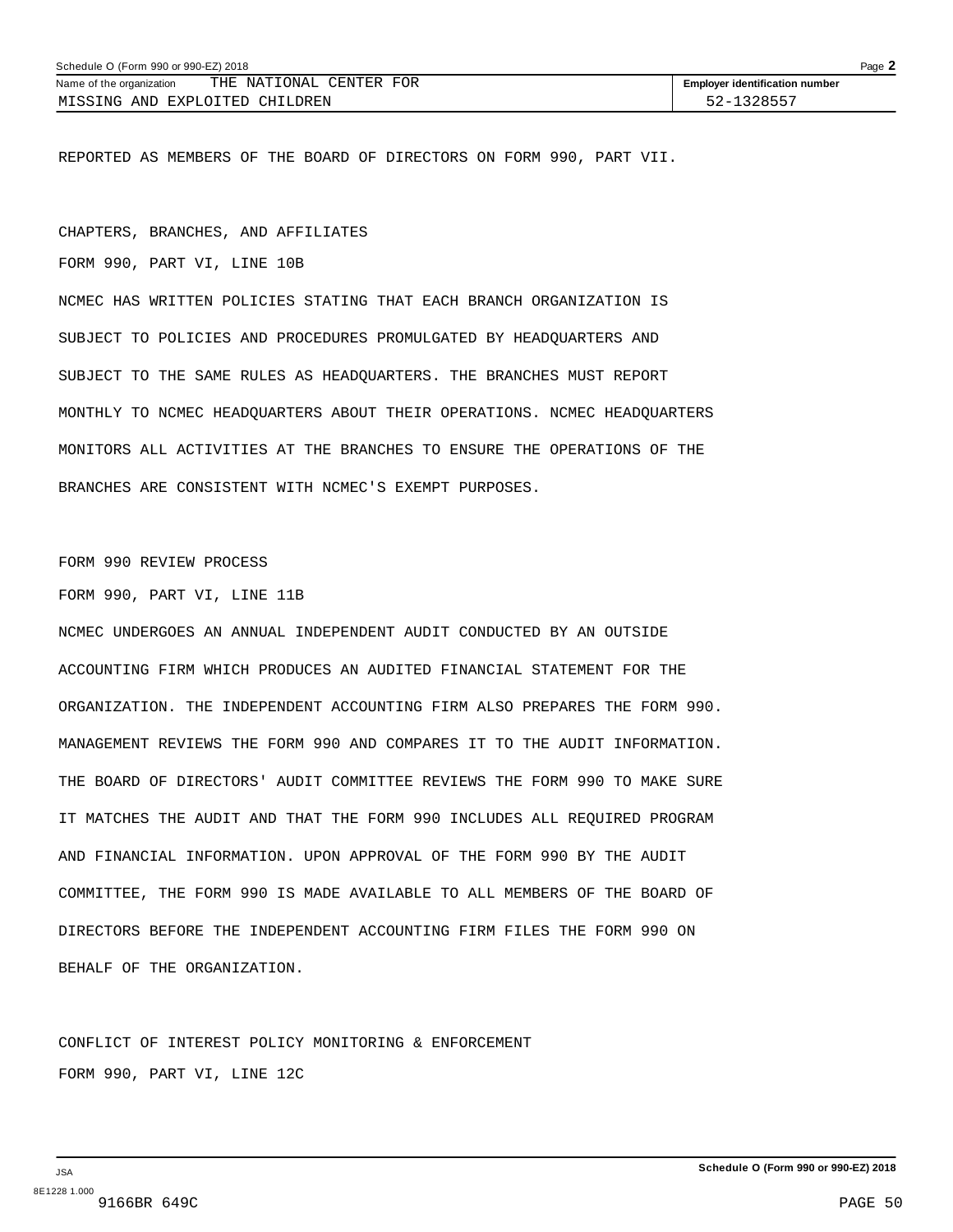Name of the organization THE NATIONAL CENTER FOR MISSING AND EXPLOITED CHILDREN

Employer identification number 52-1328557

REPORTED AS MEMBERS OF THE BOARD OF DIRECTORS ON FORM 990, PART VII.

CHAPTERS, BRANCHES, AND AFFILIATES

FORM 990, PART VI, LINE 10B

NCMEC HAS WRITTEN POLICIES STATING THAT EACH BRANCH ORGANIZATION IS SUBJECT TO POLICIES AND PROCEDURES PROMULGATED BY HEADQUARTERS AND SUBJECT TO THE SAME RULES AS HEADQUARTERS. THE BRANCHES MUST REPORT MONTHLY TO NCMEC HEADQUARTERS ABOUT THEIR OPERATIONS. NCMEC HEADQUARTERS MONITORS ALL ACTIVITIES AT THE BRANCHES TO ENSURE THE OPERATIONS OF THE BRANCHES ARE CONSISTENT WITH NCMEC'S EXEMPT PURPOSES.

FORM 990 REVIEW PROCESS

FORM 990, PART VI, LINE 11B

NCMEC UNDERGOES AN ANNUAL INDEPENDENT AUDIT CONDUCTED BY AN OUTSIDE ACCOUNTING FIRM WHICH PRODUCES AN AUDITED FINANCIAL STATEMENT FOR THE ORGANIZATION. THE INDEPENDENT ACCOUNTING FIRM ALSO PREPARES THE FORM 990. MANAGEMENT REVIEWS THE FORM 990 AND COMPARES IT TO THE AUDIT INFORMATION. THE BOARD OF DIRECTORS' AUDIT COMMITTEE REVIEWS THE FORM 990 TO MAKE SURE IT MATCHES THE AUDIT AND THAT THE FORM 990 INCLUDES ALL REQUIRED PROGRAM AND FINANCIAL INFORMATION. UPON APPROVAL OF THE FORM 990 BY THE AUDIT COMMITTEE, THE FORM 990 IS MADE AVAILABLE TO ALL MEMBERS OF THE BOARD OF DIRECTORS BEFORE THE INDEPENDENT ACCOUNTING FIRM FILES THE FORM 990 ON BEHALF OF THE ORGANIZATION.

CONFLICT OF INTEREST POLICY MONITORING & ENFORCEMENT

FORM 990, PART VI, LINE 12C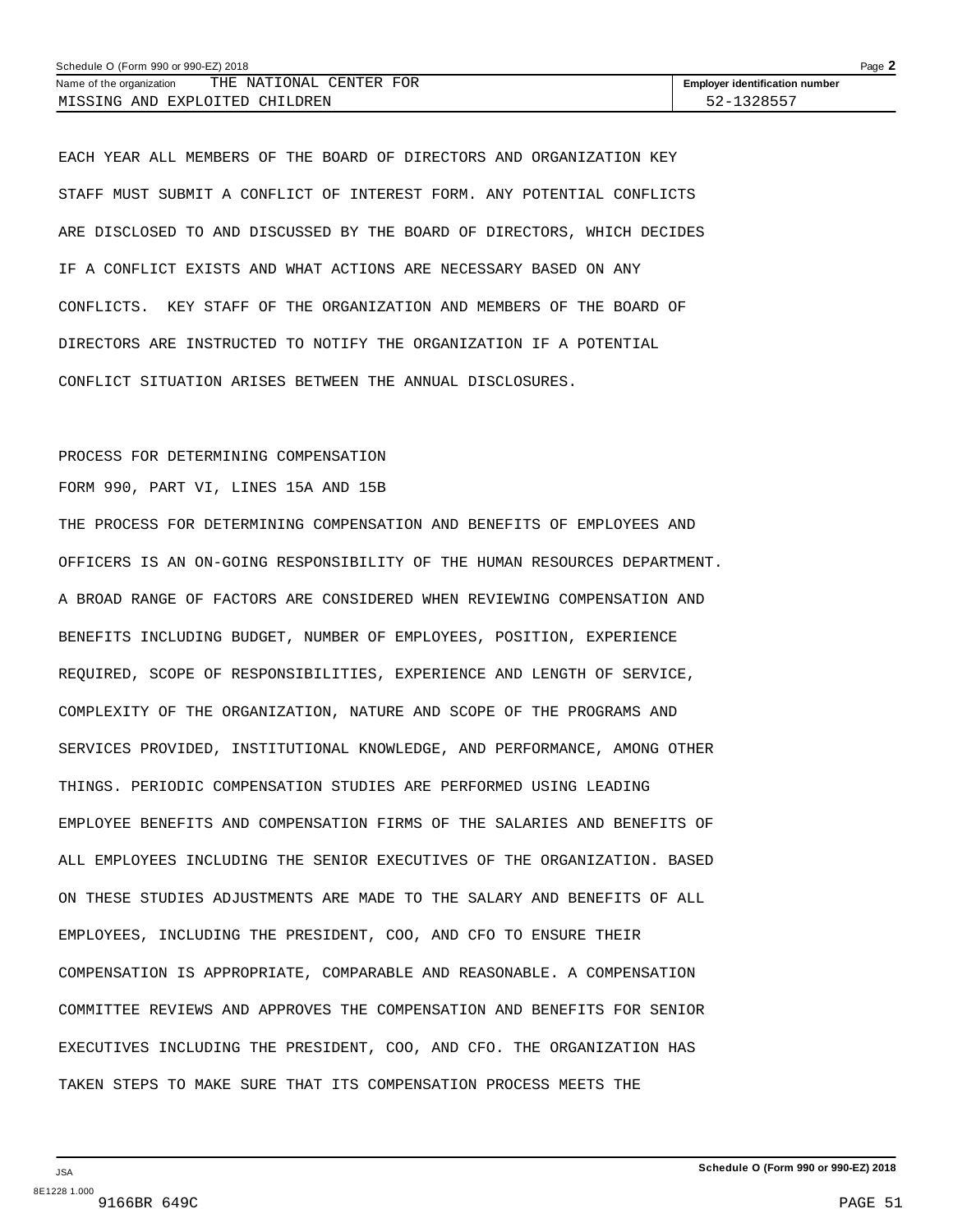EACH YEAR ALL MEMBERS OF THE BOARD OF DIRECTORS AND ORGANIZATION KEY STAFF MUST SUBMIT A CONFLICT OF INTEREST FORM. ANY POTENTIAL CONFLICTS ARE DISCLOSED TO AND DISCUSSED BY THE BOARD OF DIRECTORS, WHICH DECIDES IF A CONFLICT EXISTS AND WHAT ACTIONS ARE NECESSARY BASED ON ANY CONFLICTS. KEY STAFF OF THE ORGANIZATION AND MEMBERS OF THE BOARD OF DIRECTORS ARE INSTRUCTED TO NOTIFY THE ORGANIZATION IF A POTENTIAL CONFLICT SITUATION ARISES BETWEEN THE ANNUAL DISCLOSURES.

PROCESS FOR DETERMINING COMPENSATION

FORM 990, PART VI, LINES 15A AND 15B

THE PROCESS FOR DETERMINING COMPENSATION AND BENEFITS OF EMPLOYEES AND OFFICERS IS AN ON-GOING RESPONSIBILITY OF THE HUMAN RESOURCES DEPARTMENT. A BROAD RANGE OF FACTORS ARE CONSIDERED WHEN REVIEWING COMPENSATION AND BENEFITS INCLUDING BUDGET, NUMBER OF EMPLOYEES, POSITION, EXPERIENCE REQUIRED, SCOPE OF RESPONSIBILITIES, EXPERIENCE AND LENGTH OF SERVICE, COMPLEXITY OF THE ORGANIZATION, NATURE AND SCOPE OF THE PROGRAMS AND SERVICES PROVIDED, INSTITUTIONAL KNOWLEDGE, AND PERFORMANCE, AMONG OTHER THINGS. PERIODIC COMPENSATION STUDIES ARE PERFORMED USING LEADING EMPLOYEE BENEFITS AND COMPENSATION FIRMS OF THE SALARIES AND BENEFITS OF ALL EMPLOYEES INCLUDING THE SENIOR EXECUTIVES OF THE ORGANIZATION. BASED ON THESE STUDIES ADJUSTMENTS ARE MADE TO THE SALARY AND BENEFITS OF ALL EMPLOYEES, INCLUDING THE PRESIDENT, COO, AND CFO TO ENSURE THEIR COMPENSATION IS APPROPRIATE, COMPARABLE AND REASONABLE. A COMPENSATION COMMITTEE REVIEWS AND APPROVES THE COMPENSATION AND BENEFITS FOR SENIOR EXECUTIVES INCLUDING THE PRESIDENT, COO, AND CFO. THE ORGANIZATION HAS TAKEN STEPS TO MAKE SURE THAT ITS COMPENSATION PROCESS MEETS THE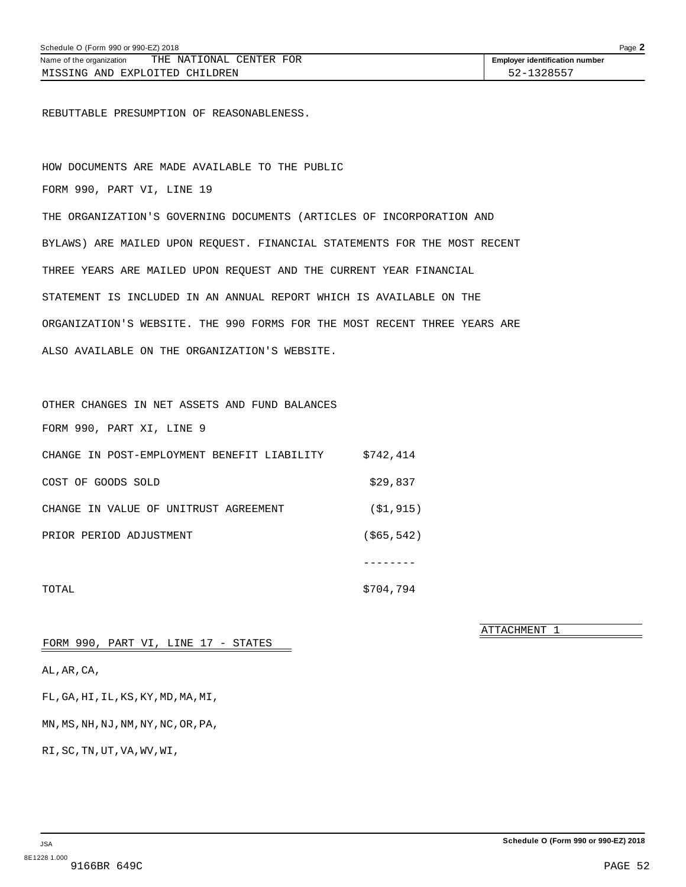Schedule O (Form 990 or 990-EZ) 2018

Name of the organization: THE NATIONAL CENTER FOR MISSING AND EXPLOITED CHILDREN

Employer identification number: 52-1328557

REBUTTABLE PRESUMPTION OF REASONABLENESS.

HOW DOCUMENTS ARE MADE AVAILABLE TO THE PUBLIC

FORM 990, PART VI, LINE 19

THE ORGANIZATION'S GOVERNING DOCUMENTS (ARTICLES OF INCORPORATION AND BYLAWS) ARE MAILED UPON REQUEST. FINANCIAL STATEMENTS FOR THE MOST RECENT THREE YEARS ARE MAILED UPON REQUEST AND THE CURRENT YEAR FINANCIAL STATEMENT IS INCLUDED IN AN ANNUAL REPORT WHICH IS AVAILABLE ON THE ORGANIZATION'S WEBSITE. THE 990 FORMS FOR THE MOST RECENT THREE YEARS ARE ALSO AVAILABLE ON THE ORGANIZATION'S WEBSITE.

OTHER CHANGES IN NET ASSETS AND FUND BALANCES

FORM 990, PART XI, LINE 9

| | |
|---|---|
| CHANGE IN POST-EMPLOYMENT BENEFIT LIABILITY | $742,414 |
| COST OF GOODS SOLD | $29,837 |
| CHANGE IN VALUE OF UNITRUST AGREEMENT | ($1,915) |
| PRIOR PERIOD ADJUSTMENT | ($65,542) |
| | -------- |
| TOTAL | $704,794 |

ATTACHMENT 1

FORM 990, PART VI, LINE 17 - STATES

AL,AR,CA,

FL,GA,HI,IL,KS,KY,MD,MA,MI,

MN,MS,NH,NJ,NM,NY,NC,OR,PA,

RI,SC,TN,UT,VA,WV,WI,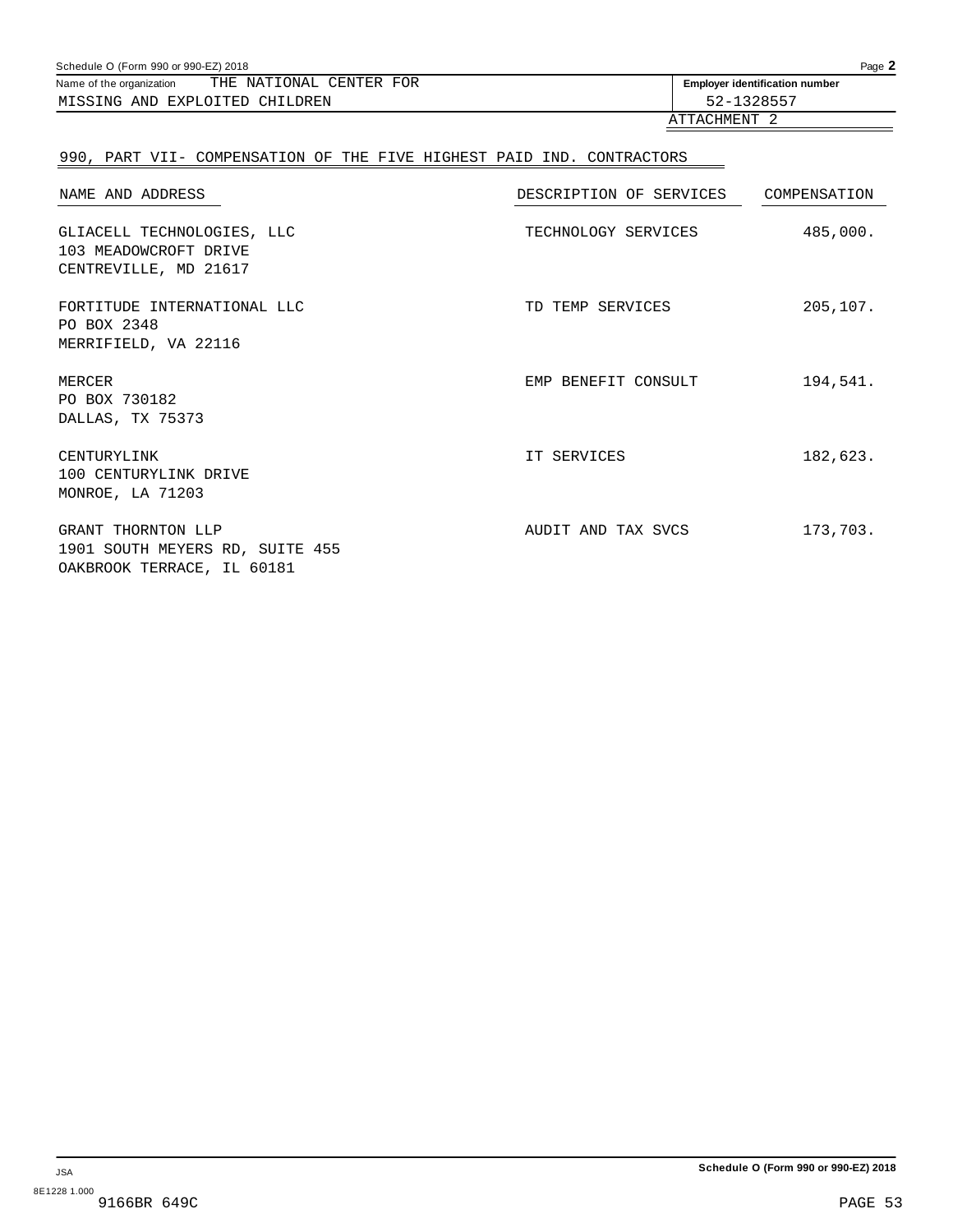Name of the organization THE NATIONAL CENTER FOR MISSING AND EXPLOITED CHILDREN

Employer identification number 52-1328557

ATTACHMENT 2

## 990, PART VII- COMPENSATION OF THE FIVE HIGHEST PAID IND. CONTRACTORS

| NAME AND ADDRESS | DESCRIPTION OF SERVICES | COMPENSATION |
|---|---|---|
| GLIACELL TECHNOLOGIES, LLC<br>103 MEADOWCROFT DRIVE<br>CENTREVILLE, MD 21617 | TECHNOLOGY SERVICES | 485,000. |
| FORTITUDE INTERNATIONAL LLC<br>PO BOX 2348<br>MERRIFIELD, VA 22116 | TD TEMP SERVICES | 205,107. |
| MERCER<br>PO BOX 730182<br>DALLAS, TX 75373 | EMP BENEFIT CONSULT | 194,541. |
| CENTURYLINK<br>100 CENTURYLINK DRIVE<br>MONROE, LA 71203 | IT SERVICES | 182,623. |
| GRANT THORNTON LLP<br>1901 SOUTH MEYERS RD, SUITE 455<br>OAKBROOK TERRACE, IL 60181 | AUDIT AND TAX SVCS | 173,703. |